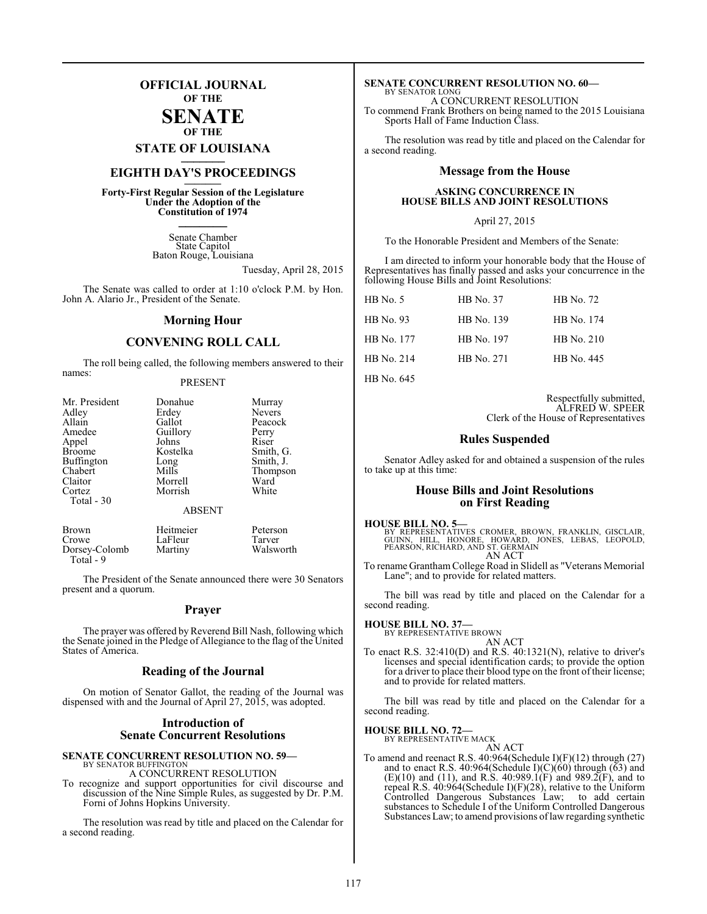# OFFICIAL JOURNAL OF THE SENATE OF THE STATE OF LOUISIANA

## EIGHTH DAY'S PROCEEDINGS

**Forty-First Regular Session of the Legislature Under the Adoption of the Constitution of 1974**

Senate Chamber
State Capitol
Baton Rouge, Louisiana

Tuesday, April 28, 2015

The Senate was called to order at 1:10 o'clock P.M. by Hon. John A. Alario Jr., President of the Senate.

## Morning Hour

## CONVENING ROLL CALL

The roll being called, the following members answered to their names:

PRESENT

| | | |
|---|---|---|
| Mr. President | Donahue | Murray |
| Adley | Erdey | Nevers |
| Allain | Gallot | Peacock |
| Amedee | Guillory | Perry |
| Appel | Johns | Riser |
| Broome | Kostelka | Smith, G. |
| Buffington | Long | Smith, J. |
| Chabert | Mills | Thompson |
| Claitor | Morrell | Ward |
| Cortez | Morrish | White |

Total - 30

ABSENT

| | | |
|---|---|---|
| Brown | Heitmeier | Peterson |
| Crowe | LaFleur | Tarver |
| Dorsey-Colomb | Martiny | Walsworth |

Total - 9

The President of the Senate announced there were 30 Senators present and a quorum.

## Prayer

The prayer was offered by Reverend Bill Nash, following which the Senate joined in the Pledge of Allegiance to the flag of the United States of America.

## Reading of the Journal

On motion of Senator Gallot, the reading of the Journal was dispensed with and the Journal of April 27, 2015, was adopted.

## Introduction of Senate Concurrent Resolutions

**SENATE CONCURRENT RESOLUTION NO. 59—**
BY SENATOR BUFFINGTON
A CONCURRENT RESOLUTION
To recognize and support opportunities for civil discourse and discussion of the Nine Simple Rules, as suggested by Dr. P.M. Forni of Johns Hopkins University.

The resolution was read by title and placed on the Calendar for a second reading.

**SENATE CONCURRENT RESOLUTION NO. 60—**
BY SENATOR LONG
A CONCURRENT RESOLUTION
To commend Frank Brothers on being named to the 2015 Louisiana Sports Hall of Fame Induction Class.

The resolution was read by title and placed on the Calendar for a second reading.

## Message from the House

**ASKING CONCURRENCE IN HOUSE BILLS AND JOINT RESOLUTIONS**

April 27, 2015

To the Honorable President and Members of the Senate:

I am directed to inform your honorable body that the House of Representatives has finally passed and asks your concurrence in the following House Bills and Joint Resolutions:

| | | |
|---|---|---|
| HB No. 5 | HB No. 37 | HB No. 72 |
| HB No. 93 | HB No. 139 | HB No. 174 |
| HB No. 177 | HB No. 197 | HB No. 210 |
| HB No. 214 | HB No. 271 | HB No. 445 |
| HB No. 645 | | |

Respectfully submitted,
ALFRED W. SPEER
Clerk of the House of Representatives

## Rules Suspended

Senator Adley asked for and obtained a suspension of the rules to take up at this time:

## House Bills and Joint Resolutions on First Reading

**HOUSE BILL NO. 5—**
BY REPRESENTATIVES CROMER, BROWN, FRANKLIN, GISCLAIR, GUINN, HILL, HONORE, HOWARD, JONES, LEBAS, LEOPOLD, PEARSON, RICHARD, AND ST. GERMAIN
AN ACT
To rename Grantham College Road in Slidell as "Veterans Memorial Lane"; and to provide for related matters.

The bill was read by title and placed on the Calendar for a second reading.

**HOUSE BILL NO. 37—**
BY REPRESENTATIVE BROWN
AN ACT
To enact R.S. 32:410(D) and R.S. 40:1321(N), relative to driver's licenses and special identification cards; to provide the option for a driver to place their blood type on the front of their license; and to provide for related matters.

The bill was read by title and placed on the Calendar for a second reading.

**HOUSE BILL NO. 72—**
BY REPRESENTATIVE MACK
AN ACT
To amend and reenact R.S. 40:964(Schedule I)(F)(12) through (27) and to enact R.S. 40:964(Schedule I)(C)(60) through (63) and (E)(10) and (11), and R.S. 40:989.1(F) and 989.2(F), and to repeal R.S. 40:964(Schedule I)(F)(28), relative to the Uniform Controlled Dangerous Substances Law; to add certain substances to Schedule I of the Uniform Controlled Dangerous Substances Law; to amend provisions of law regarding synthetic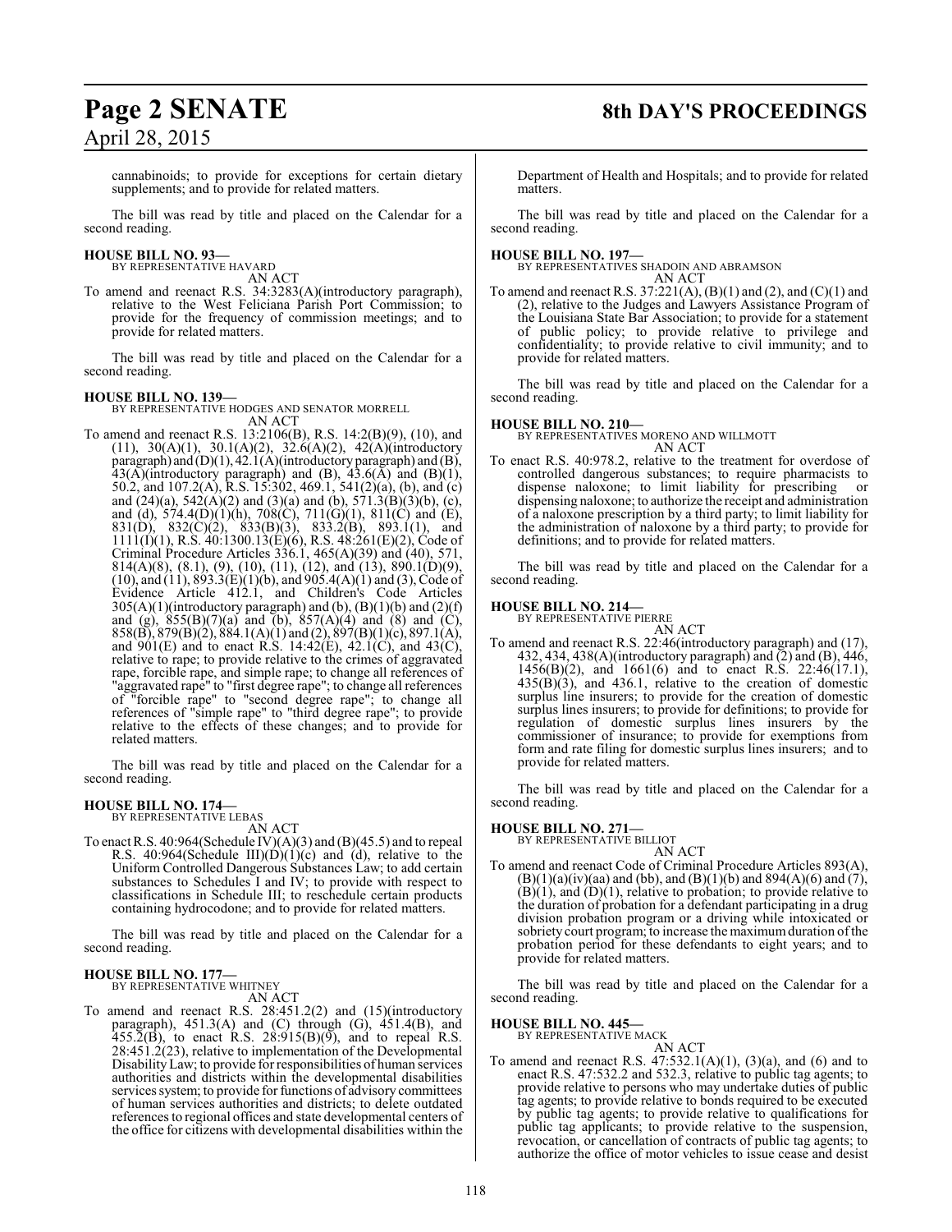cannabinoids; to provide for exceptions for certain dietary supplements; and to provide for related matters.

The bill was read by title and placed on the Calendar for a second reading.

**HOUSE BILL NO. 93—**
BY REPRESENTATIVE HAVARD
AN ACT

To amend and reenact R.S. 34:3283(A)(introductory paragraph), relative to the West Feliciana Parish Port Commission; to provide for the frequency of commission meetings; and to provide for related matters.

The bill was read by title and placed on the Calendar for a second reading.

**HOUSE BILL NO. 139—**
BY REPRESENTATIVE HODGES AND SENATOR MORRELL
AN ACT

To amend and reenact R.S. 13:2106(B), R.S. 14:2(B)(9), (10), and (11), 30(A)(1), 30.1(A)(2), 32.6(A)(2), 42(A)(introductory paragraph) and (D)(1), 42.1(A)(introductory paragraph) and (B), 43(A)(introductory paragraph) and (B), 43.6(A) and (B)(1), 50.2, and 107.2(A), R.S. 15:302, 469.1, 541(2)(a), (b), and (c) and (24)(a), 542(A)(2) and (3)(a) and (b), 571.3(B)(3)(b), (c), and (d), 574.4(D)(1)(h), 708(C), 711(G)(1), 811(C) and (E), 831(D), 832(C)(2), 833(B)(3), 833.2(B), 893.1(1), and 1111(I)(1), R.S. 40:1300.13(E)(6), R.S. 48:261(E)(2), Code of Criminal Procedure Articles 336.1, 465(A)(39) and (40), 571, 814(A)(8), (8.1), (9), (10), (11), (12), and (13), 890.1(D)(9), (10), and (11), 893.3(E)(1)(b), and 905.4(A)(1) and (3), Code of Evidence Article 412.1, and Children's Code Articles 305(A)(1)(introductory paragraph) and (b), (B)(1)(b) and (2)(f) and (g), 855(B)(7)(a) and (b), 857(A)(4) and (8) and (C), 858(B), 879(B)(2), 884.1(A)(1) and (2), 897(B)(1)(c), 897.1(A), and 901(E) and to enact R.S. 14:42(E), 42.1(C), and 43(C), relative to rape; to provide relative to the crimes of aggravated rape, forcible rape, and simple rape; to change all references of "aggravated rape" to "first degree rape"; to change all references of "forcible rape" to "second degree rape"; to change all references of "simple rape" to "third degree rape"; to provide relative to the effects of these changes; and to provide for related matters.

The bill was read by title and placed on the Calendar for a second reading.

**HOUSE BILL NO. 174—**
BY REPRESENTATIVE LEBAS
AN ACT

To enact R.S. 40:964(Schedule IV)(A)(3) and (B)(45.5) and to repeal R.S. 40:964(Schedule III)(D)(1)(c) and (d), relative to the Uniform Controlled Dangerous Substances Law; to add certain substances to Schedules I and IV; to provide with respect to classifications in Schedule III; to reschedule certain products containing hydrocodone; and to provide for related matters.

The bill was read by title and placed on the Calendar for a second reading.

**HOUSE BILL NO. 177—**
BY REPRESENTATIVE WHITNEY
AN ACT

To amend and reenact R.S. 28:451.2(2) and (15)(introductory paragraph), 451.3(A) and (C) through (G), 451.4(B), and 455.2(B), to enact R.S. 28:915(B)(9), and to repeal R.S. 28:451.2(23), relative to implementation of the Developmental Disability Law; to provide for responsibilities of human services authorities and districts within the developmental disabilities services system; to provide for functions of advisory committees of human services authorities and districts; to delete outdated references to regional offices and state developmental centers of the office for citizens with developmental disabilities within the Department of Health and Hospitals; and to provide for related matters.

The bill was read by title and placed on the Calendar for a second reading.

**HOUSE BILL NO. 197—**
BY REPRESENTATIVES SHADOIN AND ABRAMSON
AN ACT

To amend and reenact R.S. 37:221(A), (B)(1) and (2), and (C)(1) and (2), relative to the Judges and Lawyers Assistance Program of the Louisiana State Bar Association; to provide for a statement of public policy; to provide relative to privilege and confidentiality; to provide relative to civil immunity; and to provide for related matters.

The bill was read by title and placed on the Calendar for a second reading.

**HOUSE BILL NO. 210—**
BY REPRESENTATIVES MORENO AND WILLMOTT
AN ACT

To enact R.S. 40:978.2, relative to the treatment for overdose of controlled dangerous substances; to require pharmacists to dispense naloxone; to limit liability for prescribing or dispensing naloxone; to authorize the receipt and administration of a naloxone prescription by a third party; to limit liability for the administration of naloxone by a third party; to provide for definitions; and to provide for related matters.

The bill was read by title and placed on the Calendar for a second reading.

**HOUSE BILL NO. 214—**
BY REPRESENTATIVE PIERRE
AN ACT

To amend and reenact R.S. 22:46(introductory paragraph) and (17), 432, 434, 438(A)(introductory paragraph) and (2) and (B), 446, 1456(B)(2), and 1661(6) and to enact R.S. 22:46(17.1), 435(B)(3), and 436.1, relative to the creation of domestic surplus line insurers; to provide for the creation of domestic surplus lines insurers; to provide for definitions; to provide for regulation of domestic surplus lines insurers by the commissioner of insurance; to provide for exemptions from form and rate filing for domestic surplus lines insurers; and to provide for related matters.

The bill was read by title and placed on the Calendar for a second reading.

**HOUSE BILL NO. 271—**
BY REPRESENTATIVE BILLIOT
AN ACT

To amend and reenact Code of Criminal Procedure Articles 893(A), (B)(1)(a)(iv)(aa) and (bb), and (B)(1)(b) and 894(A)(6) and (7), (B)(1), and (D)(1), relative to probation; to provide relative to the duration of probation for a defendant participating in a drug division probation program or a driving while intoxicated or sobriety court program; to increase the maximum duration of the probation period for these defendants to eight years; and to provide for related matters.

The bill was read by title and placed on the Calendar for a second reading.

**HOUSE BILL NO. 445—**
BY REPRESENTATIVE MACK
AN ACT

To amend and reenact R.S. 47:532.1(A)(1), (3)(a), and (6) and to enact R.S. 47:532.2 and 532.3, relative to public tag agents; to provide relative to persons who may undertake duties of public tag agents; to provide relative to bonds required to be executed by public tag agents; to provide relative to qualifications for public tag applicants; to provide relative to the suspension, revocation, or cancellation of contracts of public tag agents; to authorize the office of motor vehicles to issue cease and desist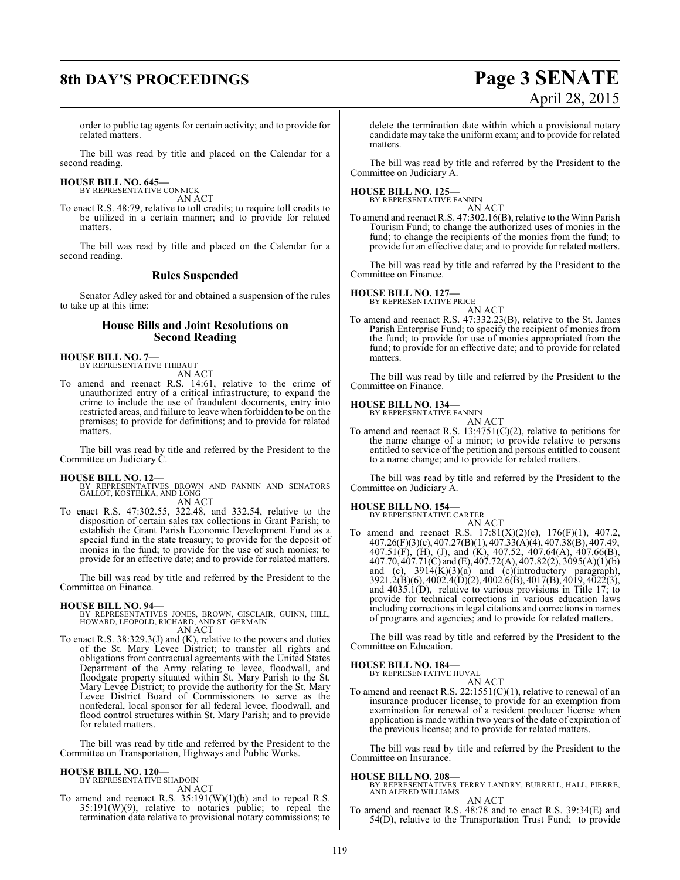order to public tag agents for certain activity; and to provide for related matters.

The bill was read by title and placed on the Calendar for a second reading.

**HOUSE BILL NO. 645—**
BY REPRESENTATIVE CONNICK
AN ACT

To enact R.S. 48:79, relative to toll credits; to require toll credits to be utilized in a certain manner; and to provide for related matters.

The bill was read by title and placed on the Calendar for a second reading.

## Rules Suspended

Senator Adley asked for and obtained a suspension of the rules to take up at this time:

## House Bills and Joint Resolutions on Second Reading

**HOUSE BILL NO. 7—**
BY REPRESENTATIVE THIBAUT
AN ACT

To amend and reenact R.S. 14:61, relative to the crime of unauthorized entry of a critical infrastructure; to expand the crime to include the use of fraudulent documents, entry into restricted areas, and failure to leave when forbidden to be on the premises; to provide for definitions; and to provide for related matters.

The bill was read by title and referred by the President to the Committee on Judiciary C.

**HOUSE BILL NO. 12—**
BY REPRESENTATIVES BROWN AND FANNIN AND SENATORS GALLOT, KOSTELKA, AND LONG
AN ACT

To enact R.S. 47:302.55, 322.48, and 332.54, relative to the disposition of certain sales tax collections in Grant Parish; to establish the Grant Parish Economic Development Fund as a special fund in the state treasury; to provide for the deposit of monies in the fund; to provide for the use of such monies; to provide for an effective date; and to provide for related matters.

The bill was read by title and referred by the President to the Committee on Finance.

**HOUSE BILL NO. 94—**
BY REPRESENTATIVES JONES, BROWN, GISCLAIR, GUINN, HILL, HOWARD, LEOPOLD, RICHARD, AND ST. GERMAIN
AN ACT

To enact R.S. 38:329.3(J) and (K), relative to the powers and duties of the St. Mary Levee District; to transfer all rights and obligations from contractual agreements with the United States Department of the Army relating to levee, floodwall, and floodgate property situated within St. Mary Parish to the St. Mary Levee District; to provide the authority for the St. Mary Levee District Board of Commissioners to serve as the nonfederal, local sponsor for all federal levee, floodwall, and flood control structures within St. Mary Parish; and to provide for related matters.

The bill was read by title and referred by the President to the Committee on Transportation, Highways and Public Works.

**HOUSE BILL NO. 120—**
BY REPRESENTATIVE SHADOIN
AN ACT

To amend and reenact R.S. 35:191(W)(1)(b) and to repeal R.S. 35:191(W)(9), relative to notaries public; to repeal the termination date relative to provisional notary commissions; to delete the termination date within which a provisional notary candidate may take the uniform exam; and to provide for related matters.

The bill was read by title and referred by the President to the Committee on Judiciary A.

**HOUSE BILL NO. 125—**
BY REPRESENTATIVE FANNIN
AN ACT

To amend and reenact R.S. 47:302.16(B), relative to the Winn Parish Tourism Fund; to change the authorized uses of monies in the fund; to change the recipients of the monies from the fund; to provide for an effective date; and to provide for related matters.

The bill was read by title and referred by the President to the Committee on Finance.

**HOUSE BILL NO. 127—**
BY REPRESENTATIVE PRICE
AN ACT

To amend and reenact R.S. 47:332.23(B), relative to the St. James Parish Enterprise Fund; to specify the recipient of monies from the fund; to provide for use of monies appropriated from the fund; to provide for an effective date; and to provide for related matters.

The bill was read by title and referred by the President to the Committee on Finance.

**HOUSE BILL NO. 134—**
BY REPRESENTATIVE FANNIN
AN ACT

To amend and reenact R.S. 13:4751(C)(2), relative to petitions for the name change of a minor; to provide relative to persons entitled to service of the petition and persons entitled to consent to a name change; and to provide for related matters.

The bill was read by title and referred by the President to the Committee on Judiciary A.

**HOUSE BILL NO. 154—**
BY REPRESENTATIVE CARTER
AN ACT

To amend and reenact R.S. 17:81(X)(2)(c), 176(F)(1), 407.2, 407.26(F)(3)(c), 407.27(B)(1), 407.33(A)(4), 407.38(B), 407.49, 407.51(F), (H), (J), and (K), 407.52, 407.64(A), 407.66(B), 407.70, 407.71(C) and (E), 407.72(A), 407.82(2), 3095(A)(1)(b) and (c), 3914(K)(3)(a) and (c)(introductory paragraph), 3921.2(B)(6), 4002.4(D)(2), 4002.6(B), 4017(B), 4019, 4022(3), and 4035.1(D), relative to various provisions in Title 17; to provide for technical corrections in various education laws including corrections in legal citations and corrections in names of programs and agencies; and to provide for related matters.

The bill was read by title and referred by the President to the Committee on Education.

**HOUSE BILL NO. 184—**
BY REPRESENTATIVE HUVAL
AN ACT

To amend and reenact R.S. 22:1551(C)(1), relative to renewal of an insurance producer license; to provide for an exemption from examination for renewal of a resident producer license when application is made within two years of the date of expiration of the previous license; and to provide for related matters.

The bill was read by title and referred by the President to the Committee on Insurance.

**HOUSE BILL NO. 208—**
BY REPRESENTATIVES TERRY LANDRY, BURRELL, HALL, PIERRE, AND ALFRED WILLIAMS
AN ACT

To amend and reenact R.S. 48:78 and to enact R.S. 39:34(E) and 54(D), relative to the Transportation Trust Fund; to provide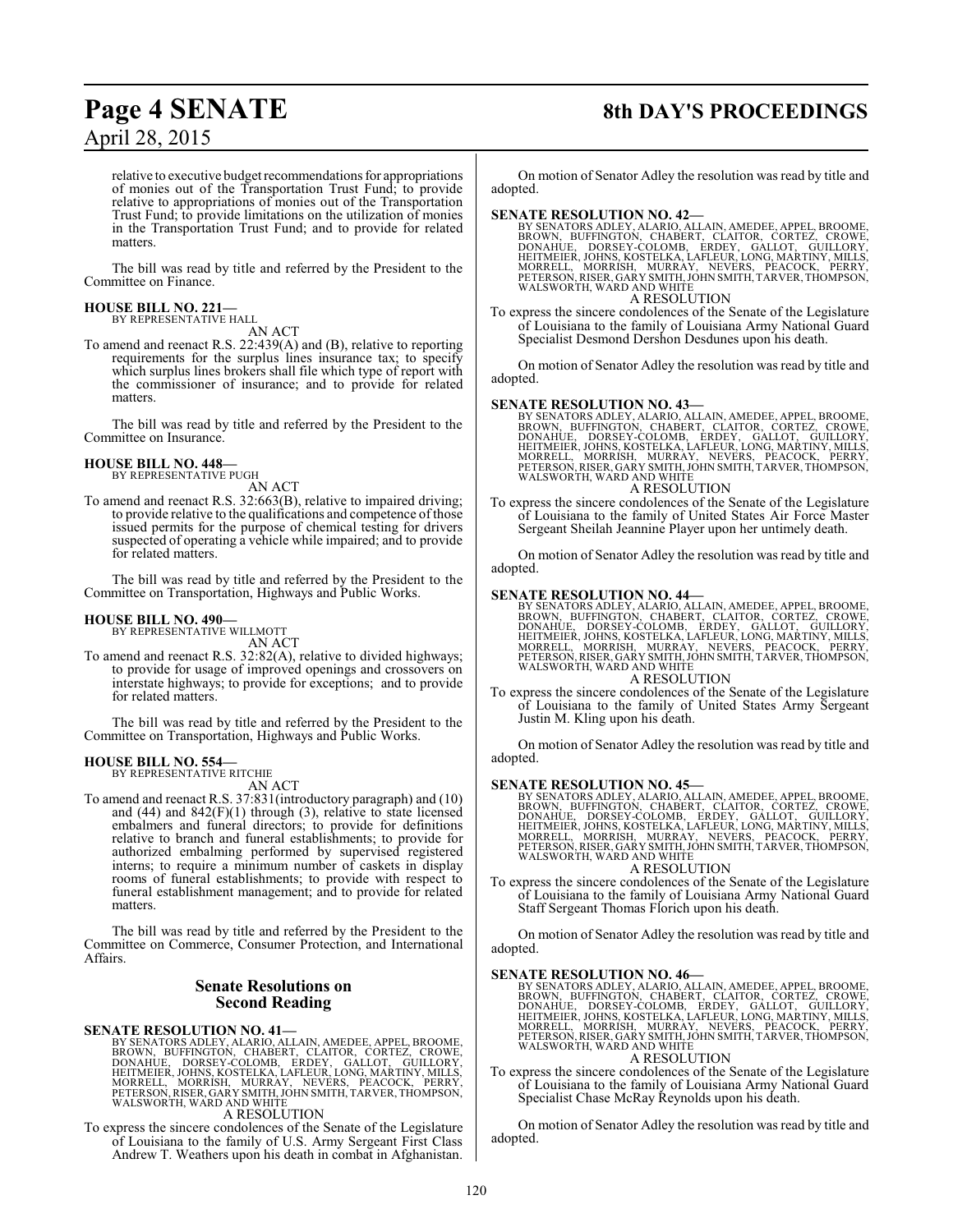relative to executive budget recommendations for appropriations of monies out of the Transportation Trust Fund; to provide relative to appropriations of monies out of the Transportation Trust Fund; to provide limitations on the utilization of monies in the Transportation Trust Fund; and to provide for related matters.

The bill was read by title and referred by the President to the Committee on Finance.

**HOUSE BILL NO. 221—**
BY REPRESENTATIVE HALL
AN ACT

To amend and reenact R.S. 22:439(A) and (B), relative to reporting requirements for the surplus lines insurance tax; to specify which surplus lines brokers shall file which type of report with the commissioner of insurance; and to provide for related matters.

The bill was read by title and referred by the President to the Committee on Insurance.

**HOUSE BILL NO. 448—**
BY REPRESENTATIVE PUGH
AN ACT

To amend and reenact R.S. 32:663(B), relative to impaired driving; to provide relative to the qualifications and competence of those issued permits for the purpose of chemical testing for drivers suspected of operating a vehicle while impaired; and to provide for related matters.

The bill was read by title and referred by the President to the Committee on Transportation, Highways and Public Works.

**HOUSE BILL NO. 490—**
BY REPRESENTATIVE WILLMOTT
AN ACT

To amend and reenact R.S. 32:82(A), relative to divided highways; to provide for usage of improved openings and crossovers on interstate highways; to provide for exceptions; and to provide for related matters.

The bill was read by title and referred by the President to the Committee on Transportation, Highways and Public Works.

**HOUSE BILL NO. 554—**
BY REPRESENTATIVE RITCHIE
AN ACT

To amend and reenact R.S. 37:831(introductory paragraph) and (10) and (44) and 842(F)(1) through (3), relative to state licensed embalmers and funeral directors; to provide for definitions relative to branch and funeral establishments; to provide for authorized embalming performed by supervised registered interns; to require a minimum number of caskets in display rooms of funeral establishments; to provide with respect to funeral establishment management; and to provide for related matters.

The bill was read by title and referred by the President to the Committee on Commerce, Consumer Protection, and International Affairs.

## Senate Resolutions on Second Reading

**SENATE RESOLUTION NO. 41—**
BY SENATORS ADLEY, ALARIO, ALLAIN, AMEDEE, APPEL, BROOME, BROWN, BUFFINGTON, CHABERT, CLAITOR, CORTEZ, CROWE, DONAHUE, DORSEY-COLOMB, ERDEY, GALLOT, GUILLORY, HEITMEIER, JOHNS, KOSTELKA, LAFLEUR, LONG, MARTINY, MILLS, MORRELL, MORRISH, MURRAY, NEVERS, PEACOCK, PERRY, PETERSON, RISER, GARY SMITH, JOHN SMITH, TARVER, THOMPSON, WALSWORTH, WARD AND WHITE
A RESOLUTION

To express the sincere condolences of the Senate of the Legislature of Louisiana to the family of U.S. Army Sergeant First Class Andrew T. Weathers upon his death in combat in Afghanistan.

On motion of Senator Adley the resolution was read by title and adopted.

**SENATE RESOLUTION NO. 42—**
BY SENATORS ADLEY, ALARIO, ALLAIN, AMEDEE, APPEL, BROOME, BROWN, BUFFINGTON, CHABERT, CLAITOR, CORTEZ, CROWE, DONAHUE, DORSEY-COLOMB, ERDEY, GALLOT, GUILLORY, HEITMEIER, JOHNS, KOSTELKA, LAFLEUR, LONG, MARTINY, MILLS, MORRELL, MORRISH, MURRAY, NEVERS, PEACOCK, PERRY, PETERSON, RISER, GARY SMITH, JOHN SMITH, TARVER, THOMPSON, WALSWORTH, WARD AND WHITE
A RESOLUTION

To express the sincere condolences of the Senate of the Legislature of Louisiana to the family of Louisiana Army National Guard Specialist Desmond Dershon Desdunes upon his death.

On motion of Senator Adley the resolution was read by title and adopted.

**SENATE RESOLUTION NO. 43—**
BY SENATORS ADLEY, ALARIO, ALLAIN, AMEDEE, APPEL, BROOME, BROWN, BUFFINGTON, CHABERT, CLAITOR, CORTEZ, CROWE, DONAHUE, DORSEY-COLOMB, ERDEY, GALLOT, GUILLORY, HEITMEIER, JOHNS, KOSTELKA, LAFLEUR, LONG, MARTINY, MILLS, MORRELL, MORRISH, MURRAY, NEVERS, PEACOCK, PERRY, PETERSON, RISER, GARY SMITH, JOHN SMITH, TARVER, THOMPSON, WALSWORTH, WARD AND WHITE
A RESOLUTION

To express the sincere condolences of the Senate of the Legislature of Louisiana to the family of United States Air Force Master Sergeant Sheilah Jeannine Player upon her untimely death.

On motion of Senator Adley the resolution was read by title and adopted.

**SENATE RESOLUTION NO. 44—**
BY SENATORS ADLEY, ALARIO, ALLAIN, AMEDEE, APPEL, BROOME, BROWN, BUFFINGTON, CHABERT, CLAITOR, CORTEZ, CROWE, DONAHUE, DORSEY-COLOMB, ERDEY, GALLOT, GUILLORY, HEITMEIER, JOHNS, KOSTELKA, LAFLEUR, LONG, MARTINY, MILLS, MORRELL, MORRISH, MURRAY, NEVERS, PEACOCK, PERRY, PETERSON, RISER, GARY SMITH, JOHN SMITH, TARVER, THOMPSON, WALSWORTH, WARD AND WHITE
A RESOLUTION

To express the sincere condolences of the Senate of the Legislature of Louisiana to the family of United States Army Sergeant Justin M. Kling upon his death.

On motion of Senator Adley the resolution was read by title and adopted.

**SENATE RESOLUTION NO. 45—**
BY SENATORS ADLEY, ALARIO, ALLAIN, AMEDEE, APPEL, BROOME, BROWN, BUFFINGTON, CHABERT, CLAITOR, CORTEZ, CROWE, DONAHUE, DORSEY-COLOMB, ERDEY, GALLOT, GUILLORY, HEITMEIER, JOHNS, KOSTELKA, LAFLEUR, LONG, MARTINY, MILLS, MORRELL, MORRISH, MURRAY, NEVERS, PEACOCK, PERRY, PETERSON, RISER, GARY SMITH, JOHN SMITH, TARVER, THOMPSON, WALSWORTH, WARD AND WHITE
A RESOLUTION

To express the sincere condolences of the Senate of the Legislature of Louisiana to the family of Louisiana Army National Guard Staff Sergeant Thomas Florich upon his death.

On motion of Senator Adley the resolution was read by title and adopted.

**SENATE RESOLUTION NO. 46—**
BY SENATORS ADLEY, ALARIO, ALLAIN, AMEDEE, APPEL, BROOME, BROWN, BUFFINGTON, CHABERT, CLAITOR, CORTEZ, CROWE, DONAHUE, DORSEY-COLOMB, ERDEY, GALLOT, GUILLORY, HEITMEIER, JOHNS, KOSTELKA, LAFLEUR, LONG, MARTINY, MILLS, MORRELL, MORRISH, MURRAY, NEVERS, PEACOCK, PERRY, PETERSON, RISER, GARY SMITH, JOHN SMITH, TARVER, THOMPSON, WALSWORTH, WARD AND WHITE
A RESOLUTION

To express the sincere condolences of the Senate of the Legislature of Louisiana to the family of Louisiana Army National Guard Specialist Chase McRay Reynolds upon his death.

On motion of Senator Adley the resolution was read by title and adopted.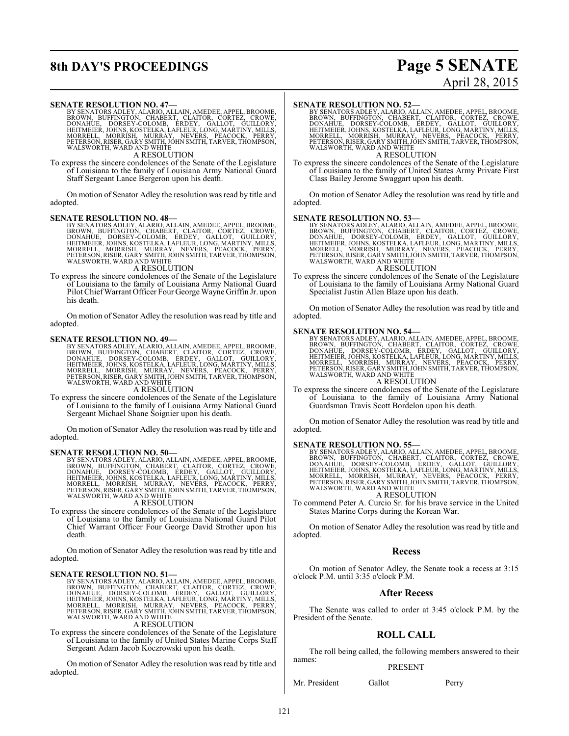**SENATE RESOLUTION NO. 47—**

BY SENATORS ADLEY, ALARIO, ALLAIN, AMEDEE, APPEL, BROOME, BROWN, BUFFINGTON, CHABERT, CLAITOR, CORTEZ, CROWE, DONAHUE, DORSEY-COLOMB, ERDEY, GALLOT, GUILLORY, HEITMEIER, JOHNS, KOSTELKA, LAFLEUR, LONG, MARTINY, MILLS, MORRELL, MORRISH, MURRAY, NEVERS, PEACOCK, PERRY, PETERSON, RISER, GARY SMITH, JOHN SMITH, TARVER, THOMPSON, WALSWORTH, WARD AND WHITE

A RESOLUTION

To express the sincere condolences of the Senate of the Legislature of Louisiana to the family of Louisiana Army National Guard Staff Sergeant Lance Bergeron upon his death.

On motion of Senator Adley the resolution was read by title and adopted.

**SENATE RESOLUTION NO. 48—**

BY SENATORS ADLEY, ALARIO, ALLAIN, AMEDEE, APPEL, BROOME, BROWN, BUFFINGTON, CHABERT, CLAITOR, CORTEZ, CROWE, DONAHUE, DORSEY-COLOMB, ERDEY, GALLOT, GUILLORY, HEITMEIER, JOHNS, KOSTELKA, LAFLEUR, LONG, MARTINY, MILLS, MORRELL, MORRISH, MURRAY, NEVERS, PEACOCK, PERRY, PETERSON, RISER, GARY SMITH, JOHN SMITH, TARVER, THOMPSON, WALSWORTH, WARD AND WHITE

A RESOLUTION

To express the sincere condolences of the Senate of the Legislature of Louisiana to the family of Louisiana Army National Guard Pilot Chief Warrant Officer Four George Wayne Griffin Jr. upon his death.

On motion of Senator Adley the resolution was read by title and adopted.

**SENATE RESOLUTION NO. 49—**

BY SENATORS ADLEY, ALARIO, ALLAIN, AMEDEE, APPEL, BROOME, BROWN, BUFFINGTON, CHABERT, CLAITOR, CORTEZ, CROWE, DONAHUE, DORSEY-COLOMB, ERDEY, GALLOT, GUILLORY, HEITMEIER, JOHNS, KOSTELKA, LAFLEUR, LONG, MARTINY, MILLS, MORRELL, MORRISH, MURRAY, NEVERS, PEACOCK, PERRY, PETERSON, RISER, GARY SMITH, JOHN SMITH, TARVER, THOMPSON, WALSWORTH, WARD AND WHITE

A RESOLUTION

To express the sincere condolences of the Senate of the Legislature of Louisiana to the family of Louisiana Army National Guard Sergeant Michael Shane Soignier upon his death.

On motion of Senator Adley the resolution was read by title and adopted.

**SENATE RESOLUTION NO. 50—**

BY SENATORS ADLEY, ALARIO, ALLAIN, AMEDEE, APPEL, BROOME, BROWN, BUFFINGTON, CHABERT, CLAITOR, CORTEZ, CROWE, DONAHUE, DORSEY-COLOMB, ERDEY, GALLOT, GUILLORY, HEITMEIER, JOHNS, KOSTELKA, LAFLEUR, LONG, MARTINY, MILLS, MORRELL, MORRISH, MURRAY, NEVERS, PEACOCK, PERRY, PETERSON, RISER, GARY SMITH, JOHN SMITH, TARVER, THOMPSON, WALSWORTH, WARD AND WHITE

A RESOLUTION

To express the sincere condolences of the Senate of the Legislature of Louisiana to the family of Louisiana National Guard Pilot Chief Warrant Officer Four George David Strother upon his death.

On motion of Senator Adley the resolution was read by title and adopted.

**SENATE RESOLUTION NO. 51—**

BY SENATORS ADLEY, ALARIO, ALLAIN, AMEDEE, APPEL, BROOME, BROWN, BUFFINGTON, CHABERT, CLAITOR, CORTEZ, CROWE, DONAHUE, DORSEY-COLOMB, ERDEY, GALLOT, GUILLORY, HEITMEIER, JOHNS, KOSTELKA, LAFLEUR, LONG, MARTINY, MILLS, MORRELL, MORRISH, MURRAY, NEVERS, PEACOCK, PERRY, PETERSON, RISER, GARY SMITH, JOHN SMITH, TARVER, THOMPSON, WALSWORTH, WARD AND WHITE

A RESOLUTION

To express the sincere condolences of the Senate of the Legislature of Louisiana to the family of United States Marine Corps Staff Sergeant Adam Jacob Koczrowski upon his death.

On motion of Senator Adley the resolution was read by title and adopted.

**SENATE RESOLUTION NO. 52—**

BY SENATORS ADLEY, ALARIO, ALLAIN, AMEDEE, APPEL, BROOME, BROWN, BUFFINGTON, CHABERT, CLAITOR, CORTEZ, CROWE, DONAHUE, DORSEY-COLOMB, ERDEY, GALLOT, GUILLORY, HEITMEIER, JOHNS, KOSTELKA, LAFLEUR, LONG, MARTINY, MILLS, MORRELL, MORRISH, MURRAY, NEVERS, PEACOCK, PERRY, PETERSON, RISER, GARY SMITH, JOHN SMITH, TARVER, THOMPSON, WALSWORTH, WARD AND WHITE

A RESOLUTION

To express the sincere condolences of the Senate of the Legislature of Louisiana to the family of United States Army Private First Class Bailey Jerome Swaggart upon his death.

On motion of Senator Adley the resolution was read by title and adopted.

**SENATE RESOLUTION NO. 53—**

BY SENATORS ADLEY, ALARIO, ALLAIN, AMEDEE, APPEL, BROOME, BROWN, BUFFINGTON, CHABERT, CLAITOR, CORTEZ, CROWE, DONAHUE, DORSEY-COLOMB, ERDEY, GALLOT, GUILLORY, HEITMEIER, JOHNS, KOSTELKA, LAFLEUR, LONG, MARTINY, MILLS, MORRELL, MORRISH, MURRAY, NEVERS, PEACOCK, PERRY, PETERSON, RISER, GARY SMITH, JOHN SMITH, TARVER, THOMPSON, WALSWORTH, WARD AND WHITE

A RESOLUTION

To express the sincere condolences of the Senate of the Legislature of Louisiana to the family of Louisiana Army National Guard Specialist Justin Allen Blaze upon his death.

On motion of Senator Adley the resolution was read by title and adopted.

**SENATE RESOLUTION NO. 54—**

BY SENATORS ADLEY, ALARIO, ALLAIN, AMEDEE, APPEL, BROOME, BROWN, BUFFINGTON, CHABERT, CLAITOR, CORTEZ, CROWE, DONAHUE, DORSEY-COLOMB, ERDEY, GALLOT, GUILLORY, HEITMEIER, JOHNS, KOSTELKA, LAFLEUR, LONG, MARTINY, MILLS, MORRELL, MORRISH, MURRAY, NEVERS, PEACOCK, PERRY, PETERSON, RISER, GARY SMITH, JOHN SMITH, TARVER, THOMPSON, WALSWORTH, WARD AND WHITE

A RESOLUTION

To express the sincere condolences of the Senate of the Legislature of Louisiana to the family of Louisiana Army National Guardsman Travis Scott Bordelon upon his death.

On motion of Senator Adley the resolution was read by title and adopted.

**SENATE RESOLUTION NO. 55—**

BY SENATORS ADLEY, ALARIO, ALLAIN, AMEDEE, APPEL, BROOME, BROWN, BUFFINGTON, CHABERT, CLAITOR, CORTEZ, CROWE, DONAHUE, DORSEY-COLOMB, ERDEY, GALLOT, GUILLORY, HEITMEIER, JOHNS, KOSTELKA, LAFLEUR, LONG, MARTINY, MILLS, MORRELL, MORRISH, MURRAY, NEVERS, PEACOCK, PERRY, PETERSON, RISER, GARY SMITH, JOHN SMITH, TARVER, THOMPSON, WALSWORTH, WARD AND WHITE

A RESOLUTION

To commend Peter A. Curcio Sr. for his brave service in the United States Marine Corps during the Korean War.

On motion of Senator Adley the resolution was read by title and adopted.

## Recess

On motion of Senator Adley, the Senate took a recess at 3:15 o'clock P.M. until 3:35 o'clock P.M.

## After Recess

The Senate was called to order at 3:45 o'clock P.M. by the President of the Senate.

## ROLL CALL

The roll being called, the following members answered to their names:

PRESENT

| | | |
|---|---|---|
| Mr. President | Gallot | Perry |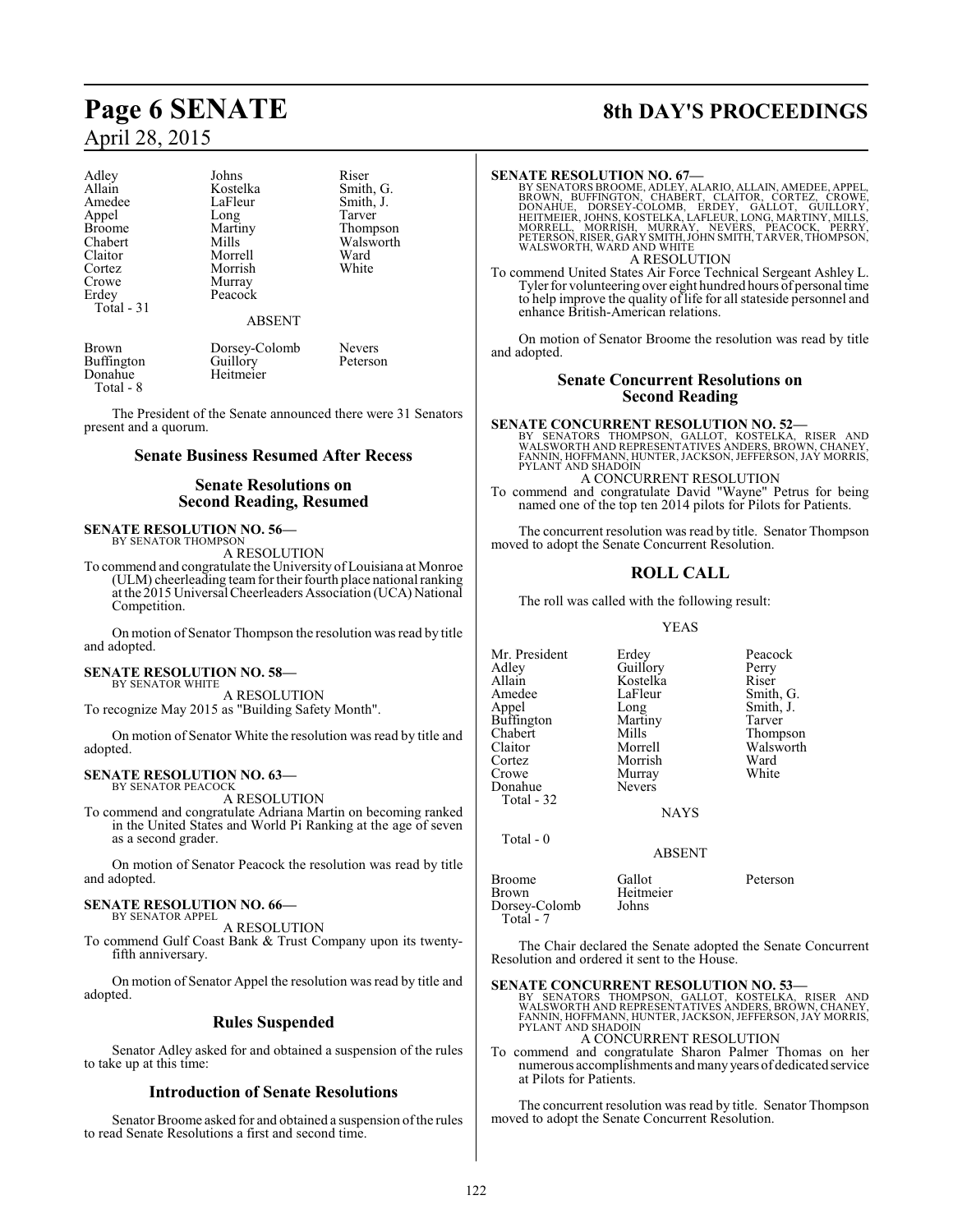| | | |
|---|---|---|
| Adley | Johns | Riser |
| Allain | Kostelka | Smith, G. |
| Amedee | LaFleur | Smith, J. |
| Appel | Long | Tarver |
| Broome | Martiny | Thompson |
| Chabert | Mills | Walsworth |
| Claitor | Morrell | Ward |
| Cortez | Morrish | White |
| Crowe | Murray | |
| Erdey | Peacock | |
| Total - 31 | | |

ABSENT

| | | |
|---|---|---|
| Brown | Dorsey-Colomb | Nevers |
| Buffington | Guillory | Peterson |
| Donahue | Heitmeier | |
| Total - 8 | | |

The President of the Senate announced there were 31 Senators present and a quorum.

## Senate Business Resumed After Recess

## Senate Resolutions on Second Reading, Resumed

**SENATE RESOLUTION NO. 56—**
BY SENATOR THOMPSON

A RESOLUTION

To commend and congratulate the University of Louisiana at Monroe (ULM) cheerleading team for their fourth place national ranking at the 2015 Universal Cheerleaders Association (UCA) National Competition.

On motion of Senator Thompson the resolution was read by title and adopted.

**SENATE RESOLUTION NO. 58—**
BY SENATOR WHITE

A RESOLUTION

To recognize May 2015 as "Building Safety Month".

On motion of Senator White the resolution was read by title and adopted.

**SENATE RESOLUTION NO. 63—**
BY SENATOR PEACOCK

A RESOLUTION

To commend and congratulate Adriana Martin on becoming ranked in the United States and World Pi Ranking at the age of seven as a second grader.

On motion of Senator Peacock the resolution was read by title and adopted.

**SENATE RESOLUTION NO. 66—**
BY SENATOR APPEL

A RESOLUTION

To commend Gulf Coast Bank & Trust Company upon its twenty-fifth anniversary.

On motion of Senator Appel the resolution was read by title and adopted.

## Rules Suspended

Senator Adley asked for and obtained a suspension of the rules to take up at this time:

## Introduction of Senate Resolutions

Senator Broome asked for and obtained a suspension of the rules to read Senate Resolutions a first and second time.

**SENATE RESOLUTION NO. 67—**
BY SENATORS BROOME, ADLEY, ALARIO, ALLAIN, AMEDEE, APPEL, BROWN, BUFFINGTON, CHABERT, CLAITOR, CORTEZ, CROWE, DONAHUE, DORSEY-COLOMB, ERDEY, GALLOT, GUILLORY, HEITMEIER, JOHNS, KOSTELKA, LAFLEUR, LONG, MARTINY, MILLS, MORRELL, MORRISH, MURRAY, NEVERS, PEACOCK, PERRY, PETERSON, RISER, GARY SMITH, JOHN SMITH, TARVER, THOMPSON, WALSWORTH, WARD AND WHITE

A RESOLUTION

To commend United States Air Force Technical Sergeant Ashley L. Tyler for volunteering over eight hundred hours of personal time to help improve the quality of life for all stateside personnel and enhance British-American relations.

On motion of Senator Broome the resolution was read by title and adopted.

## Senate Concurrent Resolutions on Second Reading

**SENATE CONCURRENT RESOLUTION NO. 52—**
BY SENATORS THOMPSON, GALLOT, KOSTELKA, RISER AND WALSWORTH AND REPRESENTATIVES ANDERS, BROWN, CHANEY, FANNIN, HOFFMANN, HUNTER, JACKSON, JEFFERSON, JAY MORRIS, PYLANT AND SHADOIN

A CONCURRENT RESOLUTION

To commend and congratulate David "Wayne" Petrus for being named one of the top ten 2014 pilots for Pilots for Patients.

The concurrent resolution was read by title. Senator Thompson moved to adopt the Senate Concurrent Resolution.

## ROLL CALL

The roll was called with the following result:

YEAS

| | | |
|---|---|---|
| Mr. President | Erdey | Peacock |
| Adley | Guillory | Perry |
| Allain | Kostelka | Riser |
| Amedee | LaFleur | Smith, G. |
| Appel | Long | Smith, J. |
| Buffington | Martiny | Tarver |
| Chabert | Mills | Thompson |
| Claitor | Morrell | Walsworth |
| Cortez | Morrish | Ward |
| Crowe | Murray | White |
| Donahue | Nevers | |
| Total - 32 | | |

NAYS

Total - 0

ABSENT

| | | |
|---|---|---|
| Broome | Gallot | Peterson |
| Brown | Heitmeier | |
| Dorsey-Colomb | Johns | |
| Total - 7 | | |

The Chair declared the Senate adopted the Senate Concurrent Resolution and ordered it sent to the House.

**SENATE CONCURRENT RESOLUTION NO. 53—**
BY SENATORS THOMPSON, GALLOT, KOSTELKA, RISER AND WALSWORTH AND REPRESENTATIVES ANDERS, BROWN, CHANEY, FANNIN, HOFFMANN, HUNTER, JACKSON, JEFFERSON, JAY MORRIS, PYLANT AND SHADOIN

A CONCURRENT RESOLUTION

To commend and congratulate Sharon Palmer Thomas on her numerous accomplishments and many years of dedicated service at Pilots for Patients.

The concurrent resolution was read by title. Senator Thompson moved to adopt the Senate Concurrent Resolution.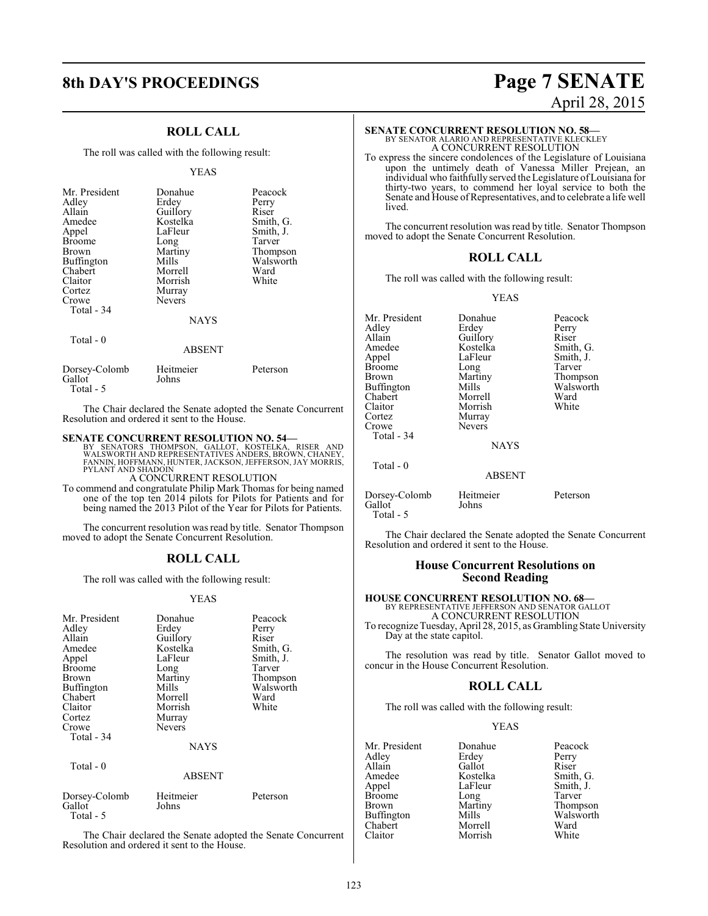## ROLL CALL

The roll was called with the following result:

YEAS

| | | |
|---|---|---|
| Mr. President | Donahue | Peacock |
| Adley | Erdey | Perry |
| Allain | Guillory | Riser |
| Amedee | Kostelka | Smith, G. |
| Appel | LaFleur | Smith, J. |
| Broome | Long | Tarver |
| Brown | Martiny | Thompson |
| Buffington | Mills | Walsworth |
| Chabert | Morrell | Ward |
| Claitor | Morrish | White |
| Cortez | Murray | |
| Crowe | Nevers | |
| Total - 34 | | |

NAYS

Total - 0

ABSENT

| | | |
|---|---|---|
| Dorsey-Colomb | Heitmeier | Peterson |
| Gallot | Johns | |
| Total - 5 | | |

The Chair declared the Senate adopted the Senate Concurrent Resolution and ordered it sent to the House.

**SENATE CONCURRENT RESOLUTION NO. 54—**
BY SENATORS THOMPSON, GALLOT, KOSTELKA, RISER AND WALSWORTH AND REPRESENTATIVES ANDERS, BROWN, CHANEY, FANNIN, HOFFMANN, HUNTER, JACKSON, JEFFERSON, JAY MORRIS, PYLANT AND SHADOIN
A CONCURRENT RESOLUTION
To commend and congratulate Philip Mark Thomas for being named one of the top ten 2014 pilots for Pilots for Patients and for being named the 2013 Pilot of the Year for Pilots for Patients.

The concurrent resolution was read by title. Senator Thompson moved to adopt the Senate Concurrent Resolution.

## ROLL CALL

The roll was called with the following result:

YEAS

| | | |
|---|---|---|
| Mr. President | Donahue | Peacock |
| Adley | Erdey | Perry |
| Allain | Guillory | Riser |
| Amedee | Kostelka | Smith, G. |
| Appel | LaFleur | Smith, J. |
| Broome | Long | Tarver |
| Brown | Martiny | Thompson |
| Buffington | Mills | Walsworth |
| Chabert | Morrell | Ward |
| Claitor | Morrish | White |
| Cortez | Murray | |
| Crowe | Nevers | |
| Total - 34 | | |

NAYS

Total - 0

ABSENT

| | | |
|---|---|---|
| Dorsey-Colomb | Heitmeier | Peterson |
| Gallot | Johns | |
| Total - 5 | | |

The Chair declared the Senate adopted the Senate Concurrent Resolution and ordered it sent to the House.

**SENATE CONCURRENT RESOLUTION NO. 58—**
BY SENATOR ALARIO AND REPRESENTATIVE KLECKLEY
A CONCURRENT RESOLUTION
To express the sincere condolences of the Legislature of Louisiana upon the untimely death of Vanessa Miller Prejean, an individual who faithfully served the Legislature of Louisiana for thirty-two years, to commend her loyal service to both the Senate and House of Representatives, and to celebrate a life well lived.

The concurrent resolution was read by title. Senator Thompson moved to adopt the Senate Concurrent Resolution.

## ROLL CALL

The roll was called with the following result:

YEAS

| | | |
|---|---|---|
| Mr. President | Donahue | Peacock |
| Adley | Erdey | Perry |
| Allain | Guillory | Riser |
| Amedee | Kostelka | Smith, G. |
| Appel | LaFleur | Smith, J. |
| Broome | Long | Tarver |
| Brown | Martiny | Thompson |
| Buffington | Mills | Walsworth |
| Chabert | Morrell | Ward |
| Claitor | Morrish | White |
| Cortez | Murray | |
| Crowe | Nevers | |
| Total - 34 | | |

NAYS

Total - 0

ABSENT

| | | |
|---|---|---|
| Dorsey-Colomb | Heitmeier | Peterson |
| Gallot | Johns | |
| Total - 5 | | |

The Chair declared the Senate adopted the Senate Concurrent Resolution and ordered it sent to the House.

## House Concurrent Resolutions on Second Reading

**HOUSE CONCURRENT RESOLUTION NO. 68—**
BY REPRESENTATIVE JEFFERSON AND SENATOR GALLOT
A CONCURRENT RESOLUTION
To recognize Tuesday, April 28, 2015, as Grambling State University Day at the state capitol.

The resolution was read by title. Senator Gallot moved to concur in the House Concurrent Resolution.

## ROLL CALL

The roll was called with the following result:

YEAS

| | | |
|---|---|---|
| Mr. President | Donahue | Peacock |
| Adley | Erdey | Perry |
| Allain | Gallot | Riser |
| Amedee | Kostelka | Smith, G. |
| Appel | LaFleur | Smith, J. |
| Broome | Long | Tarver |
| Brown | Martiny | Thompson |
| Buffington | Mills | Walsworth |
| Chabert | Morrell | Ward |
| Claitor | Morrish | White |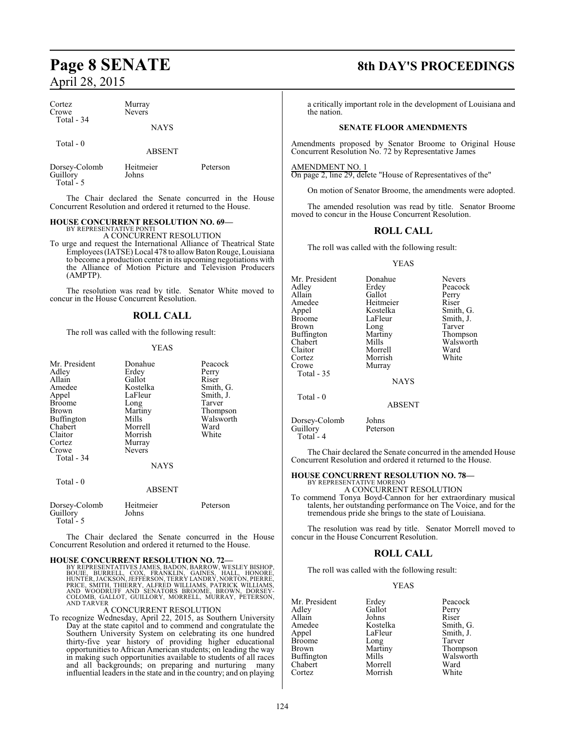| | | |
|---|---|---|
| Cortez | Murray | |
| Crowe | Nevers | |
| Total - 34 | | |

NAYS

Total - 0

ABSENT

| | | |
|---|---|---|
| Dorsey-Colomb | Heitmeier | Peterson |
| Guillory | Johns | |
| Total - 5 | | |

The Chair declared the Senate concurred in the House Concurrent Resolution and ordered it returned to the House.

**HOUSE CONCURRENT RESOLUTION NO. 69—**
BY REPRESENTATIVE PONTI
A CONCURRENT RESOLUTION

To urge and request the International Alliance of Theatrical State Employees (IATSE) Local 478 to allow Baton Rouge, Louisiana to become a production center in its upcoming negotiations with the Alliance of Motion Picture and Television Producers (AMPTP).

The resolution was read by title. Senator White moved to concur in the House Concurrent Resolution.

## ROLL CALL

The roll was called with the following result:

YEAS

| | | |
|---|---|---|
| Mr. President | Donahue | Peacock |
| Adley | Erdey | Perry |
| Allain | Gallot | Riser |
| Amedee | Kostelka | Smith, G. |
| Appel | LaFleur | Smith, J. |
| Broome | Long | Tarver |
| Brown | Martiny | Thompson |
| Buffington | Mills | Walsworth |
| Chabert | Morrell | Ward |
| Claitor | Morrish | White |
| Cortez | Murray | |
| Crowe | Nevers | |
| Total - 34 | | |

NAYS

Total - 0

ABSENT

| | | |
|---|---|---|
| Dorsey-Colomb | Heitmeier | Peterson |
| Guillory | Johns | |
| Total - 5 | | |

The Chair declared the Senate concurred in the House Concurrent Resolution and ordered it returned to the House.

**HOUSE CONCURRENT RESOLUTION NO. 72—**
BY REPRESENTATIVES JAMES, BADON, BARROW, WESLEY BISHOP, BOUIE, BURRELL, COX, FRANKLIN, GAINES, HALL, HONORE, HUNTER, JACKSON, JEFFERSON, TERRY LANDRY, NORTON, PIERRE, PRICE, SMITH, THIERRY, ALFRED WILLIAMS, PATRICK WILLIAMS, AND WOODRUFF AND SENATORS BROOME, BROWN, DORSEY-COLOMB, GALLOT, GUILLORY, MORRELL, MURRAY, PETERSON, AND TARVER
A CONCURRENT RESOLUTION

To recognize Wednesday, April 22, 2015, as Southern University Day at the state capitol and to commend and congratulate the Southern University System on celebrating its one hundred thirty-five year history of providing higher educational opportunities to African American students; on leading the way in making such opportunities available to students of all races and all backgrounds; on preparing and nurturing many influential leaders in the state and in the country; and on playing a critically important role in the development of Louisiana and the nation.

**SENATE FLOOR AMENDMENTS**

Amendments proposed by Senator Broome to Original House Concurrent Resolution No. 72 by Representative James

AMENDMENT NO. 1
On page 2, line 29, delete "House of Representatives of the"

On motion of Senator Broome, the amendments were adopted.

The amended resolution was read by title. Senator Broome moved to concur in the House Concurrent Resolution.

## ROLL CALL

The roll was called with the following result:

YEAS

| | | |
|---|---|---|
| Mr. President | Donahue | Nevers |
| Adley | Erdey | Peacock |
| Allain | Gallot | Perry |
| Amedee | Heitmeier | Riser |
| Appel | Kostelka | Smith, G. |
| Broome | LaFleur | Smith, J. |
| Brown | Long | Tarver |
| Buffington | Martiny | Thompson |
| Chabert | Mills | Walsworth |
| Claitor | Morrell | Ward |
| Cortez | Morrish | White |
| Crowe | Murray | |
| Total - 35 | | |

NAYS

Total - 0

ABSENT

| | |
|---|---|
| Dorsey-Colomb | Johns |
| Guillory | Peterson |
| Total - 4 | |

The Chair declared the Senate concurred in the amended House Concurrent Resolution and ordered it returned to the House.

**HOUSE CONCURRENT RESOLUTION NO. 78—**
BY REPRESENTATIVE MORENO
A CONCURRENT RESOLUTION

To commend Tonya Boyd-Cannon for her extraordinary musical talents, her outstanding performance on The Voice, and for the tremendous pride she brings to the state of Louisiana.

The resolution was read by title. Senator Morrell moved to concur in the House Concurrent Resolution.

## ROLL CALL

The roll was called with the following result:

YEAS

| | | |
|---|---|---|
| Mr. President | Erdey | Peacock |
| Adley | Gallot | Perry |
| Allain | Johns | Riser |
| Amedee | Kostelka | Smith, G. |
| Appel | LaFleur | Smith, J. |
| Broome | Long | Tarver |
| Brown | Martiny | Thompson |
| Buffington | Mills | Walsworth |
| Chabert | Morrell | Ward |
| Cortez | Morrish | White |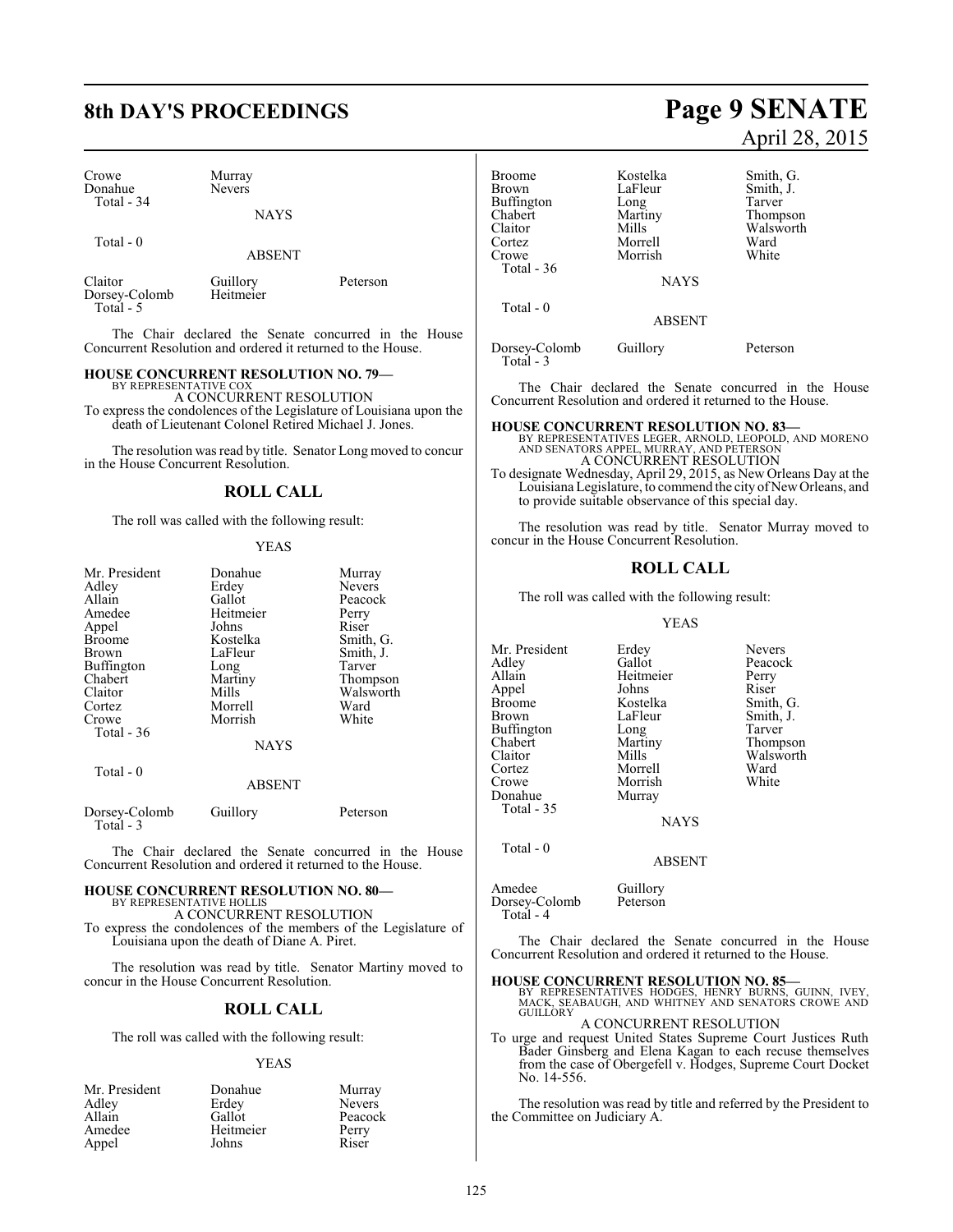| Crowe | Murray | |
|---|---|---|
| Donahue | Nevers | |
| Total - 34 | | |

NAYS

Total - 0

ABSENT

| Claitor | Guillory | Peterson |
|---|---|---|
| Dorsey-Colomb | Heitmeier | |
| Total - 5 | | |

The Chair declared the Senate concurred in the House Concurrent Resolution and ordered it returned to the House.

**HOUSE CONCURRENT RESOLUTION NO. 79—**
BY REPRESENTATIVE COX
A CONCURRENT RESOLUTION
To express the condolences of the Legislature of Louisiana upon the death of Lieutenant Colonel Retired Michael J. Jones.

The resolution was read by title. Senator Long moved to concur in the House Concurrent Resolution.

## ROLL CALL

The roll was called with the following result:

YEAS

| Mr. President | Donahue | Murray |
|---|---|---|
| Adley | Erdey | Nevers |
| Allain | Gallot | Peacock |
| Amedee | Heitmeier | Perry |
| Appel | Johns | Riser |
| Broome | Kostelka | Smith, G. |
| Brown | LaFleur | Smith, J. |
| Buffington | Long | Tarver |
| Chabert | Martiny | Thompson |
| Claitor | Mills | Walsworth |
| Cortez | Morrell | Ward |
| Crowe | Morrish | White |
| Total - 36 | | |

NAYS

Total - 0

ABSENT

| Dorsey-Colomb | Guillory | Peterson |
|---|---|---|
| Total - 3 | | |

The Chair declared the Senate concurred in the House Concurrent Resolution and ordered it returned to the House.

**HOUSE CONCURRENT RESOLUTION NO. 80—**
BY REPRESENTATIVE HOLLIS
A CONCURRENT RESOLUTION
To express the condolences of the members of the Legislature of Louisiana upon the death of Diane A. Piret.

The resolution was read by title. Senator Martiny moved to concur in the House Concurrent Resolution.

## ROLL CALL

The roll was called with the following result:

YEAS

| Mr. President | Donahue | Murray |
|---|---|---|
| Adley | Erdey | Nevers |
| Allain | Gallot | Peacock |
| Amedee | Heitmeier | Perry |
| Appel | Johns | Riser |
| Broome | Kostelka | Smith, G. |
| Brown | LaFleur | Smith, J. |
| Buffington | Long | Tarver |
| Chabert | Martiny | Thompson |
| Claitor | Mills | Walsworth |
| Cortez | Morrell | Ward |
| Crowe | Morrish | White |
| Total - 36 | | |

NAYS

Total - 0

ABSENT

| Dorsey-Colomb | Guillory | Peterson |
|---|---|---|
| Total - 3 | | |

The Chair declared the Senate concurred in the House Concurrent Resolution and ordered it returned to the House.

**HOUSE CONCURRENT RESOLUTION NO. 83—**
BY REPRESENTATIVES LEGER, ARNOLD, LEOPOLD, AND MORENO AND SENATORS APPEL, MURRAY, AND PETERSON
A CONCURRENT RESOLUTION
To designate Wednesday, April 29, 2015, as New Orleans Day at the Louisiana Legislature, to commend the city of New Orleans, and to provide suitable observance of this special day.

The resolution was read by title. Senator Murray moved to concur in the House Concurrent Resolution.

## ROLL CALL

The roll was called with the following result:

YEAS

| Mr. President | Erdey | Nevers |
|---|---|---|
| Adley | Gallot | Peacock |
| Allain | Heitmeier | Perry |
| Appel | Johns | Riser |
| Broome | Kostelka | Smith, G. |
| Brown | LaFleur | Smith, J. |
| Buffington | Long | Tarver |
| Chabert | Martiny | Thompson |
| Claitor | Mills | Walsworth |
| Cortez | Morrell | Ward |
| Crowe | Morrish | White |
| Donahue | Murray | |
| Total - 35 | | |

NAYS

Total - 0

ABSENT

| Amedee | Guillory | |
|---|---|---|
| Dorsey-Colomb | Peterson | |
| Total - 4 | | |

The Chair declared the Senate concurred in the House Concurrent Resolution and ordered it returned to the House.

**HOUSE CONCURRENT RESOLUTION NO. 85—**
BY REPRESENTATIVES HODGES, HENRY BURNS, GUINN, IVEY, MACK, SEABAUGH, AND WHITNEY AND SENATORS CROWE AND GUILLORY
A CONCURRENT RESOLUTION
To urge and request United States Supreme Court Justices Ruth Bader Ginsberg and Elena Kagan to each recuse themselves from the case of Obergefell v. Hodges, Supreme Court Docket No. 14-556.

The resolution was read by title and referred by the President to the Committee on Judiciary A.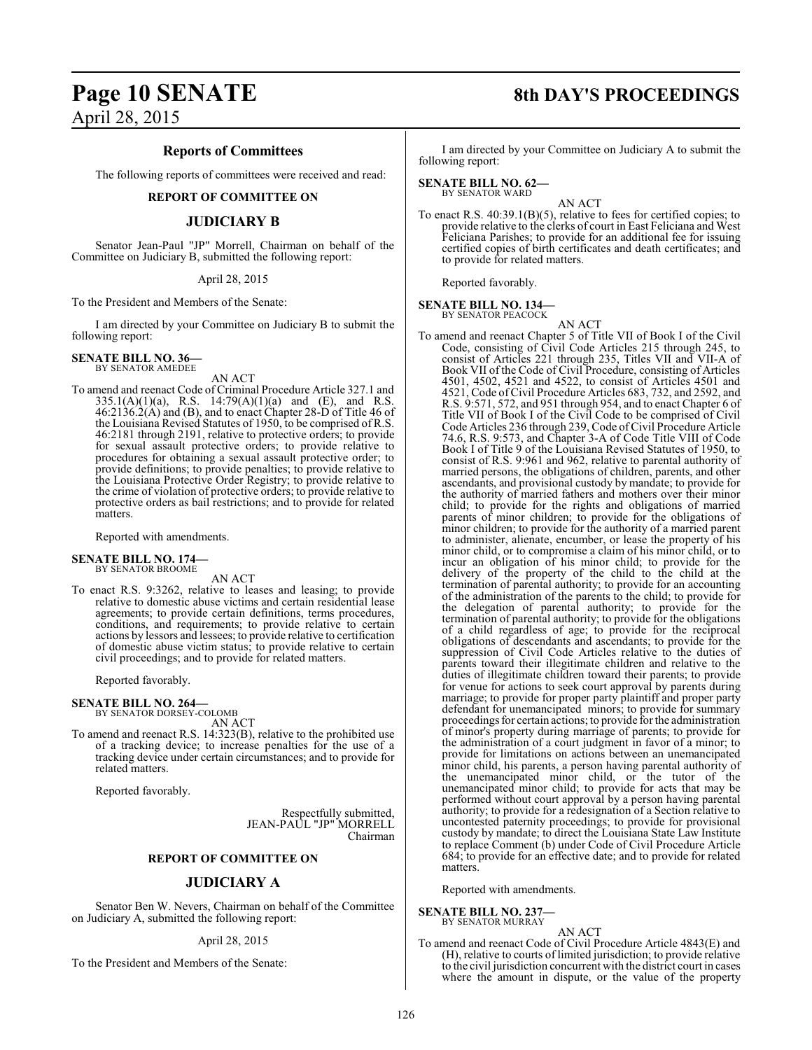## Reports of Committees

The following reports of committees were received and read:

### REPORT OF COMMITTEE ON

### JUDICIARY B

Senator Jean-Paul "JP" Morrell, Chairman on behalf of the Committee on Judiciary B, submitted the following report:

April 28, 2015

To the President and Members of the Senate:

I am directed by your Committee on Judiciary B to submit the following report:

**SENATE BILL NO. 36—**
BY SENATOR AMEDEE

AN ACT

To amend and reenact Code of Criminal Procedure Article 327.1 and 335.1(A)(1)(a), R.S. 14:79(A)(1)(a) and (E), and R.S. 46:2136.2(A) and (B), and to enact Chapter 28-D of Title 46 of the Louisiana Revised Statutes of 1950, to be comprised of R.S. 46:2181 through 2191, relative to protective orders; to provide for sexual assault protective orders; to provide relative to procedures for obtaining a sexual assault protective order; to provide definitions; to provide penalties; to provide relative to the Louisiana Protective Order Registry; to provide relative to the crime of violation of protective orders; to provide relative to protective orders as bail restrictions; and to provide for related matters.

Reported with amendments.

**SENATE BILL NO. 174—**
BY SENATOR BROOME

AN ACT

To enact R.S. 9:3262, relative to leases and leasing; to provide relative to domestic abuse victims and certain residential lease agreements; to provide certain definitions, terms procedures, conditions, and requirements; to provide relative to certain actions by lessors and lessees; to provide relative to certification of domestic abuse victim status; to provide relative to certain civil proceedings; and to provide for related matters.

Reported favorably.

**SENATE BILL NO. 264—**
BY SENATOR DORSEY-COLOMB

AN ACT

To amend and reenact R.S. 14:323(B), relative to the prohibited use of a tracking device; to increase penalties for the use of a tracking device under certain circumstances; and to provide for related matters.

Reported favorably.

Respectfully submitted,
JEAN-PAUL "JP" MORRELL
Chairman

### REPORT OF COMMITTEE ON

### JUDICIARY A

Senator Ben W. Nevers, Chairman on behalf of the Committee on Judiciary A, submitted the following report:

April 28, 2015

To the President and Members of the Senate:

I am directed by your Committee on Judiciary A to submit the following report:

**SENATE BILL NO. 62—**
BY SENATOR WARD

AN ACT

To enact R.S. 40:39.1(B)(5), relative to fees for certified copies; to provide relative to the clerks of court in East Feliciana and West Feliciana Parishes; to provide for an additional fee for issuing certified copies of birth certificates and death certificates; and to provide for related matters.

Reported favorably.

**SENATE BILL NO. 134—**
BY SENATOR PEACOCK

AN ACT

To amend and reenact Chapter 5 of Title VII of Book I of the Civil Code, consisting of Civil Code Articles 215 through 245, to consist of Articles 221 through 235, Titles VII and VII-A of Book VII of the Code of Civil Procedure, consisting of Articles 4501, 4502, 4521 and 4522, to consist of Articles 4501 and 4521, Code of Civil Procedure Articles 683, 732, and 2592, and R.S. 9:571, 572, and 951 through 954, and to enact Chapter 6 of Title VII of Book I of the Civil Code to be comprised of Civil Code Articles 236 through 239, Code of Civil Procedure Article 74.6, R.S. 9:573, and Chapter 3-A of Code Title VIII of Code Book I of Title 9 of the Louisiana Revised Statutes of 1950, to consist of R.S. 9:961 and 962, relative to parental authority of married persons, the obligations of children, parents, and other ascendants, and provisional custody by mandate; to provide for the authority of married fathers and mothers over their minor child; to provide for the rights and obligations of married parents of minor children; to provide for the obligations of minor children; to provide for the authority of a married parent to administer, alienate, encumber, or lease the property of his minor child, or to compromise a claim of his minor child, or to incur an obligation of his minor child; to provide for the delivery of the property of the child to the child at the termination of parental authority; to provide for an accounting of the administration of the parents to the child; to provide for the delegation of parental authority; to provide for the termination of parental authority; to provide for the obligations of a child regardless of age; to provide for the reciprocal obligations of descendants and ascendants; to provide for the suppression of Civil Code Articles relative to the duties of parents toward their illegitimate children and relative to the duties of illegitimate children toward their parents; to provide for venue for actions to seek court approval by parents during marriage; to provide for proper party plaintiff and proper party defendant for unemancipated minors; to provide for summary proceedings for certain actions; to provide for the administration of minor's property during marriage of parents; to provide for the administration of a court judgment in favor of a minor; to provide for limitations on actions between an unemancipated minor child, his parents, a person having parental authority of the unemancipated minor child, or the tutor of the unemancipated minor child; to provide for acts that may be performed without court approval by a person having parental authority; to provide for a redesignation of a Section relative to uncontested paternity proceedings; to provide for provisional custody by mandate; to direct the Louisiana State Law Institute to replace Comment (b) under Code of Civil Procedure Article 684; to provide for an effective date; and to provide for related matters.

Reported with amendments.

**SENATE BILL NO. 237—**
BY SENATOR MURRAY

AN ACT

To amend and reenact Code of Civil Procedure Article 4843(E) and (H), relative to courts of limited jurisdiction; to provide relative to the civil jurisdiction concurrent with the district court in cases where the amount in dispute, or the value of the property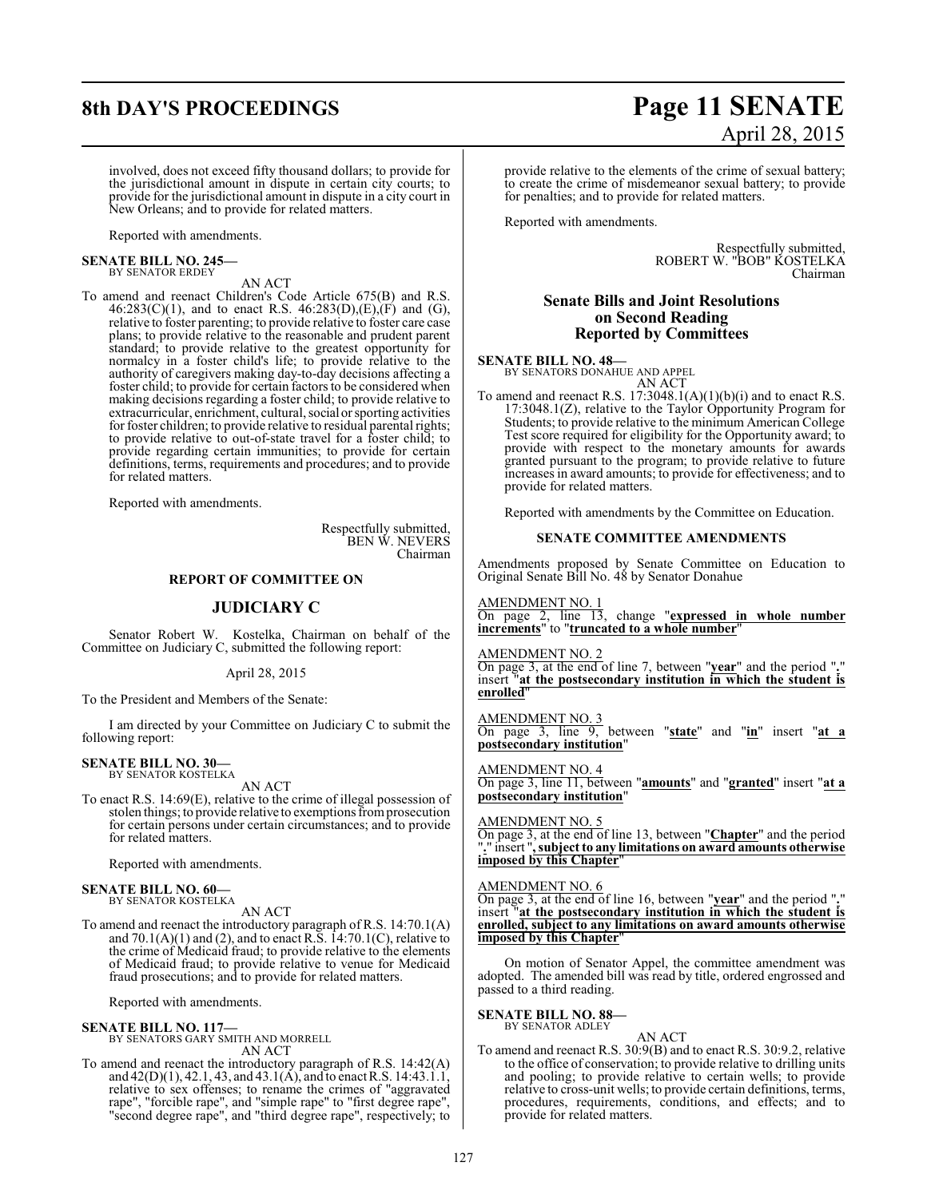involved, does not exceed fifty thousand dollars; to provide for the jurisdictional amount in dispute in certain city courts; to provide for the jurisdictional amount in dispute in a city court in New Orleans; and to provide for related matters.

Reported with amendments.

**SENATE BILL NO. 245—**
BY SENATOR ERDEY

AN ACT

To amend and reenact Children's Code Article 675(B) and R.S. 46:283(C)(1), and to enact R.S. 46:283(D),(E),(F) and (G), relative to foster parenting; to provide relative to foster care case plans; to provide relative to the reasonable and prudent parent standard; to provide relative to the greatest opportunity for normalcy in a foster child's life; to provide relative to the authority of caregivers making day-to-day decisions affecting a foster child; to provide for certain factors to be considered when making decisions regarding a foster child; to provide relative to extracurricular, enrichment, cultural, social or sporting activities for foster children; to provide relative to residual parental rights; to provide relative to out-of-state travel for a foster child; to provide regarding certain immunities; to provide for certain definitions, terms, requirements and procedures; and to provide for related matters.

Reported with amendments.

Respectfully submitted,
BEN W. NEVERS
Chairman

## REPORT OF COMMITTEE ON

## JUDICIARY C

Senator Robert W. Kostelka, Chairman on behalf of the Committee on Judiciary C, submitted the following report:

April 28, 2015

To the President and Members of the Senate:

I am directed by your Committee on Judiciary C to submit the following report:

**SENATE BILL NO. 30—**
BY SENATOR KOSTELKA

AN ACT

To enact R.S. 14:69(E), relative to the crime of illegal possession of stolen things; to provide relative to exemptions from prosecution for certain persons under certain circumstances; and to provide for related matters.

Reported with amendments.

**SENATE BILL NO. 60—**
BY SENATOR KOSTELKA

AN ACT

To amend and reenact the introductory paragraph of R.S. 14:70.1(A) and 70.1(A)(1) and (2), and to enact R.S. 14:70.1(C), relative to the crime of Medicaid fraud; to provide relative to the elements of Medicaid fraud; to provide relative to venue for Medicaid fraud prosecutions; and to provide for related matters.

Reported with amendments.

**SENATE BILL NO. 117—**
BY SENATORS GARY SMITH AND MORRELL

AN ACT

To amend and reenact the introductory paragraph of R.S. 14:42(A) and 42(D)(1), 42.1, 43, and 43.1(A), and to enact R.S. 14:43.1.1, relative to sex offenses; to rename the crimes of "aggravated rape", "forcible rape", and "simple rape" to "first degree rape", "second degree rape", and "third degree rape", respectively; to provide relative to the elements of the crime of sexual battery; to create the crime of misdemeanor sexual battery; to provide for penalties; and to provide for related matters.

Reported with amendments.

Respectfully submitted,
ROBERT W. "BOB" KOSTELKA
Chairman

## Senate Bills and Joint Resolutions on Second Reading Reported by Committees

**SENATE BILL NO. 48—**
BY SENATORS DONAHUE AND APPEL

AN ACT

To amend and reenact R.S. 17:3048.1(A)(1)(b)(i) and to enact R.S. 17:3048.1(Z), relative to the Taylor Opportunity Program for Students; to provide relative to the minimum American College Test score required for eligibility for the Opportunity award; to provide with respect to the monetary amounts for awards granted pursuant to the program; to provide relative to future increases in award amounts; to provide for effectiveness; and to provide for related matters.

Reported with amendments by the Committee on Education.

### SENATE COMMITTEE AMENDMENTS

Amendments proposed by Senate Committee on Education to Original Senate Bill No. 48 by Senator Donahue

AMENDMENT NO. 1
On page 2, line 13, change "**expressed in whole number increments**" to "**truncated to a whole number**"

AMENDMENT NO. 2
On page 3, at the end of line 7, between "**year**" and the period "**.**" insert "**at the postsecondary institution in which the student is enrolled**"

AMENDMENT NO. 3
On page 3, line 9, between "**state**" and "**in**" insert "**at a postsecondary institution**"

AMENDMENT NO. 4
On page 3, line 11, between "**amounts**" and "**granted**" insert "**at a postsecondary institution**"

AMENDMENT NO. 5
On page 3, at the end of line 13, between "**Chapter**" and the period "**.**" insert "**, subject to any limitations on award amounts otherwise imposed by this Chapter**"

AMENDMENT NO. 6
On page 3, at the end of line 16, between "**year**" and the period "**.**" insert "**at the postsecondary institution in which the student is enrolled, subject to any limitations on award amounts otherwise imposed by this Chapter**"

On motion of Senator Appel, the committee amendment was adopted. The amended bill was read by title, ordered engrossed and passed to a third reading.

**SENATE BILL NO. 88—**
BY SENATOR ADLEY

AN ACT

To amend and reenact R.S. 30:9(B) and to enact R.S. 30:9.2, relative to the office of conservation; to provide relative to drilling units and pooling; to provide relative to certain wells; to provide relative to cross-unit wells; to provide certain definitions, terms, procedures, requirements, conditions, and effects; and to provide for related matters.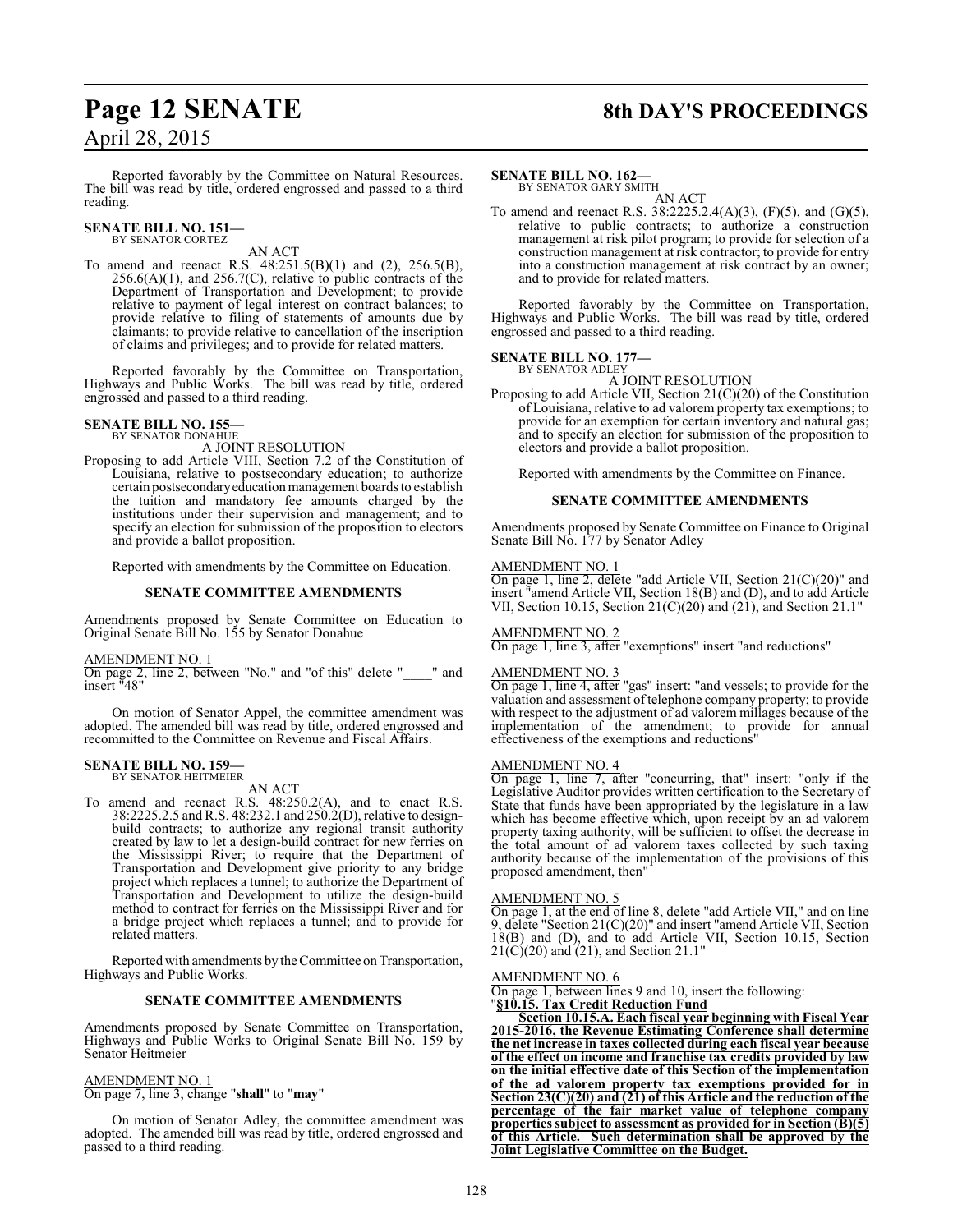Reported favorably by the Committee on Natural Resources. The bill was read by title, ordered engrossed and passed to a third reading.

**SENATE BILL NO. 151—**
BY SENATOR CORTEZ

AN ACT

To amend and reenact R.S. 48:251.5(B)(1) and (2), 256.5(B), 256.6(A)(1), and 256.7(C), relative to public contracts of the Department of Transportation and Development; to provide relative to payment of legal interest on contract balances; to provide relative to filing of statements of amounts due by claimants; to provide relative to cancellation of the inscription of claims and privileges; and to provide for related matters.

Reported favorably by the Committee on Transportation, Highways and Public Works. The bill was read by title, ordered engrossed and passed to a third reading.

**SENATE BILL NO. 155—**
BY SENATOR DONAHUE

A JOINT RESOLUTION

Proposing to add Article VIII, Section 7.2 of the Constitution of Louisiana, relative to postsecondary education; to authorize certain postsecondary education management boards to establish the tuition and mandatory fee amounts charged by the institutions under their supervision and management; and to specify an election for submission of the proposition to electors and provide a ballot proposition.

Reported with amendments by the Committee on Education.

**SENATE COMMITTEE AMENDMENTS**

Amendments proposed by Senate Committee on Education to Original Senate Bill No. 155 by Senator Donahue

AMENDMENT NO. 1
On page 2, line 2, between "No." and "of this" delete "____" and insert "48"

On motion of Senator Appel, the committee amendment was adopted. The amended bill was read by title, ordered engrossed and recommitted to the Committee on Revenue and Fiscal Affairs.

**SENATE BILL NO. 159—**
BY SENATOR HEITMEIER

AN ACT

To amend and reenact R.S. 48:250.2(A), and to enact R.S. 38:2225.2.5 and R.S. 48:232.1 and 250.2(D), relative to design-build contracts; to authorize any regional transit authority created by law to let a design-build contract for new ferries on the Mississippi River; to require that the Department of Transportation and Development give priority to any bridge project which replaces a tunnel; to authorize the Department of Transportation and Development to utilize the design-build method to contract for ferries on the Mississippi River and for a bridge project which replaces a tunnel; and to provide for related matters.

Reported with amendments by the Committee on Transportation, Highways and Public Works.

**SENATE COMMITTEE AMENDMENTS**

Amendments proposed by Senate Committee on Transportation, Highways and Public Works to Original Senate Bill No. 159 by Senator Heitmeier

AMENDMENT NO. 1
On page 7, line 3, change "**shall**" to "**may**"

On motion of Senator Adley, the committee amendment was adopted. The amended bill was read by title, ordered engrossed and passed to a third reading.

**SENATE BILL NO. 162—**
BY SENATOR GARY SMITH

AN ACT

To amend and reenact R.S. 38:2225.2.4(A)(3), (F)(5), and (G)(5), relative to public contracts; to authorize a construction management at risk pilot program; to provide for selection of a construction management at risk contractor; to provide for entry into a construction management at risk contract by an owner; and to provide for related matters.

Reported favorably by the Committee on Transportation, Highways and Public Works. The bill was read by title, ordered engrossed and passed to a third reading.

**SENATE BILL NO. 177—**
BY SENATOR ADLEY

A JOINT RESOLUTION

Proposing to add Article VII, Section 21(C)(20) of the Constitution of Louisiana, relative to ad valorem property tax exemptions; to provide for an exemption for certain inventory and natural gas; and to specify an election for submission of the proposition to electors and provide a ballot proposition.

Reported with amendments by the Committee on Finance.

**SENATE COMMITTEE AMENDMENTS**

Amendments proposed by Senate Committee on Finance to Original Senate Bill No. 177 by Senator Adley

AMENDMENT NO. 1
On page 1, line 2, delete "add Article VII, Section 21(C)(20)" and insert "amend Article VII, Section 18(B) and (D), and to add Article VII, Section 10.15, Section 21(C)(20) and (21), and Section 21.1"

AMENDMENT NO. 2
On page 1, line 3, after "exemptions" insert "and reductions"

AMENDMENT NO. 3
On page 1, line 4, after "gas" insert: "and vessels; to provide for the valuation and assessment of telephone company property; to provide with respect to the adjustment of ad valorem millages because of the implementation of the amendment; to provide for annual effectiveness of the exemptions and reductions"

AMENDMENT NO. 4
On page 1, line 7, after "concurring, that" insert: "only if the Legislative Auditor provides written certification to the Secretary of State that funds have been appropriated by the legislature in a law which has become effective which, upon receipt by an ad valorem property taxing authority, will be sufficient to offset the decrease in the total amount of ad valorem taxes collected by such taxing authority because of the implementation of the provisions of this proposed amendment, then"

AMENDMENT NO. 5
On page 1, at the end of line 8, delete "add Article VII," and on line 9, delete "Section 21(C)(20)" and insert "amend Article VII, Section 18(B) and (D), and to add Article VII, Section 10.15, Section 21(C)(20) and (21), and Section 21.1"

AMENDMENT NO. 6
On page 1, between lines 9 and 10, insert the following:
"**§10.15. Tax Credit Reduction Fund**

**Section 10.15.A. Each fiscal year beginning with Fiscal Year 2015-2016, the Revenue Estimating Conference shall determine the net increase in taxes collected during each fiscal year because of the effect on income and franchise tax credits provided by law on the initial effective date of this Section of the implementation of the ad valorem property tax exemptions provided for in Section 23(C)(20) and (21) of this Article and the reduction of the percentage of the fair market value of telephone company properties subject to assessment as provided for in Section (B)(5) of this Article. Such determination shall be approved by the Joint Legislative Committee on the Budget.**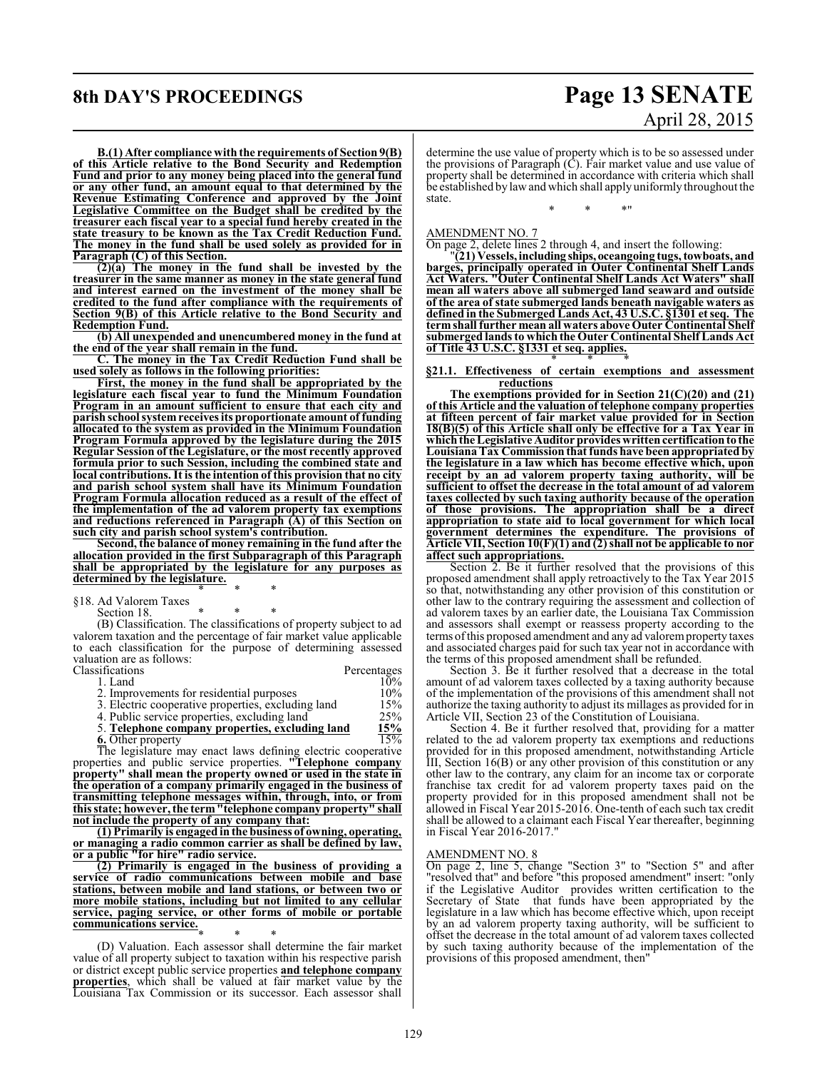**B.(1) After compliance with the requirements of Section 9(B) of this Article relative to the Bond Security and Redemption Fund and prior to any money being placed into the general fund or any other fund, an amount equal to that determined by the Revenue Estimating Conference and approved by the Joint Legislative Committee on the Budget shall be credited by the treasurer each fiscal year to a special fund hereby created in the state treasury to be known as the Tax Credit Reduction Fund. The money in the fund shall be used solely as provided for in Paragraph (C) of this Section.**

**(2)(a) The money in the fund shall be invested by the treasurer in the same manner as money in the state general fund and interest earned on the investment of the money shall be credited to the fund after compliance with the requirements of Section 9(B) of this Article relative to the Bond Security and Redemption Fund.**

**(b) All unexpended and unencumbered money in the fund at the end of the year shall remain in the fund.**

**C. The money in the Tax Credit Reduction Fund shall be used solely as follows in the following priorities:**

**First, the money in the fund shall be appropriated by the legislature each fiscal year to fund the Minimum Foundation Program in an amount sufficient to ensure that each city and parish school system receives its proportionate amount of funding allocated to the system as provided in the Minimum Foundation Program Formula approved by the legislature during the 2015 Regular Session of the Legislature, or the most recently approved formula prior to such Session, including the combined state and local contributions. It is the intention of this provision that no city and parish school system shall have its Minimum Foundation Program Formula allocation reduced as a result of the effect of the implementation of the ad valorem property tax exemptions and reductions referenced in Paragraph (A) of this Section on such city and parish school system's contribution.**

**Second, the balance of money remaining in the fund after the allocation provided in the first Subparagraph of this Paragraph shall be appropriated by the legislature for any purposes as determined by the legislature.**

\* \* \*

§18. Ad Valorem Taxes

Section 18. \* \* \*

(B) Classification. The classifications of property subject to ad valorem taxation and the percentage of fair market value applicable to each classification for the purpose of determining assessed valuation are as follows:

| Classifications | Percentages |
|---|---|
| 1. Land | 10% |
| 2. Improvements for residential purposes | 10% |
| 3. Electric cooperative properties, excluding land | 15% |
| 4. Public service properties, excluding land | 25% |
| 5. **Telephone company properties, excluding land** | **15%** |
| **6.** Other property | 15% |

The legislature may enact laws defining electric cooperative properties and public service properties. **"Telephone company property" shall mean the property owned or used in the state in the operation of a company primarily engaged in the business of transmitting telephone messages within, through, into, or from this state; however, the term "telephone company property" shall not include the property of any company that:**

**(1) Primarily is engaged in the business of owning, operating, or managing a radio common carrier as shall be defined by law, or a public "for hire" radio service.**

**(2) Primarily is engaged in the business of providing a service of radio communications between mobile and base stations, between mobile and land stations, or between two or more mobile stations, including but not limited to any cellular service, paging service, or other forms of mobile or portable communications service.**

\* \* \*

(D) Valuation. Each assessor shall determine the fair market value of all property subject to taxation within his respective parish or district except public service properties **and telephone company properties**, which shall be valued at fair market value by the Louisiana Tax Commission or its successor. Each assessor shall determine the use value of property which is to be so assessed under the provisions of Paragraph (C). Fair market value and use value of property shall be determined in accordance with criteria which shall be established by law and which shall apply uniformly throughout the state.

\* \* \*"

AMENDMENT NO. 7

On page 2, delete lines 2 through 4, and insert the following:

"**(21) Vessels, including ships, oceangoing tugs, towboats, and barges, principally operated in Outer Continental Shelf Lands Act Waters. "Outer Continental Shelf Lands Act Waters" shall mean all waters above all submerged land seaward and outside of the area of state submerged lands beneath navigable waters as defined in the Submerged Lands Act, 43 U.S.C. §1301 et seq. The term shall further mean all waters above Outer Continental Shelf submerged lands to which the Outer Continental Shelf Lands Act of Title 43 U.S.C. §1331 et seq. applies.**

\* \* \*

**§21.1. Effectiveness of certain exemptions and assessment reductions**

**The exemptions provided for in Section 21(C)(20) and (21) of this Article and the valuation of telephone company properties at fifteen percent of fair market value provided for in Section 18(B)(5) of this Article shall only be effective for a Tax Year in which the Legislative Auditor provides written certification to the Louisiana Tax Commission that funds have been appropriated by the legislature in a law which has become effective which, upon receipt by an ad valorem property taxing authority, will be sufficient to offset the decrease in the total amount of ad valorem taxes collected by such taxing authority because of the operation of those provisions. The appropriation shall be a direct appropriation to state aid to local government for which local government determines the expenditure. The provisions of Article VII, Section 10(F)(1) and (2) shall not be applicable to nor affect such appropriations.**

Section 2. Be it further resolved that the provisions of this proposed amendment shall apply retroactively to the Tax Year 2015 so that, notwithstanding any other provision of this constitution or other law to the contrary requiring the assessment and collection of ad valorem taxes by an earlier date, the Louisiana Tax Commission and assessors shall exempt or reassess property according to the terms of this proposed amendment and any ad valorem property taxes and associated charges paid for such tax year not in accordance with the terms of this proposed amendment shall be refunded.

Section 3. Be it further resolved that a decrease in the total amount of ad valorem taxes collected by a taxing authority because of the implementation of the provisions of this amendment shall not authorize the taxing authority to adjust its millages as provided for in Article VII, Section 23 of the Constitution of Louisiana.

Section 4. Be it further resolved that, providing for a matter related to the ad valorem property tax exemptions and reductions provided for in this proposed amendment, notwithstanding Article III, Section 16(B) or any other provision of this constitution or any other law to the contrary, any claim for an income tax or corporate franchise tax credit for ad valorem property taxes paid on the property provided for in this proposed amendment shall not be allowed in Fiscal Year 2015-2016. One-tenth of each such tax credit shall be allowed to a claimant each Fiscal Year thereafter, beginning in Fiscal Year 2016-2017."

AMENDMENT NO. 8

On page 2, line 5, change "Section 3" to "Section 5" and after "resolved that" and before "this proposed amendment" insert: "only if the Legislative Auditor provides written certification to the Secretary of State that funds have been appropriated by the legislature in a law which has become effective which, upon receipt by an ad valorem property taxing authority, will be sufficient to offset the decrease in the total amount of ad valorem taxes collected by such taxing authority because of the implementation of the provisions of this proposed amendment, then"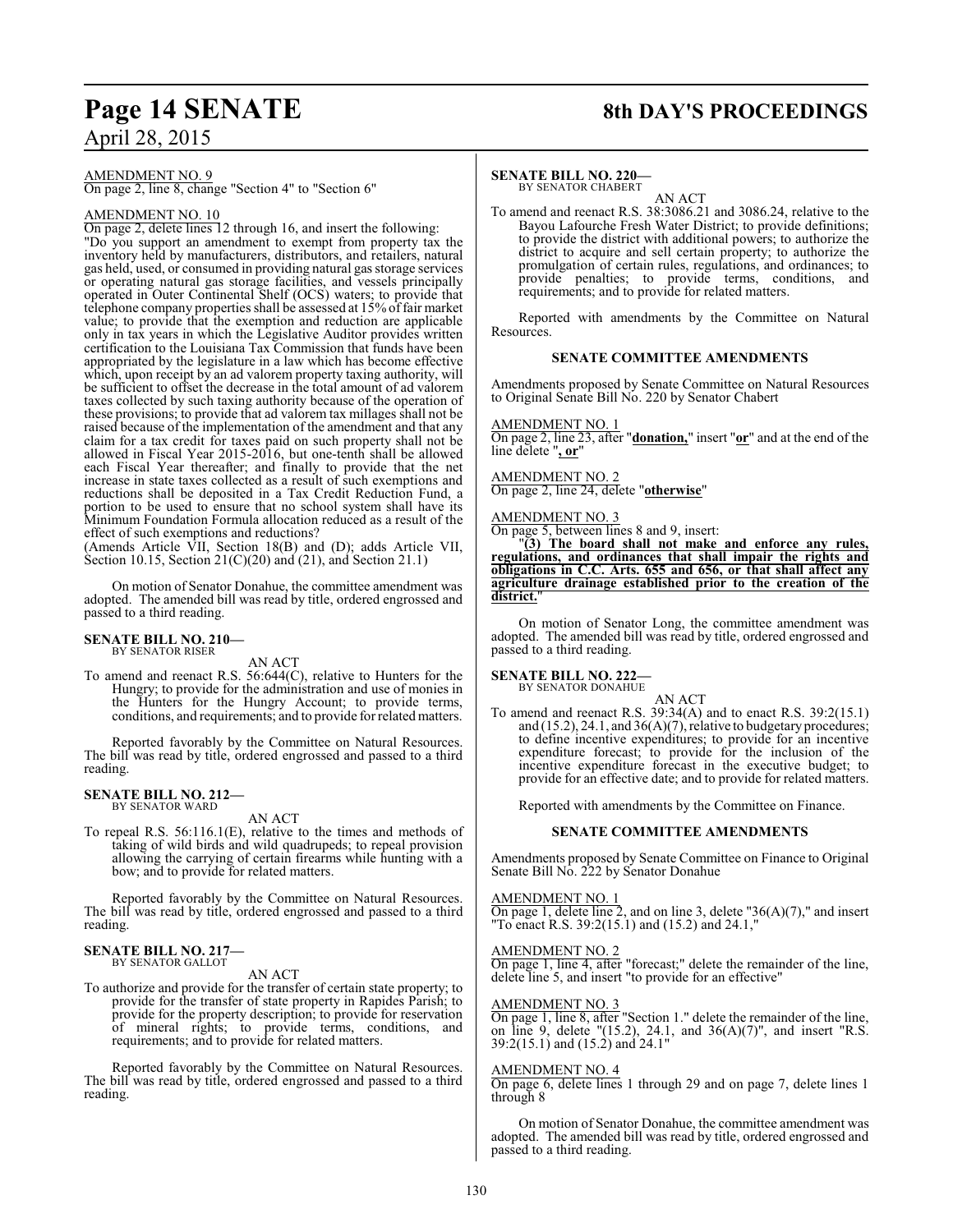AMENDMENT NO. 9

On page 2, line 8, change "Section 4" to "Section 6"

AMENDMENT NO. 10

On page 2, delete lines 12 through 16, and insert the following:
"Do you support an amendment to exempt from property tax the inventory held by manufacturers, distributors, and retailers, natural gas held, used, or consumed in providing natural gas storage services or operating natural gas storage facilities, and vessels principally operated in Outer Continental Shelf (OCS) waters; to provide that telephone company properties shall be assessed at 15% of fair market value; to provide that the exemption and reduction are applicable only in tax years in which the Legislative Auditor provides written certification to the Louisiana Tax Commission that funds have been appropriated by the legislature in a law which has become effective which, upon receipt by an ad valorem property taxing authority, will be sufficient to offset the decrease in the total amount of ad valorem taxes collected by such taxing authority because of the operation of these provisions; to provide that ad valorem tax millages shall not be raised because of the implementation of the amendment and that any claim for a tax credit for taxes paid on such property shall not be allowed in Fiscal Year 2015-2016, but one-tenth shall be allowed each Fiscal Year thereafter; and finally to provide that the net increase in state taxes collected as a result of such exemptions and reductions shall be deposited in a Tax Credit Reduction Fund, a portion to be used to ensure that no school system shall have its Minimum Foundation Formula allocation reduced as a result of the effect of such exemptions and reductions?

(Amends Article VII, Section 18(B) and (D); adds Article VII, Section 10.15, Section 21(C)(20) and (21), and Section 21.1)

On motion of Senator Donahue, the committee amendment was adopted. The amended bill was read by title, ordered engrossed and passed to a third reading.

**SENATE BILL NO. 210—**
BY SENATOR RISER

AN ACT

To amend and reenact R.S. 56:644(C), relative to Hunters for the Hungry; to provide for the administration and use of monies in the Hunters for the Hungry Account; to provide terms, conditions, and requirements; and to provide for related matters.

Reported favorably by the Committee on Natural Resources. The bill was read by title, ordered engrossed and passed to a third reading.

**SENATE BILL NO. 212—**
BY SENATOR WARD

AN ACT

To repeal R.S. 56:116.1(E), relative to the times and methods of taking of wild birds and wild quadrupeds; to repeal provision allowing the carrying of certain firearms while hunting with a bow; and to provide for related matters.

Reported favorably by the Committee on Natural Resources. The bill was read by title, ordered engrossed and passed to a third reading.

**SENATE BILL NO. 217—**
BY SENATOR GALLOT

AN ACT

To authorize and provide for the transfer of certain state property; to provide for the transfer of state property in Rapides Parish; to provide for the property description; to provide for reservation of mineral rights; to provide terms, conditions, and requirements; and to provide for related matters.

Reported favorably by the Committee on Natural Resources. The bill was read by title, ordered engrossed and passed to a third reading.

**SENATE BILL NO. 220—**
BY SENATOR CHABERT

AN ACT

To amend and reenact R.S. 38:3086.21 and 3086.24, relative to the Bayou Lafourche Fresh Water District; to provide definitions; to provide the district with additional powers; to authorize the district to acquire and sell certain property; to authorize the promulgation of certain rules, regulations, and ordinances; to provide penalties; to provide terms, conditions, and requirements; and to provide for related matters.

Reported with amendments by the Committee on Natural Resources.

**SENATE COMMITTEE AMENDMENTS**

Amendments proposed by Senate Committee on Natural Resources to Original Senate Bill No. 220 by Senator Chabert

AMENDMENT NO. 1

On page 2, line 23, after "**donation,**" insert "**or**" and at the end of the line delete "**, or**"

AMENDMENT NO. 2

On page 2, line 24, delete "**otherwise**"

AMENDMENT NO. 3

On page 5, between lines 8 and 9, insert:

"**(3) The board shall not make and enforce any rules, regulations, and ordinances that shall impair the rights and obligations in C.C. Arts. 655 and 656, or that shall affect any agriculture drainage established prior to the creation of the district.**"

On motion of Senator Long, the committee amendment was adopted. The amended bill was read by title, ordered engrossed and passed to a third reading.

**SENATE BILL NO. 222—**
BY SENATOR DONAHUE

AN ACT

To amend and reenact R.S. 39:34(A) and to enact R.S. 39:2(15.1) and (15.2), 24.1, and 36(A)(7), relative to budgetary procedures; to define incentive expenditures; to provide for an incentive expenditure forecast; to provide for the inclusion of the incentive expenditure forecast in the executive budget; to provide for an effective date; and to provide for related matters.

Reported with amendments by the Committee on Finance.

**SENATE COMMITTEE AMENDMENTS**

Amendments proposed by Senate Committee on Finance to Original Senate Bill No. 222 by Senator Donahue

AMENDMENT NO. 1

On page 1, delete line 2, and on line 3, delete "36(A)(7)," and insert "To enact R.S. 39:2(15.1) and (15.2) and 24.1,"

AMENDMENT NO. 2

On page 1, line 4, after "forecast;" delete the remainder of the line, delete line 5, and insert "to provide for an effective"

AMENDMENT NO. 3

On page 1, line 8, after "Section 1." delete the remainder of the line, on line 9, delete "(15.2), 24.1, and 36(A)(7)", and insert "R.S. 39:2(15.1) and (15.2) and 24.1"

AMENDMENT NO. 4

On page 6, delete lines 1 through 29 and on page 7, delete lines 1 through 8

On motion of Senator Donahue, the committee amendment was adopted. The amended bill was read by title, ordered engrossed and passed to a third reading.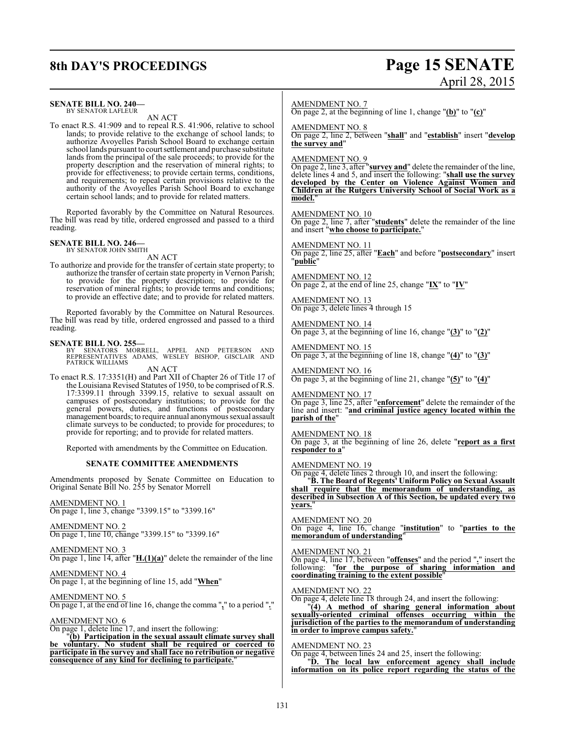**SENATE BILL NO. 240—**
BY SENATOR LAFLEUR

AN ACT

To enact R.S. 41:909 and to repeal R.S. 41:906, relative to school lands; to provide relative to the exchange of school lands; to authorize Avoyelles Parish School Board to exchange certain school lands pursuant to court settlement and purchase substitute lands from the principal of the sale proceeds; to provide for the property description and the reservation of mineral rights; to provide for effectiveness; to provide certain terms, conditions, and requirements; to repeal certain provisions relative to the authority of the Avoyelles Parish School Board to exchange certain school lands; and to provide for related matters.

Reported favorably by the Committee on Natural Resources. The bill was read by title, ordered engrossed and passed to a third reading.

**SENATE BILL NO. 246—**
BY SENATOR JOHN SMITH

AN ACT

To authorize and provide for the transfer of certain state property; to authorize the transfer of certain state property in Vernon Parish; to provide for the property description; to provide for reservation of mineral rights; to provide terms and conditions; to provide an effective date; and to provide for related matters.

Reported favorably by the Committee on Natural Resources. The bill was read by title, ordered engrossed and passed to a third reading.

**SENATE BILL NO. 255—**
BY SENATORS MORRELL, APPEL AND PETERSON AND REPRESENTATIVES ADAMS, WESLEY BISHOP, GISCLAIR AND PATRICK WILLIAMS

AN ACT

To enact R.S. 17:3351(H) and Part XII of Chapter 26 of Title 17 of the Louisiana Revised Statutes of 1950, to be comprised of R.S. 17:3399.11 through 3399.15, relative to sexual assault on campuses of postsecondary institutions; to provide for the general powers, duties, and functions of postsecondary management boards; to require annual anonymous sexual assault climate surveys to be conducted; to provide for procedures; to provide for reporting; and to provide for related matters.

Reported with amendments by the Committee on Education.

### SENATE COMMITTEE AMENDMENTS

Amendments proposed by Senate Committee on Education to Original Senate Bill No. 255 by Senator Morrell

AMENDMENT NO. 1
On page 1, line 3, change "3399.15" to "3399.16"

AMENDMENT NO. 2
On page 1, line 10, change "3399.15" to "3399.16"

AMENDMENT NO. 3
On page 1, line 14, after "**H.(1)(a)**" delete the remainder of the line

AMENDMENT NO. 4
On page 1, at the beginning of line 15, add "**When**"

AMENDMENT NO. 5
On page 1, at the end of line 16, change the comma "**,**" to a period "**.**"

AMENDMENT NO. 6
On page 1, delete line 17, and insert the following:

"**(b) Participation in the sexual assault climate survey shall be voluntary. No student shall be required or coerced to participate in the survey and shall face no retribution or negative consequence of any kind for declining to participate.**"

AMENDMENT NO. 7
On page 2, at the beginning of line 1, change "**(b)**" to "**(c)**"

AMENDMENT NO. 8
On page 2, line 2, between "**shall**" and "**establish**" insert "**develop the survey and**"

AMENDMENT NO. 9
On page 2, line 3, after "**survey and**" delete the remainder of the line, delete lines 4 and 5, and insert the following: "**shall use the survey developed by the Center on Violence Against Women and Children at the Rutgers University School of Social Work as a model.**"

AMENDMENT NO. 10
On page 2, line 7, after "**students**" delete the remainder of the line and insert "**who choose to participate.**"

AMENDMENT NO. 11
On page 2, line 25, after "**Each**" and before "**postsecondary**" insert "**public**"

AMENDMENT NO. 12
On page 2, at the end of line 25, change "**IX**" to "**IV**"

AMENDMENT NO. 13
On page 3, delete lines 4 through 15

AMENDMENT NO. 14
On page 3, at the beginning of line 16, change "**(3)**" to "**(2)**"

AMENDMENT NO. 15
On page 3, at the beginning of line 18, change "**(4)**" to "**(3)**"

AMENDMENT NO. 16
On page 3, at the beginning of line 21, change "**(5)**" to "**(4)**"

AMENDMENT NO. 17
On page 3, line 25, after "**enforcement**" delete the remainder of the line and insert: "**and criminal justice agency located within the parish of the**"

AMENDMENT NO. 18
On page 3, at the beginning of line 26, delete "**report as a first responder to a**"

AMENDMENT NO. 19
On page 4, delete lines 2 through 10, and insert the following:

"**B. The Board of Regents' Uniform Policy on Sexual Assault shall require that the memorandum of understanding, as described in Subsection A of this Section, be updated every two years.**"

AMENDMENT NO. 20
On page 4, line 16, change "**institution**" to "**parties to the memorandum of understanding**"

AMENDMENT NO. 21
On page 4, line 17, between "**offenses**" and the period "**.**" insert the following: "**for the purpose of sharing information and coordinating training to the extent possible**"

AMENDMENT NO. 22
On page 4, delete line 18 through 24, and insert the following:

"**(4) A method of sharing general information about sexually-oriented criminal offenses occurring within the jurisdiction of the parties to the memorandum of understanding in order to improve campus safety.**"

AMENDMENT NO. 23
On page 4, between lines 24 and 25, insert the following:

"**D. The local law enforcement agency shall include information on its police report regarding the status of the**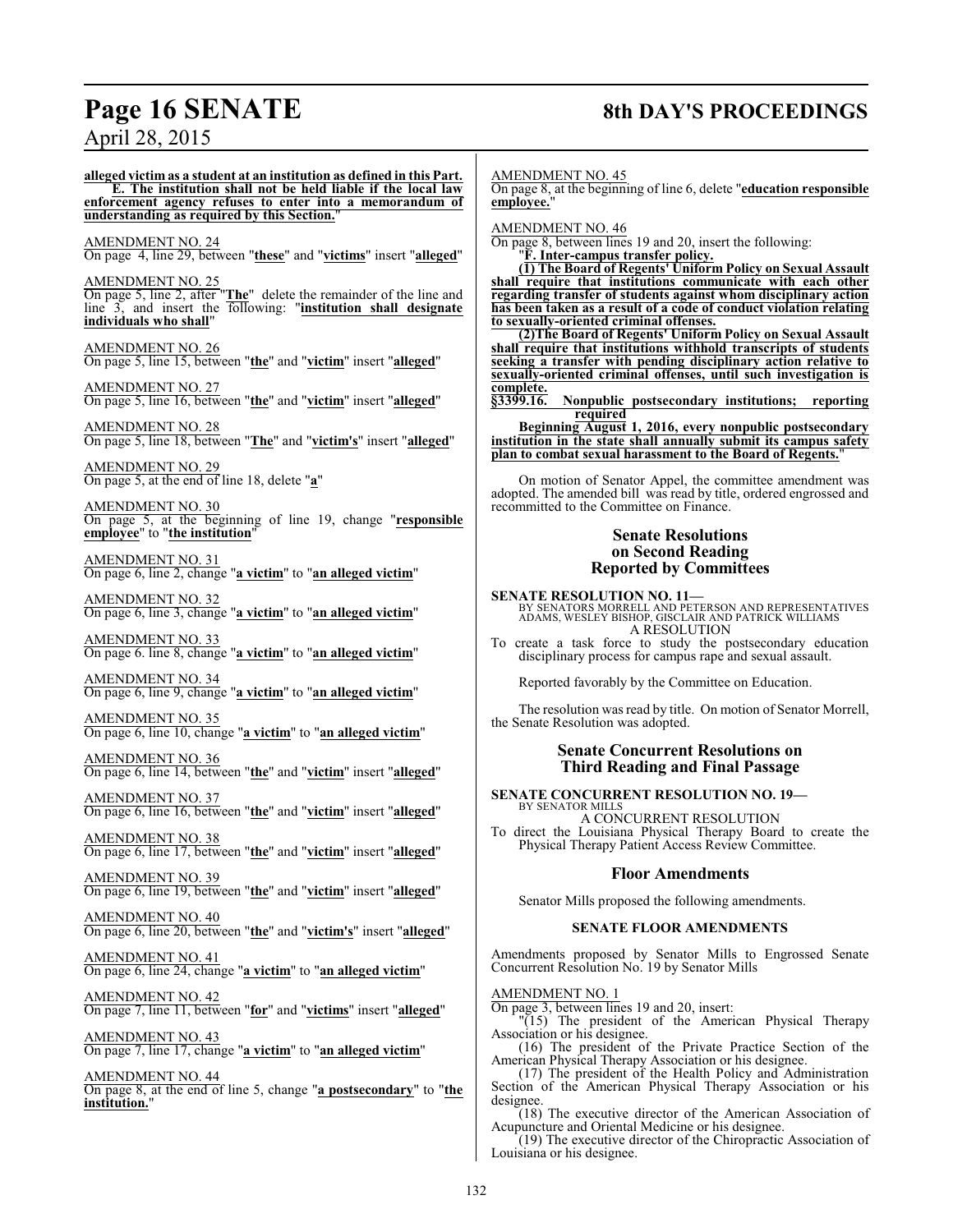**alleged victim as a student at an institution as defined in this Part.**

**E. The institution shall not be held liable if the local law enforcement agency refuses to enter into a memorandum of understanding as required by this Section.**"

AMENDMENT NO. 24
On page 4, line 29, between "**these**" and "**victims**" insert "**alleged**"

AMENDMENT NO. 25
On page 5, line 2, after "**The**" delete the remainder of the line and line 3, and insert the following: "**institution shall designate individuals who shall**"

AMENDMENT NO. 26
On page 5, line 15, between "**the**" and "**victim**" insert "**alleged**"

AMENDMENT NO. 27
On page 5, line 16, between "**the**" and "**victim**" insert "**alleged**"

AMENDMENT NO. 28
On page 5, line 18, between "**The**" and "**victim's**" insert "**alleged**"

AMENDMENT NO. 29
On page 5, at the end of line 18, delete "**a**"

AMENDMENT NO. 30
On page 5, at the beginning of line 19, change "**responsible employee**" to "**the institution**"

AMENDMENT NO. 31
On page 6, line 2, change "**a victim**" to "**an alleged victim**"

AMENDMENT NO. 32
On page 6, line 3, change "**a victim**" to "**an alleged victim**"

AMENDMENT NO. 33
On page 6. line 8, change "**a victim**" to "**an alleged victim**"

AMENDMENT NO. 34
On page 6, line 9, change "**a victim**" to "**an alleged victim**"

AMENDMENT NO. 35
On page 6, line 10, change "**a victim**" to "**an alleged victim**"

AMENDMENT NO. 36
On page 6, line 14, between "**the**" and "**victim**" insert "**alleged**"

AMENDMENT NO. 37
On page 6, line 16, between "**the**" and "**victim**" insert "**alleged**"

AMENDMENT NO. 38
On page 6, line 17, between "**the**" and "**victim**" insert "**alleged**"

AMENDMENT NO. 39
On page 6, line 19, between "**the**" and "**victim**" insert "**alleged**"

AMENDMENT NO. 40
On page 6, line 20, between "**the**" and "**victim's**" insert "**alleged**"

AMENDMENT NO. 41
On page 6, line 24, change "**a victim**" to "**an alleged victim**"

AMENDMENT NO. 42
On page 7, line 11, between "**for**" and "**victims**" insert "**alleged**"

AMENDMENT NO. 43
On page 7, line 17, change "**a victim**" to "**an alleged victim**"

AMENDMENT NO. 44
On page 8, at the end of line 5, change "**a postsecondary**" to "**the institution.**"

AMENDMENT NO. 45
On page 8, at the beginning of line 6, delete "**education responsible employee.**"

AMENDMENT NO. 46
On page 8, between lines 19 and 20, insert the following:

"**F. Inter-campus transfer policy.**

**(1) The Board of Regents' Uniform Policy on Sexual Assault shall require that institutions communicate with each other regarding transfer of students against whom disciplinary action has been taken as a result of a code of conduct violation relating to sexually-oriented criminal offenses.**

**(2)The Board of Regents' Uniform Policy on Sexual Assault shall require that institutions withhold transcripts of students seeking a transfer with pending disciplinary action relative to sexually-oriented criminal offenses, until such investigation is complete.**

**§3399.16. Nonpublic postsecondary institutions; reporting required**

**Beginning August 1, 2016, every nonpublic postsecondary institution in the state shall annually submit its campus safety plan to combat sexual harassment to the Board of Regents.**"

On motion of Senator Appel, the committee amendment was adopted. The amended bill was read by title, ordered engrossed and recommitted to the Committee on Finance.

## Senate Resolutions on Second Reading Reported by Committees

**SENATE RESOLUTION NO. 11—**
BY SENATORS MORRELL AND PETERSON AND REPRESENTATIVES ADAMS, WESLEY BISHOP, GISCLAIR AND PATRICK WILLIAMS

A RESOLUTION

To create a task force to study the postsecondary education disciplinary process for campus rape and sexual assault.

Reported favorably by the Committee on Education.

The resolution was read by title. On motion of Senator Morrell, the Senate Resolution was adopted.

## Senate Concurrent Resolutions on Third Reading and Final Passage

**SENATE CONCURRENT RESOLUTION NO. 19—**
BY SENATOR MILLS

A CONCURRENT RESOLUTION

To direct the Louisiana Physical Therapy Board to create the Physical Therapy Patient Access Review Committee.

### Floor Amendments

Senator Mills proposed the following amendments.

#### SENATE FLOOR AMENDMENTS

Amendments proposed by Senator Mills to Engrossed Senate Concurrent Resolution No. 19 by Senator Mills

AMENDMENT NO. 1
On page 3, between lines 19 and 20, insert:

"(15) The president of the American Physical Therapy Association or his designee.

(16) The president of the Private Practice Section of the American Physical Therapy Association or his designee.

(17) The president of the Health Policy and Administration Section of the American Physical Therapy Association or his designee.

(18) The executive director of the American Association of Acupuncture and Oriental Medicine or his designee.

(19) The executive director of the Chiropractic Association of Louisiana or his designee.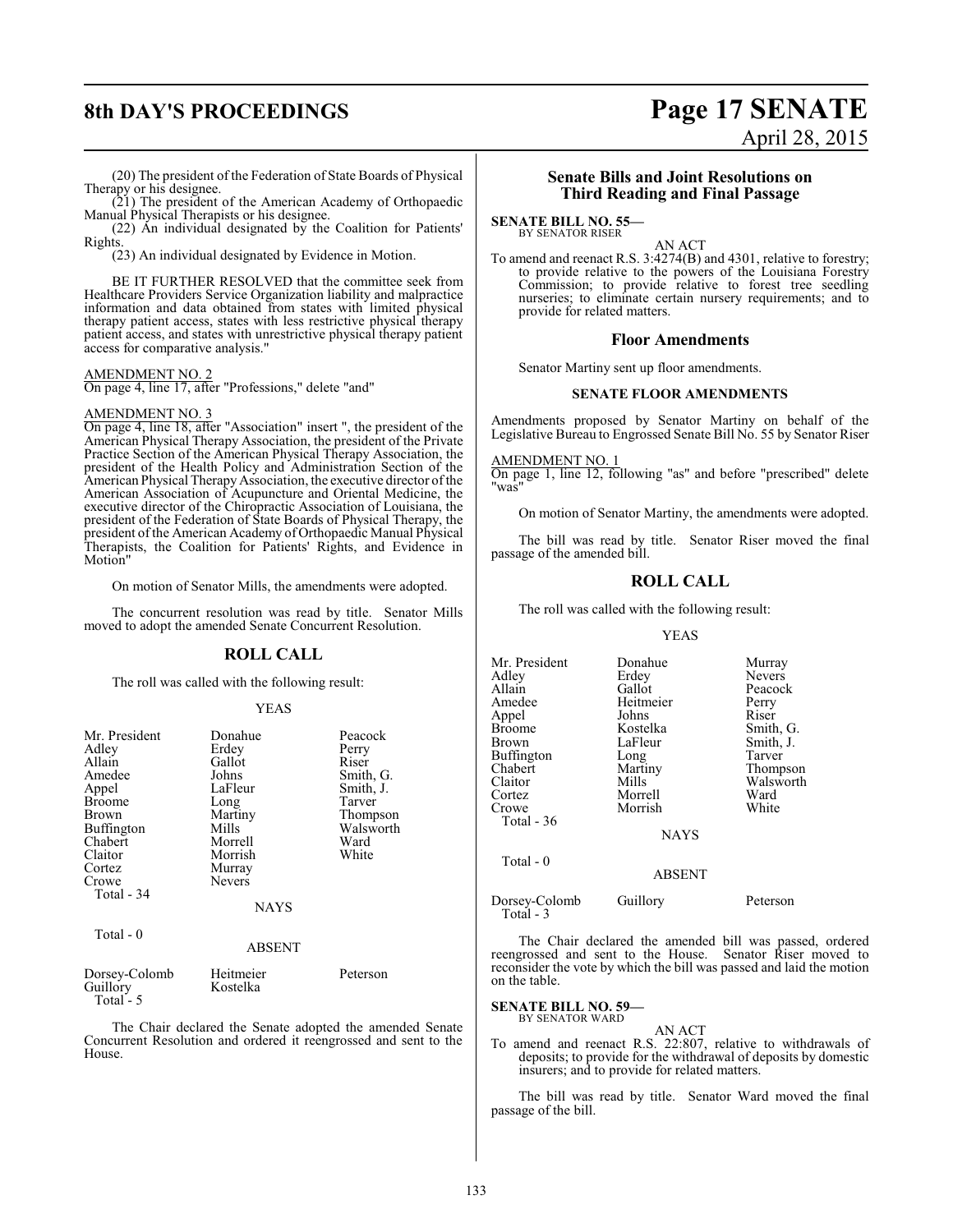(20) The president of the Federation of State Boards of Physical Therapy or his designee.

(21) The president of the American Academy of Orthopaedic Manual Physical Therapists or his designee.

(22) An individual designated by the Coalition for Patients' Rights.

(23) An individual designated by Evidence in Motion.

BE IT FURTHER RESOLVED that the committee seek from Healthcare Providers Service Organization liability and malpractice information and data obtained from states with limited physical therapy patient access, states with less restrictive physical therapy patient access, and states with unrestrictive physical therapy patient access for comparative analysis."

AMENDMENT NO. 2
On page 4, line 17, after "Professions," delete "and"

AMENDMENT NO. 3
On page 4, line 18, after "Association" insert ", the president of the American Physical Therapy Association, the president of the Private Practice Section of the American Physical Therapy Association, the president of the Health Policy and Administration Section of the American Physical Therapy Association, the executive director of the American Association of Acupuncture and Oriental Medicine, the executive director of the Chiropractic Association of Louisiana, the president of the Federation of State Boards of Physical Therapy, the president of the American Academy of Orthopaedic Manual Physical Therapists, the Coalition for Patients' Rights, and Evidence in Motion"

On motion of Senator Mills, the amendments were adopted.

The concurrent resolution was read by title. Senator Mills moved to adopt the amended Senate Concurrent Resolution.

## ROLL CALL

The roll was called with the following result:

YEAS

| | | |
|---|---|---|
| Mr. President | Donahue | Peacock |
| Adley | Erdey | Perry |
| Allain | Gallot | Riser |
| Amedee | Johns | Smith, G. |
| Appel | LaFleur | Smith, J. |
| Broome | Long | Tarver |
| Brown | Martiny | Thompson |
| Buffington | Mills | Walsworth |
| Chabert | Morrell | Ward |
| Claitor | Morrish | White |
| Cortez | Murray | |
| Crowe | Nevers | |

Total - 34

NAYS

Total - 0

ABSENT

| | | |
|---|---|---|
| Dorsey-Colomb | Heitmeier | Peterson |
| Guillory | Kostelka | |

Total - 5

The Chair declared the Senate adopted the amended Senate Concurrent Resolution and ordered it reengrossed and sent to the House.

## Senate Bills and Joint Resolutions on Third Reading and Final Passage

**SENATE BILL NO. 55—**
BY SENATOR RISER

AN ACT

To amend and reenact R.S. 3:4274(B) and 4301, relative to forestry; to provide relative to the powers of the Louisiana Forestry Commission; to provide relative to forest tree seedling nurseries; to eliminate certain nursery requirements; and to provide for related matters.

### Floor Amendments

Senator Martiny sent up floor amendments.

#### SENATE FLOOR AMENDMENTS

Amendments proposed by Senator Martiny on behalf of the Legislative Bureau to Engrossed Senate Bill No. 55 by Senator Riser

AMENDMENT NO. 1
On page 1, line 12, following "as" and before "prescribed" delete "was"

On motion of Senator Martiny, the amendments were adopted.

The bill was read by title. Senator Riser moved the final passage of the amended bill.

## ROLL CALL

The roll was called with the following result:

YEAS

| | | |
|---|---|---|
| Mr. President | Donahue | Murray |
| Adley | Erdey | Nevers |
| Allain | Gallot | Peacock |
| Amedee | Heitmeier | Perry |
| Appel | Johns | Riser |
| Broome | Kostelka | Smith, G. |
| Brown | LaFleur | Smith, J. |
| Buffington | Long | Tarver |
| Chabert | Martiny | Thompson |
| Claitor | Mills | Walsworth |
| Cortez | Morrell | Ward |
| Crowe | Morrish | White |

Total - 36

NAYS

Total - 0

ABSENT

| | | |
|---|---|---|
| Dorsey-Colomb | Guillory | Peterson |

Total - 3

The Chair declared the amended bill was passed, ordered reengrossed and sent to the House. Senator Riser moved to reconsider the vote by which the bill was passed and laid the motion on the table.

**SENATE BILL NO. 59—**
BY SENATOR WARD

AN ACT

To amend and reenact R.S. 22:807, relative to withdrawals of deposits; to provide for the withdrawal of deposits by domestic insurers; and to provide for related matters.

The bill was read by title. Senator Ward moved the final passage of the bill.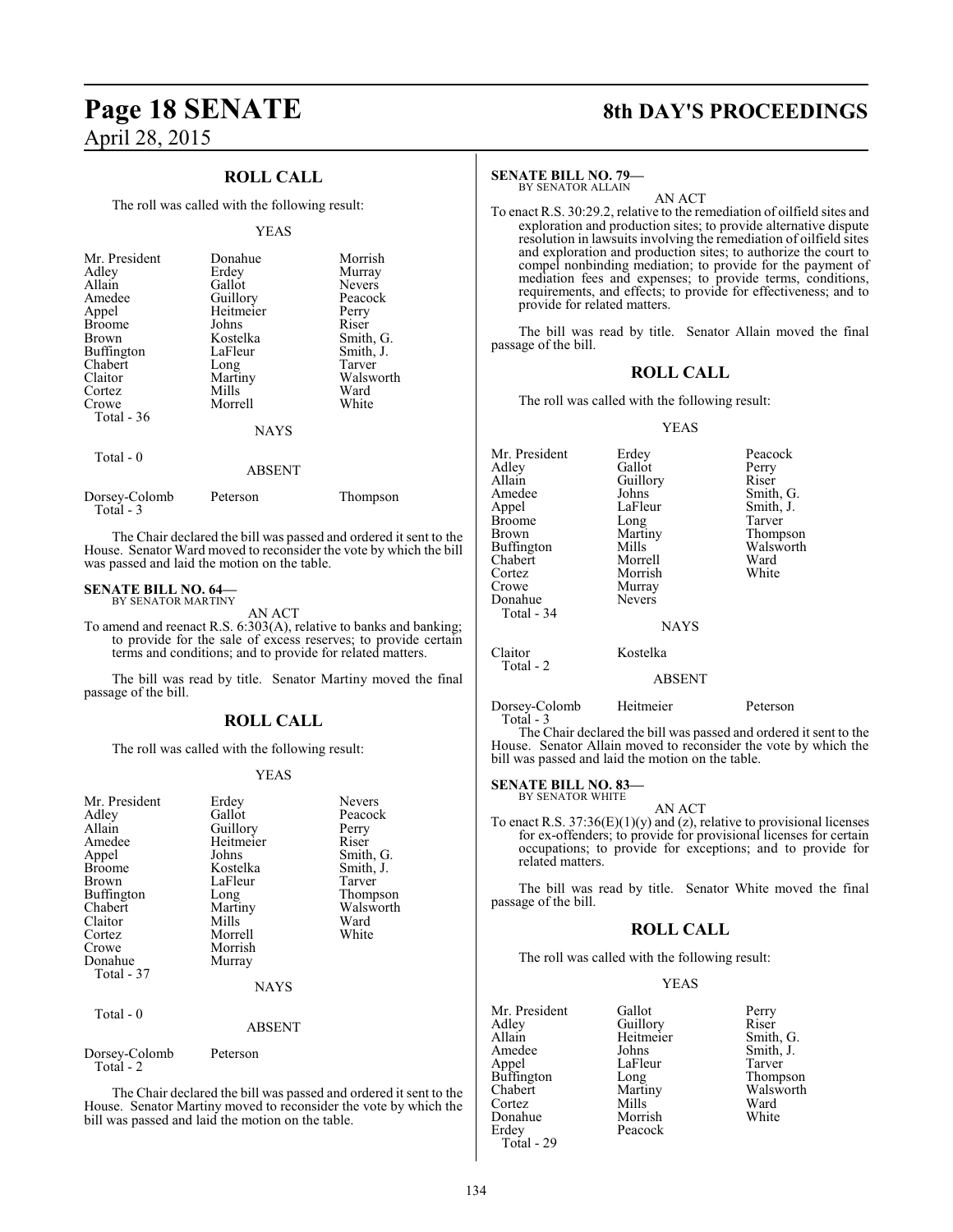## ROLL CALL

The roll was called with the following result:

YEAS

| | | |
|---|---|---|
| Mr. President | Donahue | Morrish |
| Adley | Erdey | Murray |
| Allain | Gallot | Nevers |
| Amedee | Guillory | Peacock |
| Appel | Heitmeier | Perry |
| Broome | Johns | Riser |
| Brown | Kostelka | Smith, G. |
| Buffington | LaFleur | Smith, J. |
| Chabert | Long | Tarver |
| Claitor | Martiny | Walsworth |
| Cortez | Mills | Ward |
| Crowe | Morrell | White |
| Total - 36 | | |

NAYS

Total - 0

ABSENT

| | | |
|---|---|---|
| Dorsey-Colomb | Peterson | Thompson |
| Total - 3 | | |

The Chair declared the bill was passed and ordered it sent to the House. Senator Ward moved to reconsider the vote by which the bill was passed and laid the motion on the table.

**SENATE BILL NO. 64—**
BY SENATOR MARTINY

AN ACT

To amend and reenact R.S. 6:303(A), relative to banks and banking; to provide for the sale of excess reserves; to provide certain terms and conditions; and to provide for related matters.

The bill was read by title. Senator Martiny moved the final passage of the bill.

## ROLL CALL

The roll was called with the following result:

YEAS

| | | |
|---|---|---|
| Mr. President | Erdey | Nevers |
| Adley | Gallot | Peacock |
| Allain | Guillory | Perry |
| Amedee | Heitmeier | Riser |
| Appel | Johns | Smith, G. |
| Broome | Kostelka | Smith, J. |
| Brown | LaFleur | Tarver |
| Buffington | Long | Thompson |
| Chabert | Martiny | Walsworth |
| Claitor | Mills | Ward |
| Cortez | Morrell | White |
| Crowe | Morrish | |
| Donahue | Murray | |
| Total - 37 | | |

NAYS

Total - 0

ABSENT

| | |
|---|---|
| Dorsey-Colomb | Peterson |
| Total - 2 | |

The Chair declared the bill was passed and ordered it sent to the House. Senator Martiny moved to reconsider the vote by which the bill was passed and laid the motion on the table.

**SENATE BILL NO. 79—**
BY SENATOR ALLAIN

AN ACT

To enact R.S. 30:29.2, relative to the remediation of oilfield sites and exploration and production sites; to provide alternative dispute resolution in lawsuits involving the remediation of oilfield sites and exploration and production sites; to authorize the court to compel nonbinding mediation; to provide for the payment of mediation fees and expenses; to provide terms, conditions, requirements, and effects; to provide for effectiveness; and to provide for related matters.

The bill was read by title. Senator Allain moved the final passage of the bill.

## ROLL CALL

The roll was called with the following result:

YEAS

| | | |
|---|---|---|
| Mr. President | Erdey | Peacock |
| Adley | Gallot | Perry |
| Allain | Guillory | Riser |
| Amedee | Johns | Smith, G. |
| Appel | LaFleur | Smith, J. |
| Broome | Long | Tarver |
| Brown | Martiny | Thompson |
| Buffington | Mills | Walsworth |
| Chabert | Morrell | Ward |
| Cortez | Morrish | White |
| Crowe | Murray | |
| Donahue | Nevers | |
| Total - 34 | | |

NAYS

| | |
|---|---|
| Claitor | Kostelka |
| Total - 2 | |

ABSENT

| | | |
|---|---|---|
| Dorsey-Colomb | Heitmeier | Peterson |
| Total - 3 | | |

The Chair declared the bill was passed and ordered it sent to the House. Senator Allain moved to reconsider the vote by which the bill was passed and laid the motion on the table.

**SENATE BILL NO. 83—**
BY SENATOR WHITE

AN ACT

To enact R.S. 37:36(E)(1)(y) and (z), relative to provisional licenses for ex-offenders; to provide for provisional licenses for certain occupations; to provide for exceptions; and to provide for related matters.

The bill was read by title. Senator White moved the final passage of the bill.

## ROLL CALL

The roll was called with the following result:

YEAS

| | | |
|---|---|---|
| Mr. President | Gallot | Perry |
| Adley | Guillory | Riser |
| Allain | Heitmeier | Smith, G. |
| Amedee | Johns | Smith, J. |
| Appel | LaFleur | Tarver |
| Buffington | Long | Thompson |
| Chabert | Martiny | Walsworth |
| Cortez | Mills | Ward |
| Donahue | Morrish | White |
| Erdey | Peacock | |
| Total - 29 | | |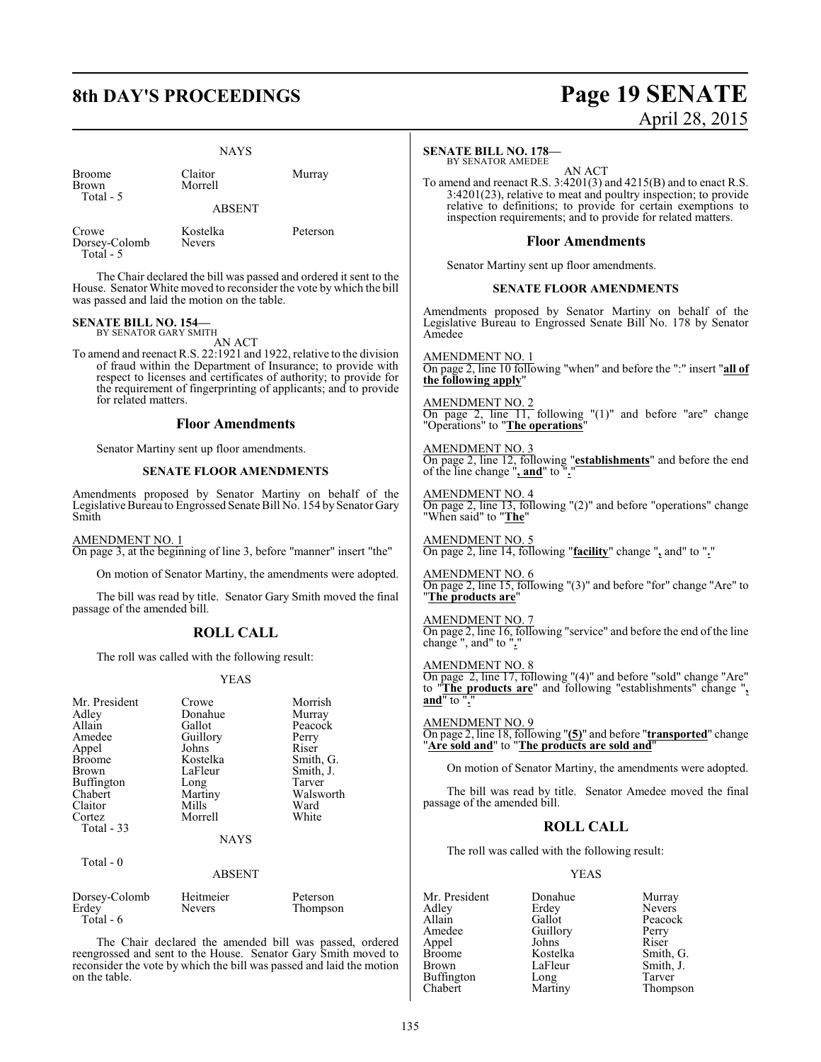NAYS

| | | |
|---|---|---|
| Broome | Claitor | Murray |
| Brown | Morrell | |
| Total - 5 | | |

ABSENT

| | | |
|---|---|---|
| Crowe | Kostelka | Peterson |
| Dorsey-Colomb | Nevers | |
| Total - 5 | | |

The Chair declared the bill was passed and ordered it sent to the House. Senator White moved to reconsider the vote by which the bill was passed and laid the motion on the table.

**SENATE BILL NO. 154—**
BY SENATOR GARY SMITH

AN ACT

To amend and reenact R.S. 22:1921 and 1922, relative to the division of fraud within the Department of Insurance; to provide with respect to licenses and certificates of authority; to provide for the requirement of fingerprinting of applicants; and to provide for related matters.

## Floor Amendments

Senator Martiny sent up floor amendments.

### SENATE FLOOR AMENDMENTS

Amendments proposed by Senator Martiny on behalf of the Legislative Bureau to Engrossed Senate Bill No. 154 by Senator Gary Smith

AMENDMENT NO. 1
On page 3, at the beginning of line 3, before "manner" insert "the"

On motion of Senator Martiny, the amendments were adopted.

The bill was read by title. Senator Gary Smith moved the final passage of the amended bill.

## ROLL CALL

The roll was called with the following result:

YEAS

| | | |
|---|---|---|
| Mr. President | Crowe | Morrish |
| Adley | Donahue | Murray |
| Allain | Gallot | Peacock |
| Amedee | Guillory | Perry |
| Appel | Johns | Riser |
| Broome | Kostelka | Smith, G. |
| Brown | LaFleur | Smith, J. |
| Buffington | Long | Tarver |
| Chabert | Martiny | Walsworth |
| Claitor | Mills | Ward |
| Cortez | Morrell | White |
| Total - 33 | | |

NAYS

Total - 0

ABSENT

| | | |
|---|---|---|
| Dorsey-Colomb | Heitmeier | Peterson |
| Erdey | Nevers | Thompson |
| Total - 6 | | |

The Chair declared the amended bill was passed, ordered reengrossed and sent to the House. Senator Gary Smith moved to reconsider the vote by which the bill was passed and laid the motion on the table.

**SENATE BILL NO. 178—**
BY SENATOR AMEDEE

AN ACT

To amend and reenact R.S. 3:4201(3) and 4215(B) and to enact R.S. 3:4201(23), relative to meat and poultry inspection; to provide relative to definitions; to provide for certain exemptions to inspection requirements; and to provide for related matters.

## Floor Amendments

Senator Martiny sent up floor amendments.

### SENATE FLOOR AMENDMENTS

Amendments proposed by Senator Martiny on behalf of the Legislative Bureau to Engrossed Senate Bill No. 178 by Senator Amedee

AMENDMENT NO. 1
On page 2, line 10 following "when" and before the ":" insert "**all of the following apply**"

AMENDMENT NO. 2
On page 2, line 11, following "(1)" and before "are" change "Operations" to "**The operations**"

AMENDMENT NO. 3
On page 2, line 12, following "**establishments**" and before the end of the line change "**, and**" to "**.**"

AMENDMENT NO. 4
On page 2, line 13, following "(2)" and before "operations" change "When said" to "**The**"

AMENDMENT NO. 5
On page 2, line 14, following "**facility**" change "**,** and" to "**.**"

AMENDMENT NO. 6
On page 2, line 15, following "(3)" and before "for" change "Are" to "**The products are**"

AMENDMENT NO. 7
On page 2, line 16, following "service" and before the end of the line change ", and" to "**.**"

AMENDMENT NO. 8
On page 2, line 17, following "(4)" and before "sold" change "Are" to "**The products are**" and following "establishments" change "**, and**" to "**.**"

AMENDMENT NO. 9
On page 2, line 18, following "**(5)**" and before "**transported**" change "**Are sold and**" to "**The products are sold and**"

On motion of Senator Martiny, the amendments were adopted.

The bill was read by title. Senator Amedee moved the final passage of the amended bill.

## ROLL CALL

The roll was called with the following result:

YEAS

| | | |
|---|---|---|
| Mr. President | Donahue | Murray |
| Adley | Erdey | Nevers |
| Allain | Gallot | Peacock |
| Amedee | Guillory | Perry |
| Appel | Johns | Riser |
| Broome | Kostelka | Smith, G. |
| Brown | LaFleur | Smith, J. |
| Buffington | Long | Tarver |
| Chabert | Martiny | Thompson |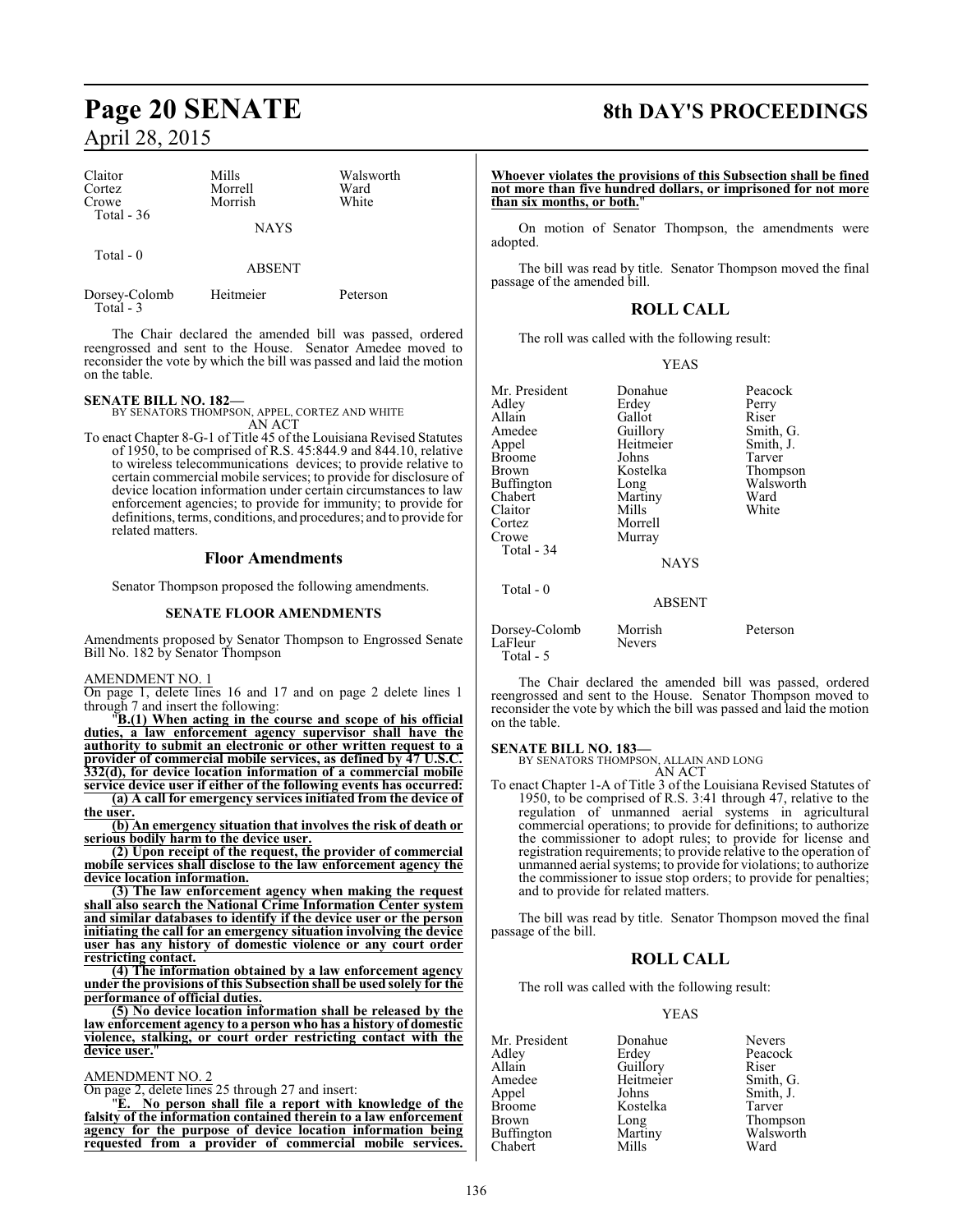| Claitor | Mills | Walsworth |
|---|---|---|
| Cortez | Morrell | Ward |
| Crowe | Morrish | White |
| Total - 36 | | |

NAYS

Total - 0

ABSENT

| Dorsey-Colomb | Heitmeier | Peterson |
|---|---|---|
| Total - 3 | | |

The Chair declared the amended bill was passed, ordered reengrossed and sent to the House. Senator Amedee moved to reconsider the vote by which the bill was passed and laid the motion on the table.

**SENATE BILL NO. 182—**
BY SENATORS THOMPSON, APPEL, CORTEZ AND WHITE
AN ACT

To enact Chapter 8-G-1 of Title 45 of the Louisiana Revised Statutes of 1950, to be comprised of R.S. 45:844.9 and 844.10, relative to wireless telecommunications devices; to provide relative to certain commercial mobile services; to provide for disclosure of device location information under certain circumstances to law enforcement agencies; to provide for immunity; to provide for definitions, terms, conditions, and procedures; and to provide for related matters.

## Floor Amendments

Senator Thompson proposed the following amendments.

### SENATE FLOOR AMENDMENTS

Amendments proposed by Senator Thompson to Engrossed Senate Bill No. 182 by Senator Thompson

AMENDMENT NO. 1
On page 1, delete lines 16 and 17 and on page 2 delete lines 1 through 7 and insert the following:

"**B.(1) When acting in the course and scope of his official duties, a law enforcement agency supervisor shall have the authority to submit an electronic or other written request to a provider of commercial mobile services, as defined by 47 U.S.C. 332(d), for device location information of a commercial mobile service device user if either of the following events has occurred:**

**(a) A call for emergency services initiated from the device of the user.**

**(b) An emergency situation that involves the risk of death or serious bodily harm to the device user.**

**(2) Upon receipt of the request, the provider of commercial mobile services shall disclose to the law enforcement agency the device location information.**

**(3) The law enforcement agency when making the request shall also search the National Crime Information Center system and similar databases to identify if the device user or the person initiating the call for an emergency situation involving the device user has any history of domestic violence or any court order restricting contact.**

**(4) The information obtained by a law enforcement agency under the provisions of this Subsection shall be used solely for the performance of official duties.**

**(5) No device location information shall be released by the law enforcement agency to a person who has a history of domestic violence, stalking, or court order restricting contact with the device user.**"

AMENDMENT NO. 2
On page 2, delete lines 25 through 27 and insert:

"**E. No person shall file a report with knowledge of the falsity of the information contained therein to a law enforcement agency for the purpose of device location information being requested from a provider of commercial mobile services. Whoever violates the provisions of this Subsection shall be fined not more than five hundred dollars, or imprisoned for not more than six months, or both.**"

On motion of Senator Thompson, the amendments were adopted.

The bill was read by title. Senator Thompson moved the final passage of the amended bill.

## ROLL CALL

The roll was called with the following result:

YEAS

| Mr. President | Donahue | Peacock |
|---|---|---|
| Adley | Erdey | Perry |
| Allain | Gallot | Riser |
| Amedee | Guillory | Smith, G. |
| Appel | Heitmeier | Smith, J. |
| Broome | Johns | Tarver |
| Brown | Kostelka | Thompson |
| Buffington | Long | Walsworth |
| Chabert | Martiny | Ward |
| Claitor | Mills | White |
| Cortez | Morrell | |
| Crowe | Murray | |
| Total - 34 | | |

NAYS

Total - 0

ABSENT

| Dorsey-Colomb | Morrish | Peterson |
|---|---|---|
| LaFleur | Nevers | |
| Total - 5 | | |

The Chair declared the amended bill was passed, ordered reengrossed and sent to the House. Senator Thompson moved to reconsider the vote by which the bill was passed and laid the motion on the table.

**SENATE BILL NO. 183—**
BY SENATORS THOMPSON, ALLAIN AND LONG
AN ACT

To enact Chapter 1-A of Title 3 of the Louisiana Revised Statutes of 1950, to be comprised of R.S. 3:41 through 47, relative to the regulation of unmanned aerial systems in agricultural commercial operations; to provide for definitions; to authorize the commissioner to adopt rules; to provide for license and registration requirements; to provide relative to the operation of unmanned aerial systems; to provide for violations; to authorize the commissioner to issue stop orders; to provide for penalties; and to provide for related matters.

The bill was read by title. Senator Thompson moved the final passage of the bill.

## ROLL CALL

The roll was called with the following result:

YEAS

| Mr. President | Donahue | Nevers |
|---|---|---|
| Adley | Erdey | Peacock |
| Allain | Guillory | Riser |
| Amedee | Heitmeier | Smith, G. |
| Appel | Johns | Smith, J. |
| Broome | Kostelka | Tarver |
| Brown | Long | Thompson |
| Buffington | Martiny | Walsworth |
| Chabert | Mills | Ward |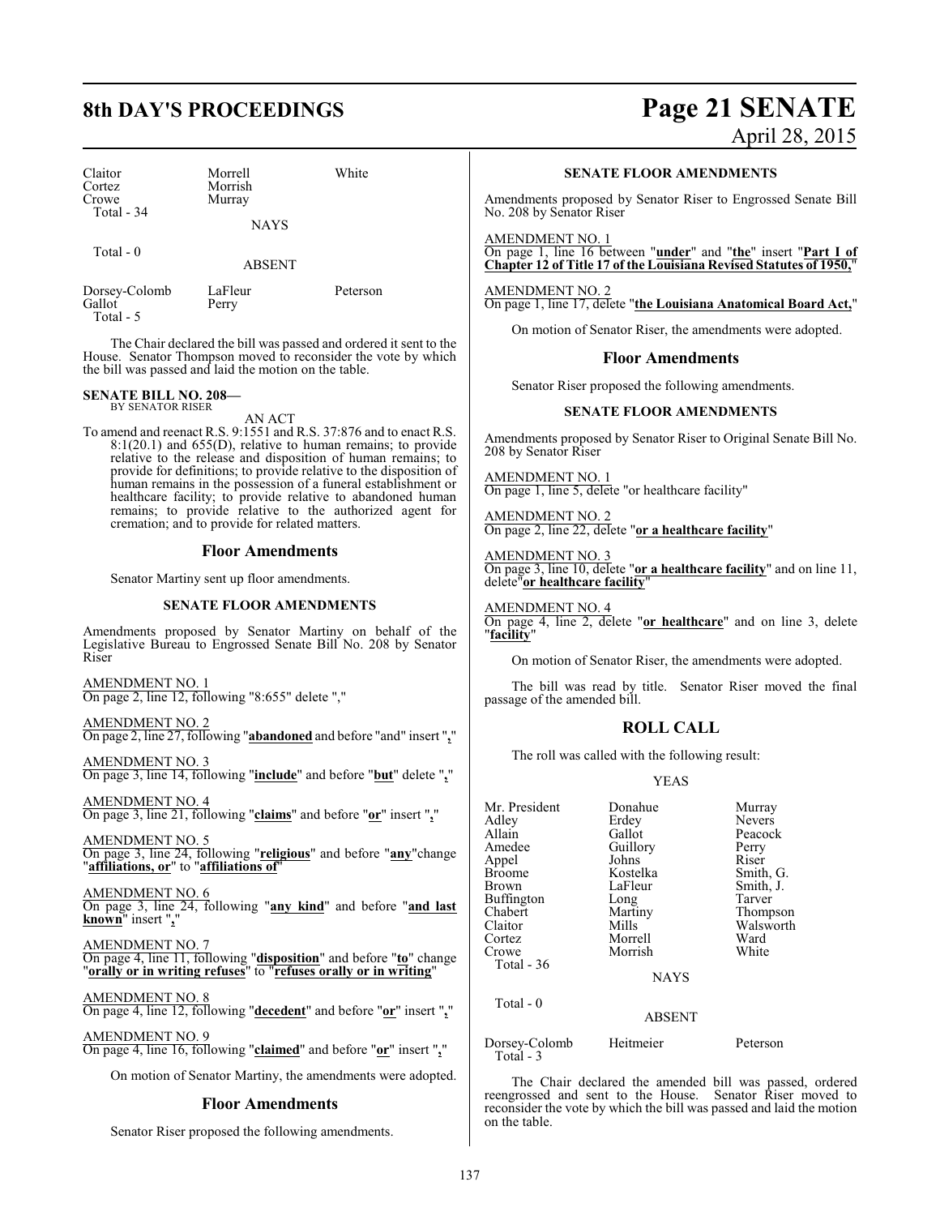| Claitor | Morrell | White |
| --- | --- | --- |
| Cortez | Morrish | |
| Crowe | Murray | |
| Total - 34 | | |

NAYS

Total - 0

ABSENT

| Dorsey-Colomb | LaFleur | Peterson |
| --- | --- | --- |
| Gallot | Perry | |
| Total - 5 | | |

The Chair declared the bill was passed and ordered it sent to the House. Senator Thompson moved to reconsider the vote by which the bill was passed and laid the motion on the table.

**SENATE BILL NO. 208—**
BY SENATOR RISER

AN ACT

To amend and reenact R.S. 9:1551 and R.S. 37:876 and to enact R.S. 8:1(20.1) and 655(D), relative to human remains; to provide relative to the release and disposition of human remains; to provide for definitions; to provide relative to the disposition of human remains in the possession of a funeral establishment or healthcare facility; to provide relative to abandoned human remains; to provide relative to the authorized agent for cremation; and to provide for related matters.

## Floor Amendments

Senator Martiny sent up floor amendments.

### SENATE FLOOR AMENDMENTS

Amendments proposed by Senator Martiny on behalf of the Legislative Bureau to Engrossed Senate Bill No. 208 by Senator Riser

AMENDMENT NO. 1
On page 2, line 12, following "8:655" delete ","

AMENDMENT NO. 2
On page 2, line 27, following "**abandoned** and before "and" insert "**,**"

AMENDMENT NO. 3
On page 3, line 14, following "**include**" and before "**but**" delete "**,**"

AMENDMENT NO. 4
On page 3, line 21, following "**claims**" and before "**or**" insert "**,**"

AMENDMENT NO. 5
On page 3, line 24, following "**religious**" and before "**any**"change "**affiliations, or**" to "**affiliations of**"

AMENDMENT NO. 6
On page 3, line 24, following "**any kind**" and before "**and last known**" insert "**,**"

AMENDMENT NO. 7
On page 4, line 11, following "**disposition**" and before "**to**" change "**orally or in writing refuses**" to "**refuses orally or in writing**"

AMENDMENT NO. 8
On page 4, line 12, following "**decedent**" and before "**or**" insert "**,**"

AMENDMENT NO. 9
On page 4, line 16, following "**claimed**" and before "**or**" insert "**,**"

On motion of Senator Martiny, the amendments were adopted.

## Floor Amendments

Senator Riser proposed the following amendments.

### SENATE FLOOR AMENDMENTS

Amendments proposed by Senator Riser to Engrossed Senate Bill No. 208 by Senator Riser

AMENDMENT NO. 1
On page 1, line 16 between "**under**" and "**the**" insert "**Part I of Chapter 12 of Title 17 of the Louisiana Revised Statutes of 1950,**"

AMENDMENT NO. 2
On page 1, line 17, delete "**the Louisiana Anatomical Board Act,**"

On motion of Senator Riser, the amendments were adopted.

## Floor Amendments

Senator Riser proposed the following amendments.

### SENATE FLOOR AMENDMENTS

Amendments proposed by Senator Riser to Original Senate Bill No. 208 by Senator Riser

AMENDMENT NO. 1
On page 1, line 5, delete "or healthcare facility"

AMENDMENT NO. 2
On page 2, line 22, delete "**or a healthcare facility**"

AMENDMENT NO. 3
On page 3, line 10, delete "**or a healthcare facility**" and on line 11, delete"**or healthcare facility**"

AMENDMENT NO. 4
On page 4, line 2, delete "**or healthcare**" and on line 3, delete "**facility**"

On motion of Senator Riser, the amendments were adopted.

The bill was read by title. Senator Riser moved the final passage of the amended bill.

## ROLL CALL

The roll was called with the following result:

YEAS

| Mr. President | Donahue | Murray |
| --- | --- | --- |
| Adley | Erdey | Nevers |
| Allain | Gallot | Peacock |
| Amedee | Guillory | Perry |
| Appel | Johns | Riser |
| Broome | Kostelka | Smith, G. |
| Brown | LaFleur | Smith, J. |
| Buffington | Long | Tarver |
| Chabert | Martiny | Thompson |
| Claitor | Mills | Walsworth |
| Cortez | Morrell | Ward |
| Crowe | Morrish | White |
| Total - 36 | | |

NAYS

Total - 0

ABSENT

| Dorsey-Colomb | Heitmeier | Peterson |
| --- | --- | --- |
| Total - 3 | | |

The Chair declared the amended bill was passed, ordered reengrossed and sent to the House. Senator Riser moved to reconsider the vote by which the bill was passed and laid the motion on the table.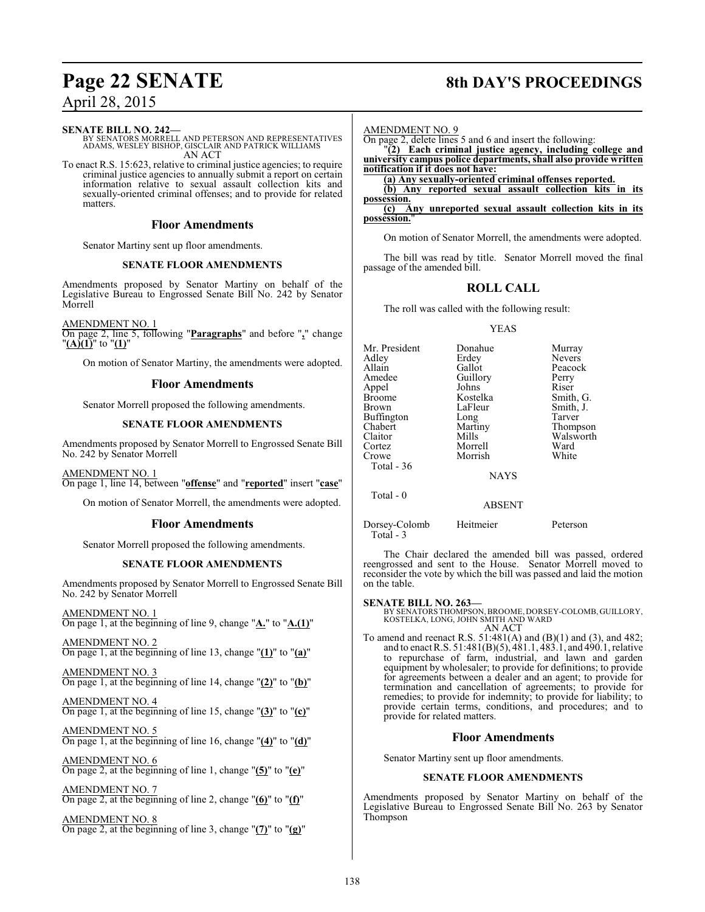**SENATE BILL NO. 242—**
BY SENATORS MORRELL AND PETERSON AND REPRESENTATIVES ADAMS, WESLEY BISHOP, GISCLAIR AND PATRICK WILLIAMS
AN ACT

To enact R.S. 15:623, relative to criminal justice agencies; to require criminal justice agencies to annually submit a report on certain information relative to sexual assault collection kits and sexually-oriented criminal offenses; and to provide for related matters.

## Floor Amendments

Senator Martiny sent up floor amendments.

### SENATE FLOOR AMENDMENTS

Amendments proposed by Senator Martiny on behalf of the Legislative Bureau to Engrossed Senate Bill No. 242 by Senator Morrell

AMENDMENT NO. 1
On page 2, line 5, following "**Paragraphs**" and before "**,**" change "**(A)(1)**" to "**(1)**"

On motion of Senator Martiny, the amendments were adopted.

## Floor Amendments

Senator Morrell proposed the following amendments.

### SENATE FLOOR AMENDMENTS

Amendments proposed by Senator Morrell to Engrossed Senate Bill No. 242 by Senator Morrell

AMENDMENT NO. 1
On page 1, line 14, between "**offense**" and "**reported**" insert "**case**"

On motion of Senator Morrell, the amendments were adopted.

## Floor Amendments

Senator Morrell proposed the following amendments.

### SENATE FLOOR AMENDMENTS

Amendments proposed by Senator Morrell to Engrossed Senate Bill No. 242 by Senator Morrell

AMENDMENT NO. 1
On page 1, at the beginning of line 9, change "**A.**" to "**A.(1)**"

AMENDMENT NO. 2
On page 1, at the beginning of line 13, change "**(1)**" to "**(a)**"

AMENDMENT NO. 3
On page 1, at the beginning of line 14, change "**(2)**" to "**(b)**"

AMENDMENT NO. 4
On page 1, at the beginning of line 15, change "**(3)**" to "**(c)**"

AMENDMENT NO. 5
On page 1, at the beginning of line 16, change "**(4)**" to "**(d)**"

AMENDMENT NO. 6
On page 2, at the beginning of line 1, change "**(5)**" to "**(e)**"

AMENDMENT NO. 7
On page 2, at the beginning of line 2, change "**(6)**" to "**(f)**"

AMENDMENT NO. 8
On page 2, at the beginning of line 3, change "**(7)**" to "**(g)**"

AMENDMENT NO. 9
On page 2, delete lines 5 and 6 and insert the following:

"**(2) Each criminal justice agency, including college and university campus police departments, shall also provide written notification if it does not have:**

**(a) Any sexually-oriented criminal offenses reported.**

**(b) Any reported sexual assault collection kits in its possession.**

**(c) Any unreported sexual assault collection kits in its possession.**"

On motion of Senator Morrell, the amendments were adopted.

The bill was read by title. Senator Morrell moved the final passage of the amended bill.

## ROLL CALL

The roll was called with the following result:

YEAS

| | | |
|---|---|---|
| Mr. President | Donahue | Murray |
| Adley | Erdey | Nevers |
| Allain | Gallot | Peacock |
| Amedee | Guillory | Perry |
| Appel | Johns | Riser |
| Broome | Kostelka | Smith, G. |
| Brown | LaFleur | Smith, J. |
| Buffington | Long | Tarver |
| Chabert | Martiny | Thompson |
| Claitor | Mills | Walsworth |
| Cortez | Morrell | Ward |
| Crowe | Morrish | White |

Total - 36

NAYS

Total - 0

ABSENT

| | | |
|---|---|---|
| Dorsey-Colomb | Heitmeier | Peterson |

Total - 3

The Chair declared the amended bill was passed, ordered reengrossed and sent to the House. Senator Morrell moved to reconsider the vote by which the bill was passed and laid the motion on the table.

**SENATE BILL NO. 263—**
BY SENATORS THOMPSON, BROOME, DORSEY-COLOMB, GUILLORY, KOSTELKA, LONG, JOHN SMITH AND WARD
AN ACT

To amend and reenact R.S. 51:481(A) and (B)(1) and (3), and 482; and to enact R.S. 51:481(B)(5), 481.1, 483.1, and 490.1, relative to repurchase of farm, industrial, and lawn and garden equipment by wholesaler; to provide for definitions; to provide for agreements between a dealer and an agent; to provide for termination and cancellation of agreements; to provide for remedies; to provide for indemnity; to provide for liability; to provide certain terms, conditions, and procedures; and to provide for related matters.

## Floor Amendments

Senator Martiny sent up floor amendments.

### SENATE FLOOR AMENDMENTS

Amendments proposed by Senator Martiny on behalf of the Legislative Bureau to Engrossed Senate Bill No. 263 by Senator Thompson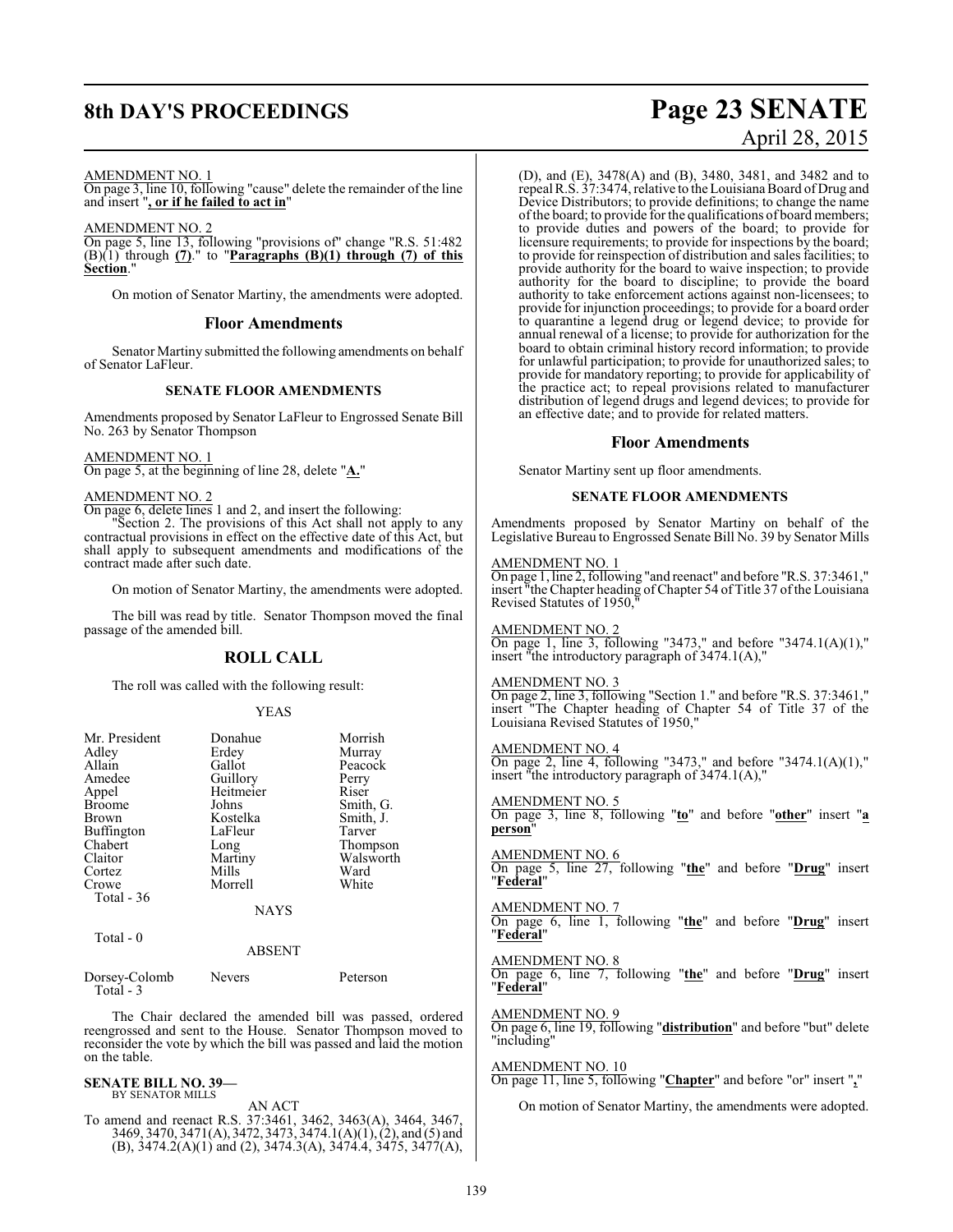AMENDMENT NO. 1

On page 3, line 10, following "cause" delete the remainder of the line and insert "**, or if he failed to act in**"

AMENDMENT NO. 2

On page 5, line 13, following "provisions of" change "R.S. 51:482 (B)(1) through **(7)**." to "**Paragraphs (B)(1) through (7) of this Section**."

On motion of Senator Martiny, the amendments were adopted.

## Floor Amendments

Senator Martiny submitted the following amendments on behalf of Senator LaFleur.

### SENATE FLOOR AMENDMENTS

Amendments proposed by Senator LaFleur to Engrossed Senate Bill No. 263 by Senator Thompson

AMENDMENT NO. 1

On page 5, at the beginning of line 28, delete "**A.**"

AMENDMENT NO. 2

On page 6, delete lines 1 and 2, and insert the following:

"Section 2. The provisions of this Act shall not apply to any contractual provisions in effect on the effective date of this Act, but shall apply to subsequent amendments and modifications of the contract made after such date.

On motion of Senator Martiny, the amendments were adopted.

The bill was read by title. Senator Thompson moved the final passage of the amended bill.

## ROLL CALL

The roll was called with the following result:

YEAS

| | | |
|---|---|---|
| Mr. President | Donahue | Morrish |
| Adley | Erdey | Murray |
| Allain | Gallot | Peacock |
| Amedee | Guillory | Perry |
| Appel | Heitmeier | Riser |
| Broome | Johns | Smith, G. |
| Brown | Kostelka | Smith, J. |
| Buffington | LaFleur | Tarver |
| Chabert | Long | Thompson |
| Claitor | Martiny | Walsworth |
| Cortez | Mills | Ward |
| Crowe | Morrell | White |

Total - 36

NAYS

Total - 0

ABSENT

| | | |
|---|---|---|
| Dorsey-Colomb | Nevers | Peterson |

Total - 3

The Chair declared the amended bill was passed, ordered reengrossed and sent to the House. Senator Thompson moved to reconsider the vote by which the bill was passed and laid the motion on the table.

**SENATE BILL NO. 39—**
BY SENATOR MILLS

AN ACT

To amend and reenact R.S. 37:3461, 3462, 3463(A), 3464, 3467, 3469, 3470, 3471(A), 3472, 3473, 3474.1(A)(1), (2), and (5) and (B), 3474.2(A)(1) and (2), 3474.3(A), 3474.4, 3475, 3477(A), (D), and (E), 3478(A) and (B), 3480, 3481, and 3482 and to repeal R.S. 37:3474, relative to the Louisiana Board of Drug and Device Distributors; to provide definitions; to change the name of the board; to provide for the qualifications of board members; to provide duties and powers of the board; to provide for licensure requirements; to provide for inspections by the board; to provide for reinspection of distribution and sales facilities; to provide authority for the board to waive inspection; to provide authority for the board to discipline; to provide the board authority to take enforcement actions against non-licensees; to provide for injunction proceedings; to provide for a board order to quarantine a legend drug or legend device; to provide for annual renewal of a license; to provide for authorization for the board to obtain criminal history record information; to provide for unlawful participation; to provide for unauthorized sales; to provide for mandatory reporting; to provide for applicability of the practice act; to repeal provisions related to manufacturer distribution of legend drugs and legend devices; to provide for an effective date; and to provide for related matters.

## Floor Amendments

Senator Martiny sent up floor amendments.

### SENATE FLOOR AMENDMENTS

Amendments proposed by Senator Martiny on behalf of the Legislative Bureau to Engrossed Senate Bill No. 39 by Senator Mills

AMENDMENT NO. 1

On page 1, line 2, following "and reenact" and before "R.S. 37:3461," insert "the Chapter heading of Chapter 54 of Title 37 of the Louisiana Revised Statutes of 1950,"

AMENDMENT NO. 2

On page 1, line 3, following "3473," and before "3474.1(A)(1)," insert "the introductory paragraph of 3474.1(A),"

AMENDMENT NO. 3

On page 2, line 3, following "Section 1." and before "R.S. 37:3461," insert "The Chapter heading of Chapter 54 of Title 37 of the Louisiana Revised Statutes of 1950,"

AMENDMENT NO. 4

On page 2, line 4, following "3473," and before "3474.1(A)(1)," insert "the introductory paragraph of 3474.1(A),"

AMENDMENT NO. 5

On page 3, line 8, following "**to**" and before "**other**" insert "**a person**"

AMENDMENT NO. 6

On page 5, line 27, following "**the**" and before "**Drug**" insert "**Federal**"

AMENDMENT NO. 7

On page 6, line 1, following "**the**" and before "**Drug**" insert "**Federal**"

AMENDMENT NO. 8

On page 6, line 7, following "**the**" and before "**Drug**" insert "**Federal**"

AMENDMENT NO. 9

On page 6, line 19, following "**distribution**" and before "but" delete "including"

AMENDMENT NO. 10

On page 11, line 5, following "**Chapter**" and before "or" insert "**,**"

On motion of Senator Martiny, the amendments were adopted.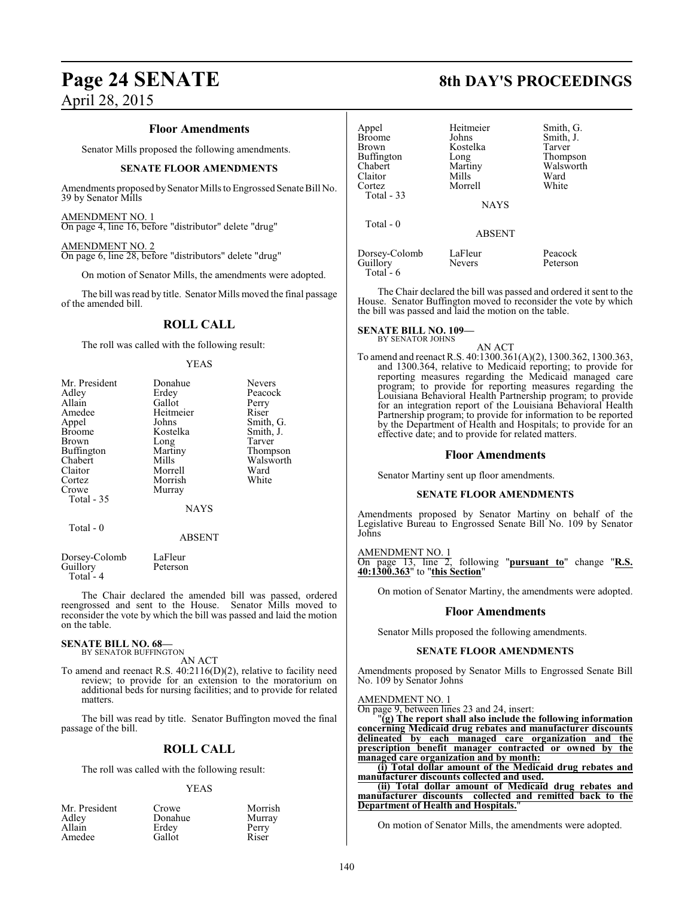### Floor Amendments

Senator Mills proposed the following amendments.

#### SENATE FLOOR AMENDMENTS

Amendments proposed by Senator Mills to Engrossed Senate Bill No. 39 by Senator Mills

AMENDMENT NO. 1
On page 4, line 16, before "distributor" delete "drug"

AMENDMENT NO. 2
On page 6, line 28, before "distributors" delete "drug"

On motion of Senator Mills, the amendments were adopted.

The bill was read by title. Senator Mills moved the final passage of the amended bill.

### ROLL CALL

The roll was called with the following result:

YEAS

| | | |
|---|---|---|
| Mr. President | Donahue | Nevers |
| Adley | Erdey | Peacock |
| Allain | Gallot | Perry |
| Amedee | Heitmeier | Riser |
| Appel | Johns | Smith, G. |
| Broome | Kostelka | Smith, J. |
| Brown | Long | Tarver |
| Buffington | Martiny | Thompson |
| Chabert | Mills | Walsworth |
| Claitor | Morrell | Ward |
| Cortez | Morrish | White |
| Crowe | Murray | |

Total - 35

NAYS

Total - 0

ABSENT

| | |
|---|---|
| Dorsey-Colomb | LaFleur |
| Guillory | Peterson |

Total - 4

The Chair declared the amended bill was passed, ordered reengrossed and sent to the House. Senator Mills moved to reconsider the vote by which the bill was passed and laid the motion on the table.

**SENATE BILL NO. 68—**
BY SENATOR BUFFINGTON

AN ACT

To amend and reenact R.S. 40:2116(D)(2), relative to facility need review; to provide for an extension to the moratorium on additional beds for nursing facilities; and to provide for related matters.

The bill was read by title. Senator Buffington moved the final passage of the bill.

### ROLL CALL

The roll was called with the following result:

YEAS

| | | |
|---|---|---|
| Mr. President | Crowe | Morrish |
| Adley | Donahue | Murray |
| Allain | Erdey | Perry |
| Amedee | Gallot | Riser |
| Appel | Heitmeier | Smith, G. |
| Broome | Johns | Smith, J. |
| Brown | Kostelka | Tarver |
| Buffington | Long | Thompson |
| Chabert | Martiny | Walsworth |
| Claitor | Mills | Ward |
| Cortez | Morrell | White |

Total - 33

NAYS

Total - 0

ABSENT

| | | |
|---|---|---|
| Dorsey-Colomb | LaFleur | Peacock |
| Guillory | Nevers | Peterson |

Total - 6

The Chair declared the bill was passed and ordered it sent to the House. Senator Buffington moved to reconsider the vote by which the bill was passed and laid the motion on the table.

**SENATE BILL NO. 109—**
BY SENATOR JOHNS

AN ACT

To amend and reenact R.S. 40:1300.361(A)(2), 1300.362, 1300.363, and 1300.364, relative to Medicaid reporting; to provide for reporting measures regarding the Medicaid managed care program; to provide for reporting measures regarding the Louisiana Behavioral Health Partnership program; to provide for an integration report of the Louisiana Behavioral Health Partnership program; to provide for information to be reported by the Department of Health and Hospitals; to provide for an effective date; and to provide for related matters.

### Floor Amendments

Senator Martiny sent up floor amendments.

#### SENATE FLOOR AMENDMENTS

Amendments proposed by Senator Martiny on behalf of the Legislative Bureau to Engrossed Senate Bill No. 109 by Senator Johns

AMENDMENT NO. 1
On page 13, line 2, following "**pursuant to**" change "**R.S. 40:1300.363**" to "**this Section**"

On motion of Senator Martiny, the amendments were adopted.

### Floor Amendments

Senator Mills proposed the following amendments.

#### SENATE FLOOR AMENDMENTS

Amendments proposed by Senator Mills to Engrossed Senate Bill No. 109 by Senator Johns

AMENDMENT NO. 1
On page 9, between lines 23 and 24, insert:

"**(g) The report shall also include the following information concerning Medicaid drug rebates and manufacturer discounts delineated by each managed care organization and the prescription benefit manager contracted or owned by the managed care organization and by month:**

**(i) Total dollar amount of the Medicaid drug rebates and manufacturer discounts collected and used.**

**(ii) Total dollar amount of Medicaid drug rebates and manufacturer discounts collected and remitted back to the Department of Health and Hospitals.**"

On motion of Senator Mills, the amendments were adopted.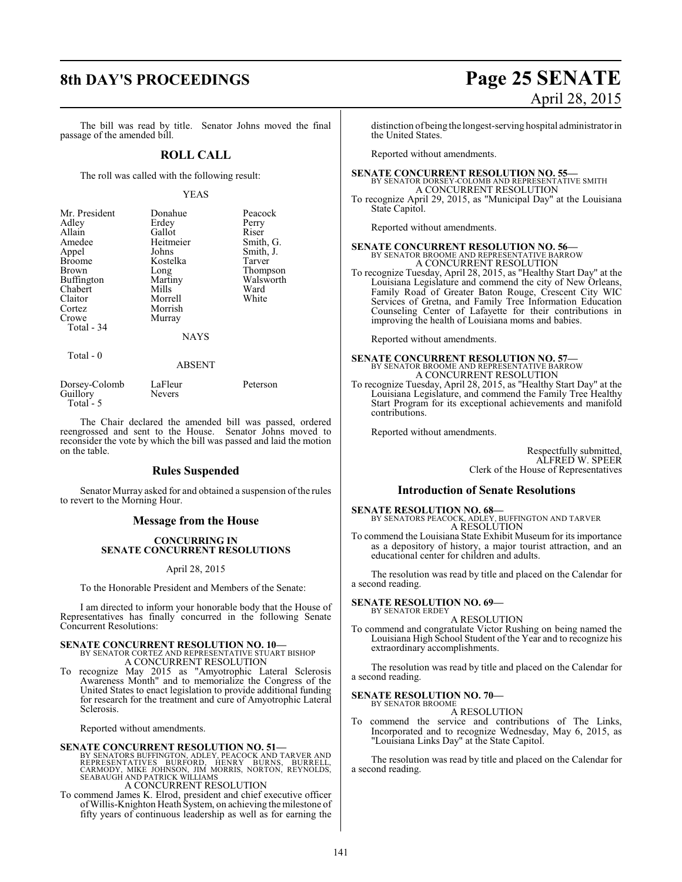The bill was read by title. Senator Johns moved the final passage of the amended bill.

## ROLL CALL

The roll was called with the following result:

YEAS

| | | |
|---|---|---|
| Mr. President | Donahue | Peacock |
| Adley | Erdey | Perry |
| Allain | Gallot | Riser |
| Amedee | Heitmeier | Smith, G. |
| Appel | Johns | Smith, J. |
| Broome | Kostelka | Tarver |
| Brown | Long | Thompson |
| Buffington | Martiny | Walsworth |
| Chabert | Mills | Ward |
| Claitor | Morrell | White |
| Cortez | Morrish | |
| Crowe | Murray | |
| Total - 34 | | |

NAYS

Total - 0

ABSENT

| | | |
|---|---|---|
| Dorsey-Colomb | LaFleur | Peterson |
| Guillory | Nevers | |
| Total - 5 | | |

The Chair declared the amended bill was passed, ordered reengrossed and sent to the House. Senator Johns moved to reconsider the vote by which the bill was passed and laid the motion on the table.

## Rules Suspended

Senator Murray asked for and obtained a suspension of the rules to revert to the Morning Hour.

## Message from the House

### CONCURRING IN SENATE CONCURRENT RESOLUTIONS

April 28, 2015

To the Honorable President and Members of the Senate:

I am directed to inform your honorable body that the House of Representatives has finally concurred in the following Senate Concurrent Resolutions:

**SENATE CONCURRENT RESOLUTION NO. 10—**
BY SENATOR CORTEZ AND REPRESENTATIVE STUART BISHOP
A CONCURRENT RESOLUTION
To recognize May 2015 as "Amyotrophic Lateral Sclerosis Awareness Month" and to memorialize the Congress of the United States to enact legislation to provide additional funding for research for the treatment and cure of Amyotrophic Lateral Sclerosis.

Reported without amendments.

**SENATE CONCURRENT RESOLUTION NO. 51—**
BY SENATORS BUFFINGTON, ADLEY, PEACOCK AND TARVER AND REPRESENTATIVES BURFORD, HENRY BURNS, BURRELL, CARMODY, MIKE JOHNSON, JIM MORRIS, NORTON, REYNOLDS, SEABAUGH AND PATRICK WILLIAMS
A CONCURRENT RESOLUTION
To commend James K. Elrod, president and chief executive officer of Willis-Knighton Heath System, on achieving the milestone of fifty years of continuous leadership as well as for earning the distinction of being the longest-serving hospital administrator in the United States.

Reported without amendments.

**SENATE CONCURRENT RESOLUTION NO. 55—**
BY SENATOR DORSEY-COLOMB AND REPRESENTATIVE SMITH
A CONCURRENT RESOLUTION
To recognize April 29, 2015, as "Municipal Day" at the Louisiana State Capitol.

Reported without amendments.

**SENATE CONCURRENT RESOLUTION NO. 56—**
BY SENATOR BROOME AND REPRESENTATIVE BARROW
A CONCURRENT RESOLUTION
To recognize Tuesday, April 28, 2015, as "Healthy Start Day" at the Louisiana Legislature and commend the city of New Orleans, Family Road of Greater Baton Rouge, Crescent City WIC Services of Gretna, and Family Tree Information Education Counseling Center of Lafayette for their contributions in improving the health of Louisiana moms and babies.

Reported without amendments.

**SENATE CONCURRENT RESOLUTION NO. 57—**
BY SENATOR BROOME AND REPRESENTATIVE BARROW
A CONCURRENT RESOLUTION
To recognize Tuesday, April 28, 2015, as "Healthy Start Day" at the Louisiana Legislature, and commend the Family Tree Healthy Start Program for its exceptional achievements and manifold contributions.

Reported without amendments.

Respectfully submitted,
ALFRED W. SPEER
Clerk of the House of Representatives

## Introduction of Senate Resolutions

**SENATE RESOLUTION NO. 68—**
BY SENATORS PEACOCK, ADLEY, BUFFINGTON AND TARVER
A RESOLUTION
To commend the Louisiana State Exhibit Museum for its importance as a depository of history, a major tourist attraction, and an educational center for children and adults.

The resolution was read by title and placed on the Calendar for a second reading.

**SENATE RESOLUTION NO. 69—**
BY SENATOR ERDEY
A RESOLUTION
To commend and congratulate Victor Rushing on being named the Louisiana High School Student of the Year and to recognize his extraordinary accomplishments.

The resolution was read by title and placed on the Calendar for a second reading.

**SENATE RESOLUTION NO. 70—**
BY SENATOR BROOME
A RESOLUTION
To commend the service and contributions of The Links, Incorporated and to recognize Wednesday, May 6, 2015, as "Louisiana Links Day" at the State Capitol.

The resolution was read by title and placed on the Calendar for a second reading.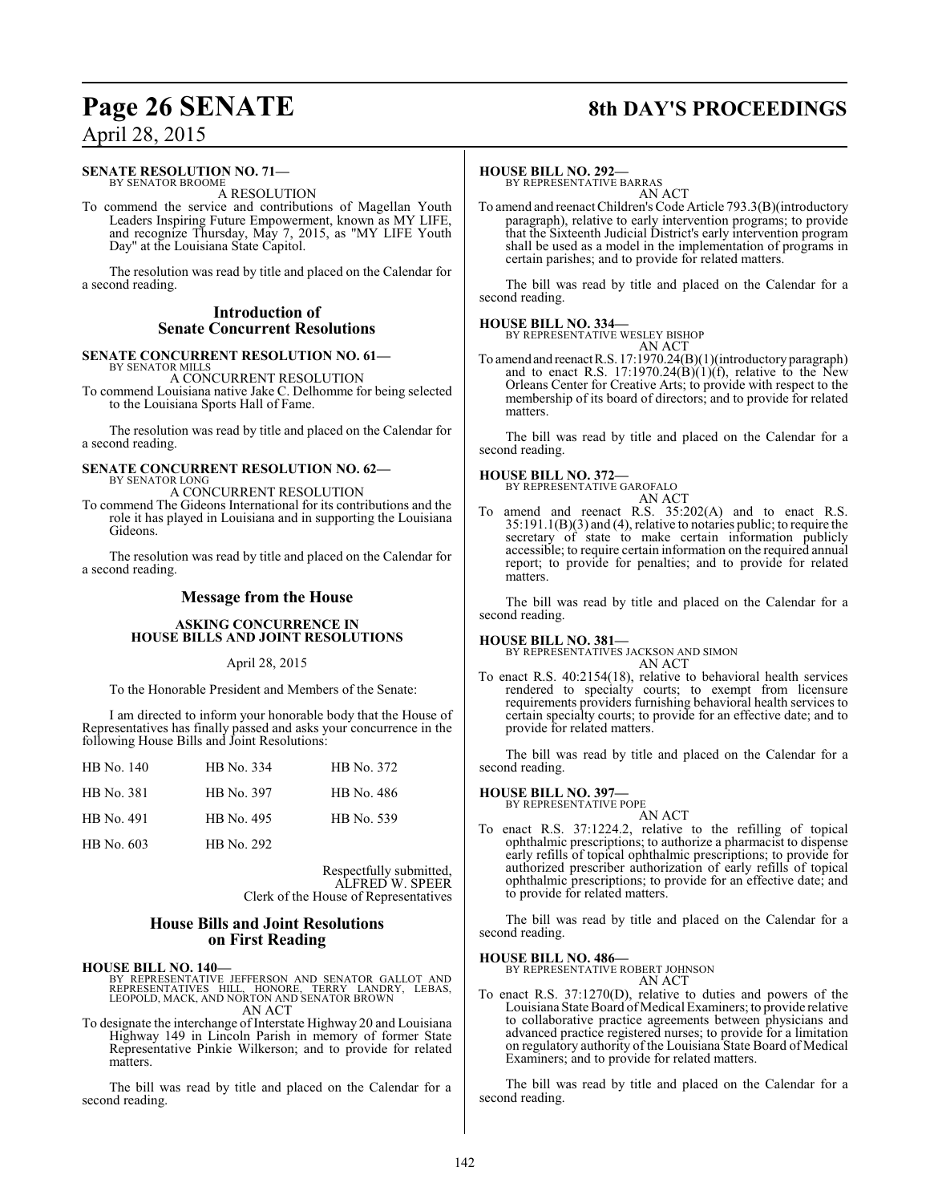**SENATE RESOLUTION NO. 71—**
BY SENATOR BROOME

A RESOLUTION

To commend the service and contributions of Magellan Youth Leaders Inspiring Future Empowerment, known as MY LIFE, and recognize Thursday, May 7, 2015, as "MY LIFE Youth Day" at the Louisiana State Capitol.

The resolution was read by title and placed on the Calendar for a second reading.

## Introduction of Senate Concurrent Resolutions

**SENATE CONCURRENT RESOLUTION NO. 61—**
BY SENATOR MILLS

A CONCURRENT RESOLUTION

To commend Louisiana native Jake C. Delhomme for being selected to the Louisiana Sports Hall of Fame.

The resolution was read by title and placed on the Calendar for a second reading.

**SENATE CONCURRENT RESOLUTION NO. 62—**
BY SENATOR LONG

A CONCURRENT RESOLUTION

To commend The Gideons International for its contributions and the role it has played in Louisiana and in supporting the Louisiana Gideons.

The resolution was read by title and placed on the Calendar for a second reading.

## Message from the House

### ASKING CONCURRENCE IN HOUSE BILLS AND JOINT RESOLUTIONS

April 28, 2015

To the Honorable President and Members of the Senate:

I am directed to inform your honorable body that the House of Representatives has finally passed and asks your concurrence in the following House Bills and Joint Resolutions:

| | | |
|---|---|---|
| HB No. 140 | HB No. 334 | HB No. 372 |
| HB No. 381 | HB No. 397 | HB No. 486 |
| HB No. 491 | HB No. 495 | HB No. 539 |
| HB No. 603 | HB No. 292 | |

Respectfully submitted,
ALFRED W. SPEER
Clerk of the House of Representatives

## House Bills and Joint Resolutions on First Reading

**HOUSE BILL NO. 140—**
BY REPRESENTATIVE JEFFERSON AND SENATOR GALLOT AND REPRESENTATIVES HILL, HONORE, TERRY LANDRY, LEBAS, LEOPOLD, MACK, AND NORTON AND SENATOR BROWN

AN ACT

To designate the interchange of Interstate Highway 20 and Louisiana Highway 149 in Lincoln Parish in memory of former State Representative Pinkie Wilkerson; and to provide for related matters.

The bill was read by title and placed on the Calendar for a second reading.

**HOUSE BILL NO. 292—**
BY REPRESENTATIVE BARRAS

AN ACT

To amend and reenact Children's Code Article 793.3(B)(introductory paragraph), relative to early intervention programs; to provide that the Sixteenth Judicial District's early intervention program shall be used as a model in the implementation of programs in certain parishes; and to provide for related matters.

The bill was read by title and placed on the Calendar for a second reading.

**HOUSE BILL NO. 334—**
BY REPRESENTATIVE WESLEY BISHOP

AN ACT

To amend and reenact R.S. 17:1970.24(B)(1)(introductory paragraph) and to enact R.S. 17:1970.24(B)(1)(f), relative to the New Orleans Center for Creative Arts; to provide with respect to the membership of its board of directors; and to provide for related matters.

The bill was read by title and placed on the Calendar for a second reading.

**HOUSE BILL NO. 372—**
BY REPRESENTATIVE GAROFALO

AN ACT

To amend and reenact R.S. 35:202(A) and to enact R.S. 35:191.1(B)(3) and (4), relative to notaries public; to require the secretary of state to make certain information publicly accessible; to require certain information on the required annual report; to provide for penalties; and to provide for related matters.

The bill was read by title and placed on the Calendar for a second reading.

**HOUSE BILL NO. 381—**
BY REPRESENTATIVES JACKSON AND SIMON

AN ACT

To enact R.S. 40:2154(18), relative to behavioral health services rendered to specialty courts; to exempt from licensure requirements providers furnishing behavioral health services to certain specialty courts; to provide for an effective date; and to provide for related matters.

The bill was read by title and placed on the Calendar for a second reading.

**HOUSE BILL NO. 397—**
BY REPRESENTATIVE POPE

AN ACT

To enact R.S. 37:1224.2, relative to the refilling of topical ophthalmic prescriptions; to authorize a pharmacist to dispense early refills of topical ophthalmic prescriptions; to provide for authorized prescriber authorization of early refills of topical ophthalmic prescriptions; to provide for an effective date; and to provide for related matters.

The bill was read by title and placed on the Calendar for a second reading.

**HOUSE BILL NO. 486—**
BY REPRESENTATIVE ROBERT JOHNSON

AN ACT

To enact R.S. 37:1270(D), relative to duties and powers of the Louisiana State Board of Medical Examiners; to provide relative to collaborative practice agreements between physicians and advanced practice registered nurses; to provide for a limitation on regulatory authority of the Louisiana State Board of Medical Examiners; and to provide for related matters.

The bill was read by title and placed on the Calendar for a second reading.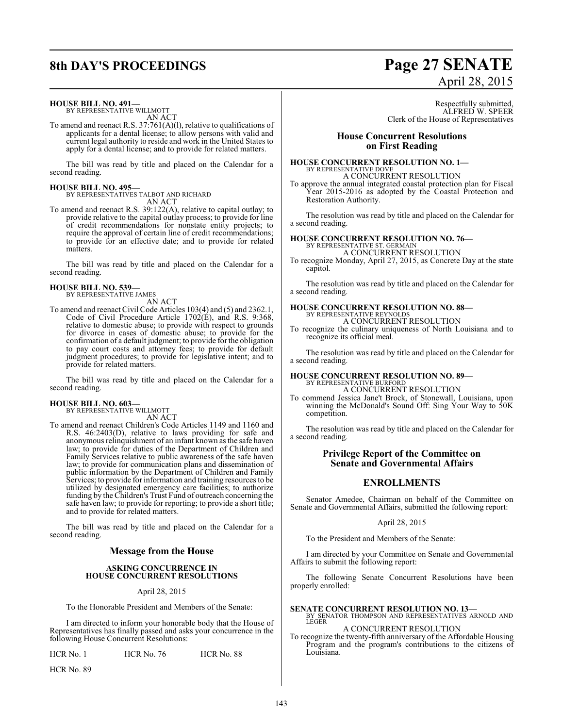**HOUSE BILL NO. 491—**
BY REPRESENTATIVE WILLMOTT
AN ACT

To amend and reenact R.S. 37:761(A)(l), relative to qualifications of applicants for a dental license; to allow persons with valid and current legal authority to reside and work in the United States to apply for a dental license; and to provide for related matters.

The bill was read by title and placed on the Calendar for a second reading.

**HOUSE BILL NO. 495—**
BY REPRESENTATIVES TALBOT AND RICHARD
AN ACT

To amend and reenact R.S. 39:122(A), relative to capital outlay; to provide relative to the capital outlay process; to provide for line of credit recommendations for nonstate entity projects; to require the approval of certain line of credit recommendations; to provide for an effective date; and to provide for related matters.

The bill was read by title and placed on the Calendar for a second reading.

**HOUSE BILL NO. 539—**
BY REPRESENTATIVE JAMES
AN ACT

To amend and reenact Civil Code Articles 103(4) and (5) and 2362.1, Code of Civil Procedure Article 1702(E), and R.S. 9:368, relative to domestic abuse; to provide with respect to grounds for divorce in cases of domestic abuse; to provide for the confirmation of a default judgment; to provide for the obligation to pay court costs and attorney fees; to provide for default judgment procedures; to provide for legislative intent; and to provide for related matters.

The bill was read by title and placed on the Calendar for a second reading.

**HOUSE BILL NO. 603—**
BY REPRESENTATIVE WILLMOTT
AN ACT

To amend and reenact Children's Code Articles 1149 and 1160 and R.S. 46:2403(D), relative to laws providing for safe and anonymous relinquishment of an infant known as the safe haven law; to provide for duties of the Department of Children and Family Services relative to public awareness of the safe haven law; to provide for communication plans and dissemination of public information by the Department of Children and Family Services; to provide for information and training resources to be utilized by designated emergency care facilities; to authorize funding by the Children's Trust Fund of outreach concerning the safe haven law; to provide for reporting; to provide a short title; and to provide for related matters.

The bill was read by title and placed on the Calendar for a second reading.

## Message from the House

### ASKING CONCURRENCE IN HOUSE CONCURRENT RESOLUTIONS

April 28, 2015

To the Honorable President and Members of the Senate:

I am directed to inform your honorable body that the House of Representatives has finally passed and asks your concurrence in the following House Concurrent Resolutions:

HCR No. 1 HCR No. 76 HCR No. 88

HCR No. 89

Respectfully submitted,
ALFRED W. SPEER
Clerk of the House of Representatives

## House Concurrent Resolutions on First Reading

**HOUSE CONCURRENT RESOLUTION NO. 1—**
BY REPRESENTATIVE DOVE
A CONCURRENT RESOLUTION

To approve the annual integrated coastal protection plan for Fiscal Year 2015-2016 as adopted by the Coastal Protection and Restoration Authority.

The resolution was read by title and placed on the Calendar for a second reading.

**HOUSE CONCURRENT RESOLUTION NO. 76—**
BY REPRESENTATIVE ST. GERMAIN
A CONCURRENT RESOLUTION

To recognize Monday, April 27, 2015, as Concrete Day at the state capitol.

The resolution was read by title and placed on the Calendar for a second reading.

**HOUSE CONCURRENT RESOLUTION NO. 88—**
BY REPRESENTATIVE REYNOLDS
A CONCURRENT RESOLUTION

To recognize the culinary uniqueness of North Louisiana and to recognize its official meal.

The resolution was read by title and placed on the Calendar for a second reading.

**HOUSE CONCURRENT RESOLUTION NO. 89—**
BY REPRESENTATIVE BURFORD
A CONCURRENT RESOLUTION

To commend Jessica Jane't Brock, of Stonewall, Louisiana, upon winning the McDonald's Sound Off: Sing Your Way to 50K competition.

The resolution was read by title and placed on the Calendar for a second reading.

## Privilege Report of the Committee on Senate and Governmental Affairs

## ENROLLMENTS

Senator Amedee, Chairman on behalf of the Committee on Senate and Governmental Affairs, submitted the following report:

April 28, 2015

To the President and Members of the Senate:

I am directed by your Committee on Senate and Governmental Affairs to submit the following report:

The following Senate Concurrent Resolutions have been properly enrolled:

**SENATE CONCURRENT RESOLUTION NO. 13—**
BY SENATOR THOMPSON AND REPRESENTATIVES ARNOLD AND LEGER
A CONCURRENT RESOLUTION

To recognize the twenty-fifth anniversary of the Affordable Housing Program and the program's contributions to the citizens of Louisiana.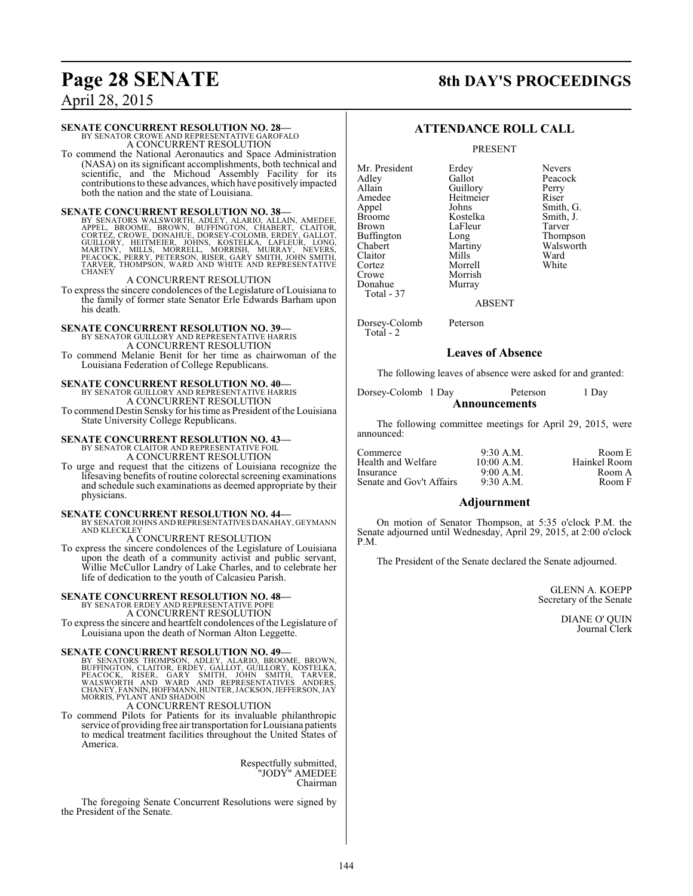**SENATE CONCURRENT RESOLUTION NO. 28—**
BY SENATOR CROWE AND REPRESENTATIVE GAROFALO
A CONCURRENT RESOLUTION

To commend the National Aeronautics and Space Administration (NASA) on its significant accomplishments, both technical and scientific, and the Michoud Assembly Facility for its contributions to these advances, which have positively impacted both the nation and the state of Louisiana.

**SENATE CONCURRENT RESOLUTION NO. 38—**
BY SENATORS WALSWORTH, ADLEY, ALARIO, ALLAIN, AMEDEE, APPEL, BROOME, BROWN, BUFFINGTON, CHABERT, CLAITOR, CORTEZ, CROWE, DONAHUE, DORSEY-COLOMB, ERDEY, GALLOT, GUILLORY, HEITMEIER, JOHNS, KOSTELKA, LAFLEUR, LONG, MARTINY, MILLS, MORRELL, MORRISH, MURRAY, NEVERS, PEACOCK, PERRY, PETERSON, RISER, GARY SMITH, JOHN SMITH, TARVER, THOMPSON, WARD AND WHITE AND REPRESENTATIVE CHANEY
A CONCURRENT RESOLUTION

To express the sincere condolences of the Legislature of Louisiana to the family of former state Senator Erle Edwards Barham upon his death.

**SENATE CONCURRENT RESOLUTION NO. 39—**
BY SENATOR GUILLORY AND REPRESENTATIVE HARRIS
A CONCURRENT RESOLUTION

To commend Melanie Benit for her time as chairwoman of the Louisiana Federation of College Republicans.

**SENATE CONCURRENT RESOLUTION NO. 40—**
BY SENATOR GUILLORY AND REPRESENTATIVE HARRIS
A CONCURRENT RESOLUTION

To commend Destin Sensky for his time as President of the Louisiana State University College Republicans.

**SENATE CONCURRENT RESOLUTION NO. 43—**
BY SENATOR CLAITOR AND REPRESENTATIVE FOIL
A CONCURRENT RESOLUTION

To urge and request that the citizens of Louisiana recognize the lifesaving benefits of routine colorectal screening examinations and schedule such examinations as deemed appropriate by their physicians.

**SENATE CONCURRENT RESOLUTION NO. 44—**
BY SENATOR JOHNS AND REPRESENTATIVES DANAHAY, GEYMANN AND KLECKLEY
A CONCURRENT RESOLUTION

To express the sincere condolences of the Legislature of Louisiana upon the death of a community activist and public servant, Willie McCullor Landry of Lake Charles, and to celebrate her life of dedication to the youth of Calcasieu Parish.

**SENATE CONCURRENT RESOLUTION NO. 48—**
BY SENATOR ERDEY AND REPRESENTATIVE POPE
A CONCURRENT RESOLUTION

To express the sincere and heartfelt condolences of the Legislature of Louisiana upon the death of Norman Alton Leggette.

**SENATE CONCURRENT RESOLUTION NO. 49—**
BY SENATORS THOMPSON, ADLEY, ALARIO, BROOME, BROWN, BUFFINGTON, CLAITOR, ERDEY, GALLOT, GUILLORY, KOSTELKA, PEACOCK, RISER, GARY SMITH, JOHN SMITH, TARVER, WALSWORTH AND WARD AND REPRESENTATIVES ANDERS, CHANEY, FANNIN, HOFFMANN, HUNTER, JACKSON, JEFFERSON, JAY MORRIS, PYLANT AND SHADOIN
A CONCURRENT RESOLUTION

To commend Pilots for Patients for its invaluable philanthropic service of providing free air transportation for Louisiana patients to medical treatment facilities throughout the United States of America.

Respectfully submitted,
"JODY" AMEDEE
Chairman

The foregoing Senate Concurrent Resolutions were signed by the President of the Senate.

## ATTENDANCE ROLL CALL

PRESENT

| | | |
|---|---|---|
| Mr. President | Erdey | Nevers |
| Adley | Gallot | Peacock |
| Allain | Guillory | Perry |
| Amedee | Heitmeier | Riser |
| Appel | Johns | Smith, G. |
| Broome | Kostelka | Smith, J. |
| Brown | LaFleur | Tarver |
| Buffington | Long | Thompson |
| Chabert | Martiny | Walsworth |
| Claitor | Mills | Ward |
| Cortez | Morrell | White |
| Crowe | Morrish | |
| Donahue | Murray | |
| Total - 37 | | |

ABSENT

| | |
|---|---|
| Dorsey-Colomb | Peterson |
| Total - 2 | |

## Leaves of Absence

The following leaves of absence were asked for and granted:

| | | | |
|---|---|---|---|
| Dorsey-Colomb | 1 Day | Peterson | 1 Day |

## Announcements

The following committee meetings for April 29, 2015, were announced:

| | | |
|---|---|---|
| Commerce | 9:30 A.M. | Room E |
| Health and Welfare | 10:00 A.M. | Hainkel Room |
| Insurance | 9:00 A.M. | Room A |
| Senate and Gov't Affairs | 9:30 A.M. | Room F |

## Adjournment

On motion of Senator Thompson, at 5:35 o'clock P.M. the Senate adjourned until Wednesday, April 29, 2015, at 2:00 o'clock P.M.

The President of the Senate declared the Senate adjourned.

GLENN A. KOEPP
Secretary of the Senate

DIANE O' QUIN
Journal Clerk